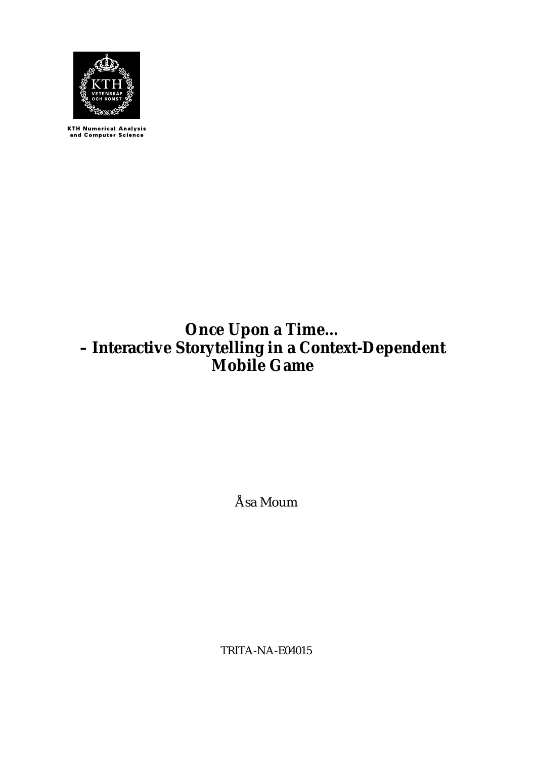KTH Numerical Analysis
and Computer Science

# Once Upon a Time... – Interactive Storytelling in a Context-Dependent Mobile Game

Åsa Moum

TRITA-NA-E04015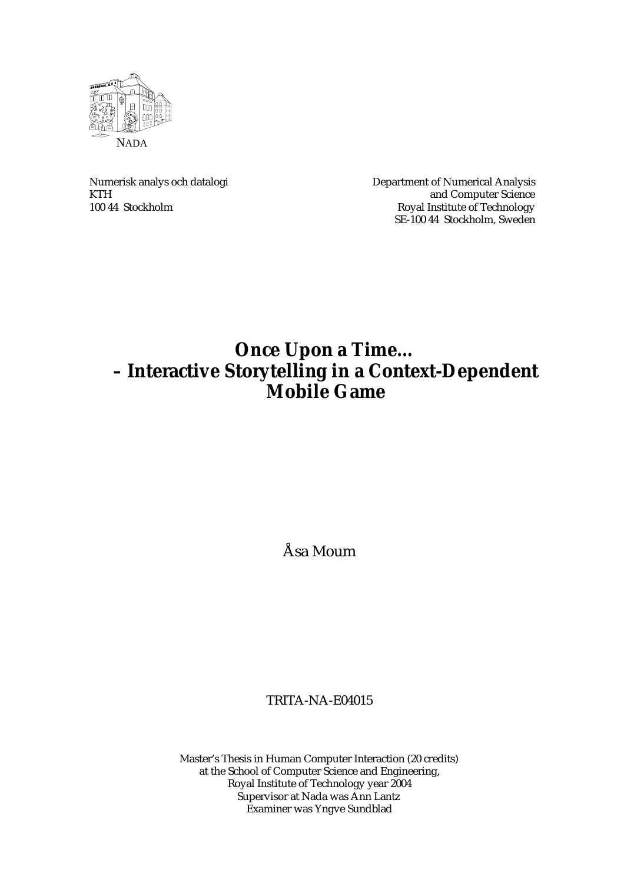NADA

Numerisk analys och datalogi
KTH
100 44 Stockholm

Department of Numerical Analysis
and Computer Science
Royal Institute of Technology
SE-100 44 Stockholm, Sweden

# Once Upon a Time... – Interactive Storytelling in a Context-Dependent Mobile Game

Åsa Moum

TRITA-NA-E04015

Master's Thesis in Human Computer Interaction (20 credits)
at the School of Computer Science and Engineering,
Royal Institute of Technology year 2004
Supervisor at Nada was Ann Lantz
Examiner was Yngve Sundblad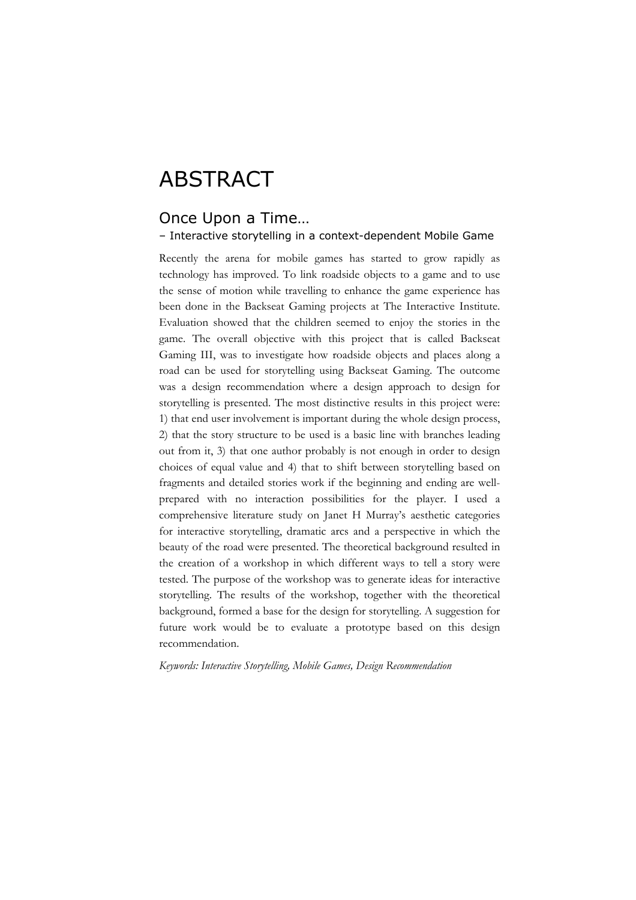# ABSTRACT

## Once Upon a Time…

### – Interactive storytelling in a context-dependent Mobile Game

Recently the arena for mobile games has started to grow rapidly as technology has improved. To link roadside objects to a game and to use the sense of motion while travelling to enhance the game experience has been done in the Backseat Gaming projects at The Interactive Institute. Evaluation showed that the children seemed to enjoy the stories in the game. The overall objective with this project that is called Backseat Gaming III, was to investigate how roadside objects and places along a road can be used for storytelling using Backseat Gaming. The outcome was a design recommendation where a design approach to design for storytelling is presented. The most distinctive results in this project were: 1) that end user involvement is important during the whole design process, 2) that the story structure to be used is a basic line with branches leading out from it, 3) that one author probably is not enough in order to design choices of equal value and 4) that to shift between storytelling based on fragments and detailed stories work if the beginning and ending are well-prepared with no interaction possibilities for the player. I used a comprehensive literature study on Janet H Murray's aesthetic categories for interactive storytelling, dramatic arcs and a perspective in which the beauty of the road were presented. The theoretical background resulted in the creation of a workshop in which different ways to tell a story were tested. The purpose of the workshop was to generate ideas for interactive storytelling. The results of the workshop, together with the theoretical background, formed a base for the design for storytelling. A suggestion for future work would be to evaluate a prototype based on this design recommendation.

*Keywords: Interactive Storytelling, Mobile Games, Design Recommendation*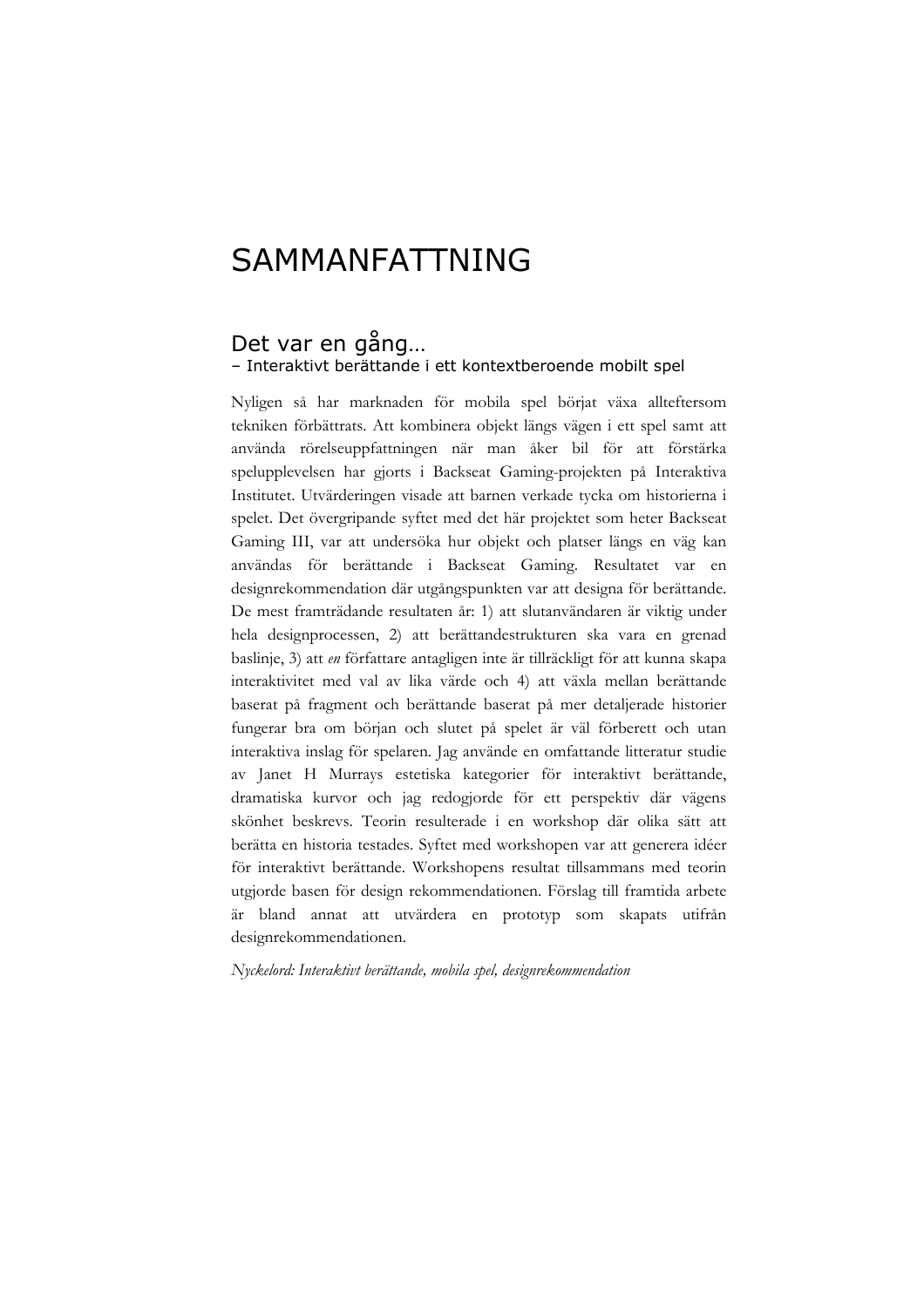# SAMMANFATTNING

## Det var en gång…

– Interaktivt berättande i ett kontextberoende mobilt spel

Nyligen så har marknaden för mobila spel börjat växa allteftersom tekniken förbättrats. Att kombinera objekt längs vägen i ett spel samt att använda rörelseuppfattningen när man åker bil för att förstärka spelupplevelsen har gjorts i Backseat Gaming-projekten på Interaktiva Institutet. Utvärderingen visade att barnen verkade tycka om historierna i spelet. Det övergripande syftet med det här projektet som heter Backseat Gaming III, var att undersöka hur objekt och platser längs en väg kan användas för berättande i Backseat Gaming. Resultatet var en designrekommendation där utgångspunkten var att designa för berättande. De mest framträdande resultaten är: 1) att slutanvändaren är viktig under hela designprocessen, 2) att berättandestrukturen ska vara en grenad baslinje, 3) att *en* författare antagligen inte är tillräckligt för att kunna skapa interaktivitet med val av lika värde och 4) att växla mellan berättande baserat på fragment och berättande baserat på mer detaljerade historier fungerar bra om början och slutet på spelet är väl förberett och utan interaktiva inslag för spelaren. Jag använde en omfattande litteratur studie av Janet H Murrays estetiska kategorier för interaktivt berättande, dramatiska kurvor och jag redogjorde för ett perspektiv där vägens skönhet beskrevs. Teorin resulterade i en workshop där olika sätt att berätta en historia testades. Syftet med workshopen var att generera idéer för interaktivt berättande. Workshopens resultat tillsammans med teorin utgjorde basen för design rekommendationen. Förslag till framtida arbete är bland annat att utvärdera en prototyp som skapats utifrån designrekommendationen.

*Nyckelord: Interaktivt berättande, mobila spel, designrekommendation*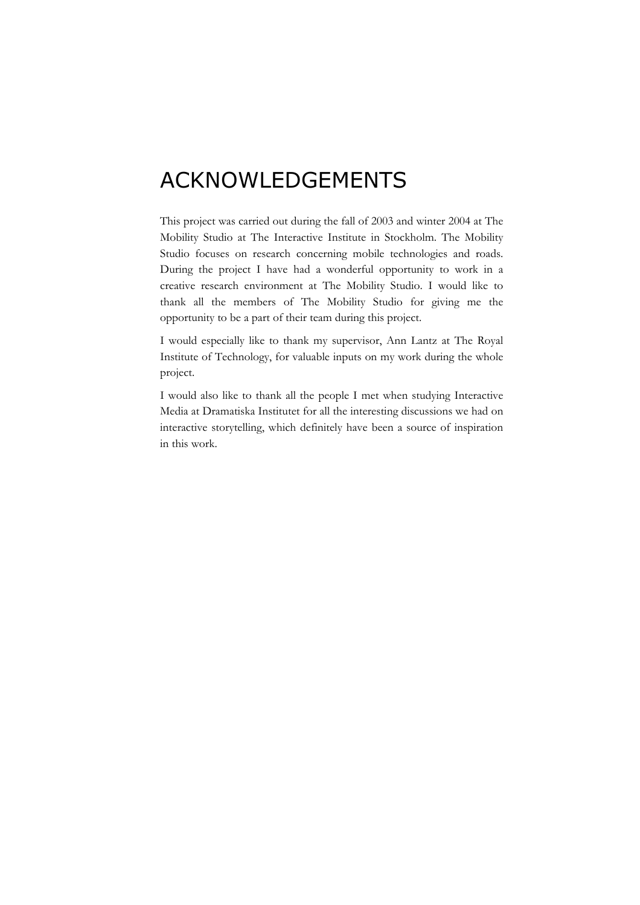# ACKNOWLEDGEMENTS

This project was carried out during the fall of 2003 and winter 2004 at The Mobility Studio at The Interactive Institute in Stockholm. The Mobility Studio focuses on research concerning mobile technologies and roads. During the project I have had a wonderful opportunity to work in a creative research environment at The Mobility Studio. I would like to thank all the members of The Mobility Studio for giving me the opportunity to be a part of their team during this project.

I would especially like to thank my supervisor, Ann Lantz at The Royal Institute of Technology, for valuable inputs on my work during the whole project.

I would also like to thank all the people I met when studying Interactive Media at Dramatiska Institutet for all the interesting discussions we had on interactive storytelling, which definitely have been a source of inspiration in this work.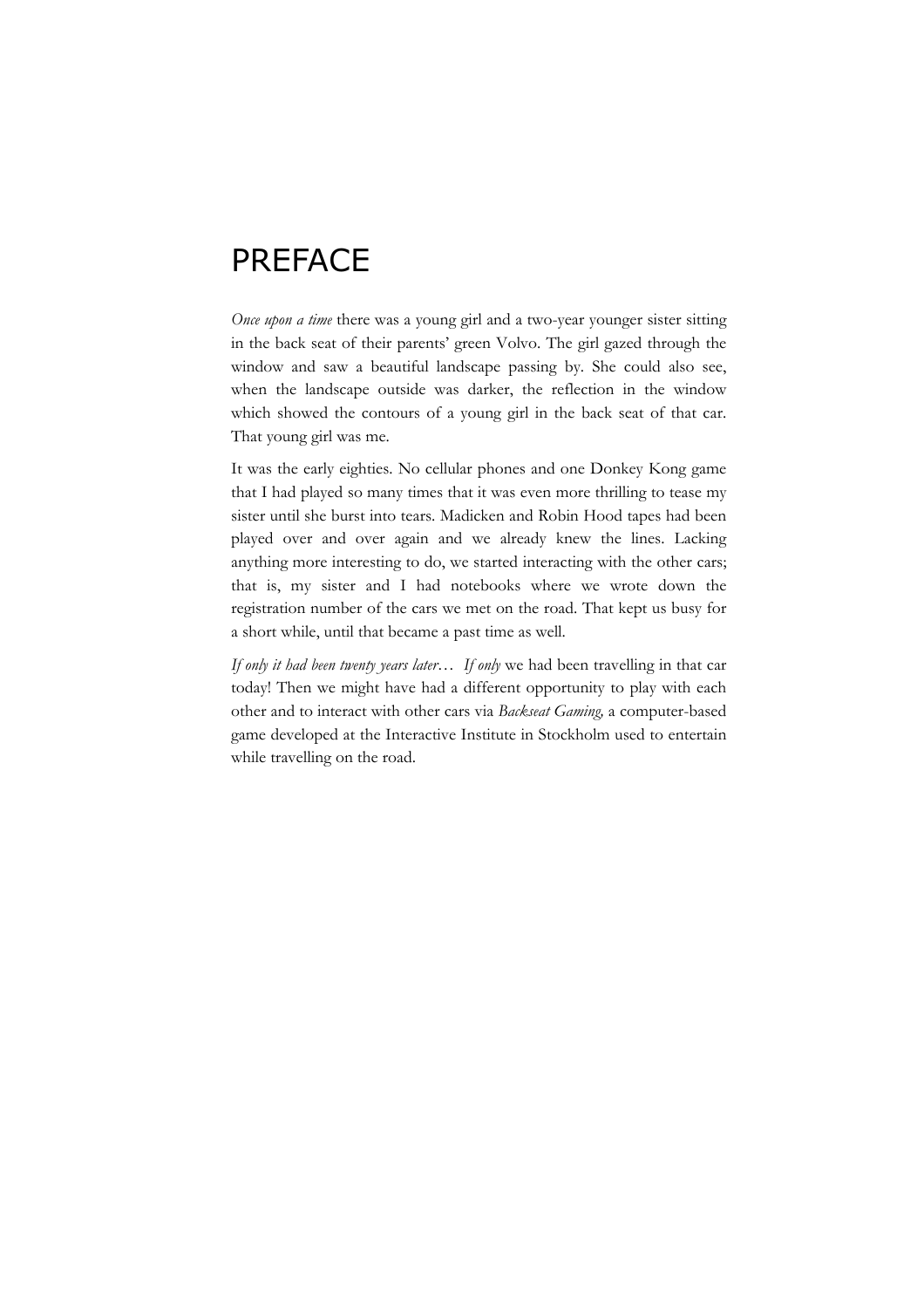# PREFACE

*Once upon a time* there was a young girl and a two-year younger sister sitting in the back seat of their parents' green Volvo. The girl gazed through the window and saw a beautiful landscape passing by. She could also see, when the landscape outside was darker, the reflection in the window which showed the contours of a young girl in the back seat of that car. That young girl was me.

It was the early eighties. No cellular phones and one Donkey Kong game that I had played so many times that it was even more thrilling to tease my sister until she burst into tears. Madicken and Robin Hood tapes had been played over and over again and we already knew the lines. Lacking anything more interesting to do, we started interacting with the other cars; that is, my sister and I had notebooks where we wrote down the registration number of the cars we met on the road. That kept us busy for a short while, until that became a past time as well.

*If only it had been twenty years later… If only* we had been travelling in that car today! Then we might have had a different opportunity to play with each other and to interact with other cars via *Backseat Gaming,* a computer-based game developed at the Interactive Institute in Stockholm used to entertain while travelling on the road.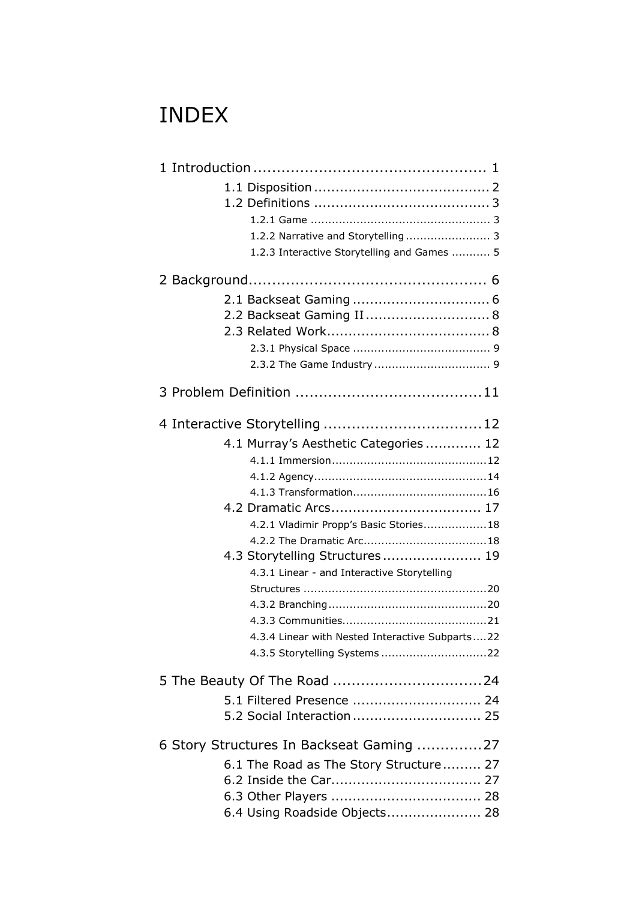# INDEX

1 Introduction .................................................. 1

- 1.1 Disposition ........................................ 2
- 1.2 Definitions ........................................ 3
  - 1.2.1 Game .................................................. 3
  - 1.2.2 Narrative and Storytelling ........................ 3
  - 1.2.3 Interactive Storytelling and Games ........... 5

2 Background.................................................. 6

- 2.1 Backseat Gaming ................................ 6
- 2.2 Backseat Gaming II ............................. 8
- 2.3 Related Work...................................... 8
  - 2.3.1 Physical Space ....................................... 9
  - 2.3.2 The Game Industry ................................. 9

3 Problem Definition ........................................11

4 Interactive Storytelling ..................................12

- 4.1 Murray's Aesthetic Categories ............. 12
  - 4.1.1 Immersion............................................12
  - 4.1.2 Agency.................................................14
  - 4.1.3 Transformation......................................16
- 4.2 Dramatic Arcs................................... 17
  - 4.2.1 Vladimir Propp's Basic Stories..................18
  - 4.2.2 The Dramatic Arc...................................18
- 4.3 Storytelling Structures ....................... 19
  - 4.3.1 Linear - and Interactive Storytelling Structures ....................................................20
  - 4.3.2 Branching.............................................20
  - 4.3.3 Communities.........................................21
  - 4.3.4 Linear with Nested Interactive Subparts....22
  - 4.3.5 Storytelling Systems ..............................22

5 The Beauty Of The Road ................................24

- 5.1 Filtered Presence .............................. 24
- 5.2 Social Interaction .............................. 25

6 Story Structures In Backseat Gaming ..............27

- 6.1 The Road as The Story Structure ......... 27
- 6.2 Inside the Car................................... 27
- 6.3 Other Players ................................... 28
- 6.4 Using Roadside Objects...................... 28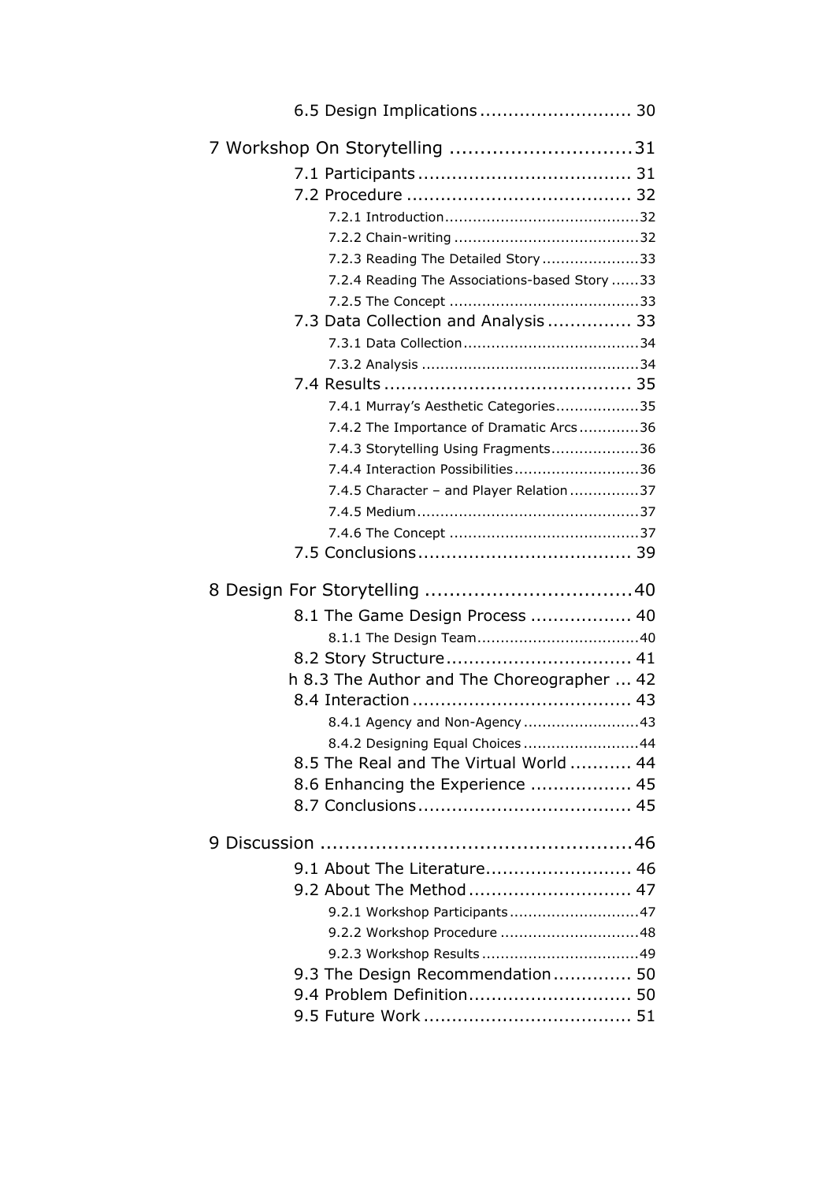6.5 Design Implications .......................... 30

7 Workshop On Storytelling .............................31

7.1 Participants ..................................... 31

7.2 Procedure ....................................... 32

7.2.1 Introduction..........................................32

7.2.2 Chain-writing ........................................32

7.2.3 Reading The Detailed Story .....................33

7.2.4 Reading The Associations-based Story ......33

7.2.5 The Concept .........................................33

7.3 Data Collection and Analysis ............... 33

7.3.1 Data Collection......................................34

7.3.2 Analysis ...............................................34

7.4 Results ........................................... 35

7.4.1 Murray's Aesthetic Categories..................35

7.4.2 The Importance of Dramatic Arcs .............36

7.4.3 Storytelling Using Fragments...................36

7.4.4 Interaction Possibilities...........................36

7.4.5 Character – and Player Relation ...............37

7.4.5 Medium................................................37

7.4.6 The Concept .........................................37

7.5 Conclusions..................................... 39

8 Design For Storytelling ..................................40

8.1 The Game Design Process .................. 40

8.1.1 The Design Team...................................40

8.2 Story Structure................................. 41

h 8.3 The Author and The Choreographer ... 42

8.4 Interaction ...................................... 43

8.4.1 Agency and Non-Agency .........................43

8.4.2 Designing Equal Choices .........................44

8.5 The Real and The Virtual World ........... 44

8.6 Enhancing the Experience .................. 45

8.7 Conclusions..................................... 45

9 Discussion ...................................................46

9.1 About The Literature.......................... 46

9.2 About The Method ............................. 47

9.2.1 Workshop Participants............................47

9.2.2 Workshop Procedure ..............................48

9.2.3 Workshop Results ..................................49

9.3 The Design Recommendation.............. 50

9.4 Problem Definition............................. 50

9.5 Future Work .................................... 51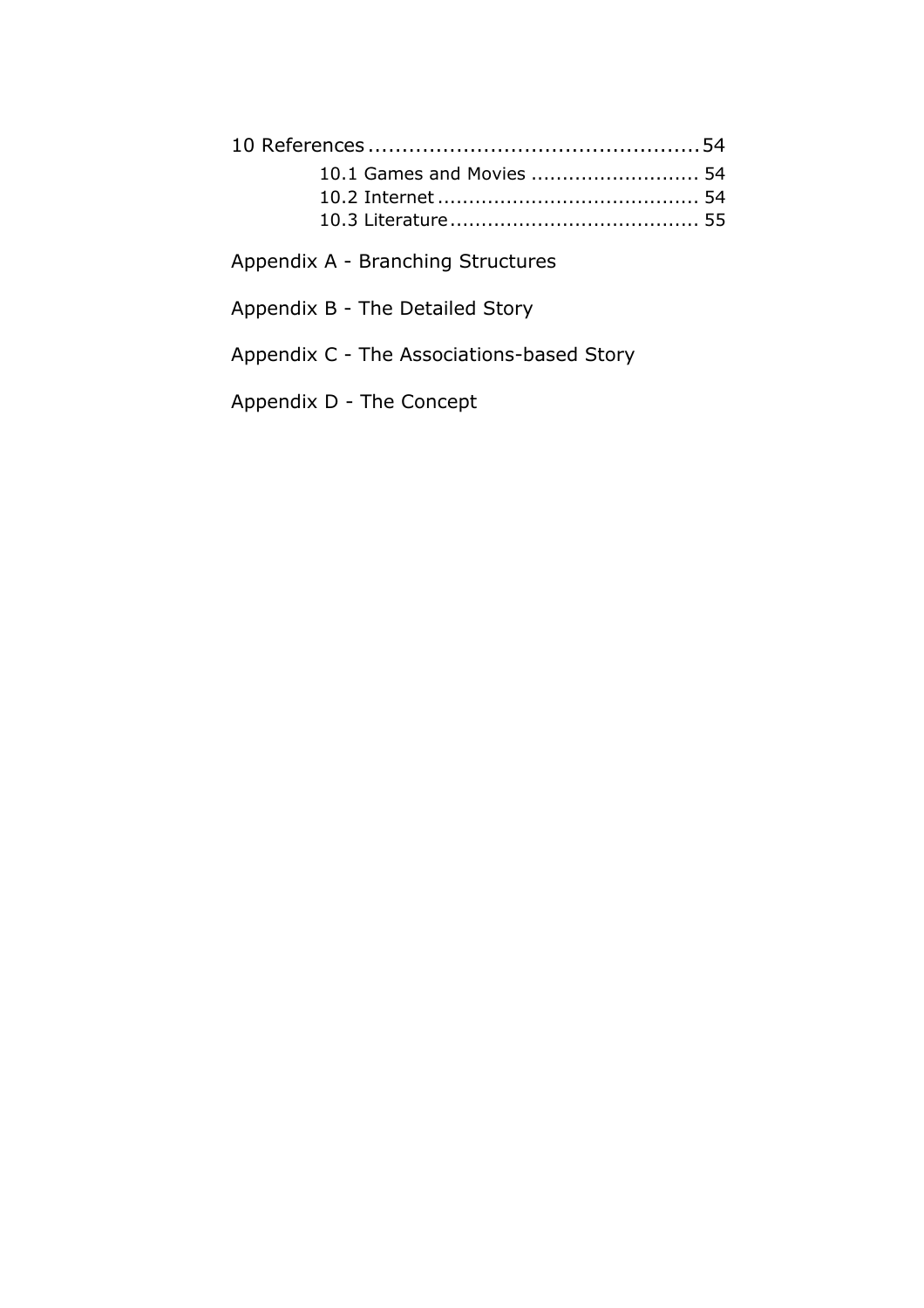10 References ................................................54

10.1 Games and Movies ........................... 54
10.2 Internet ......................................... 54
10.3 Literature ....................................... 55

Appendix A - Branching Structures

Appendix B - The Detailed Story

Appendix C - The Associations-based Story

Appendix D - The Concept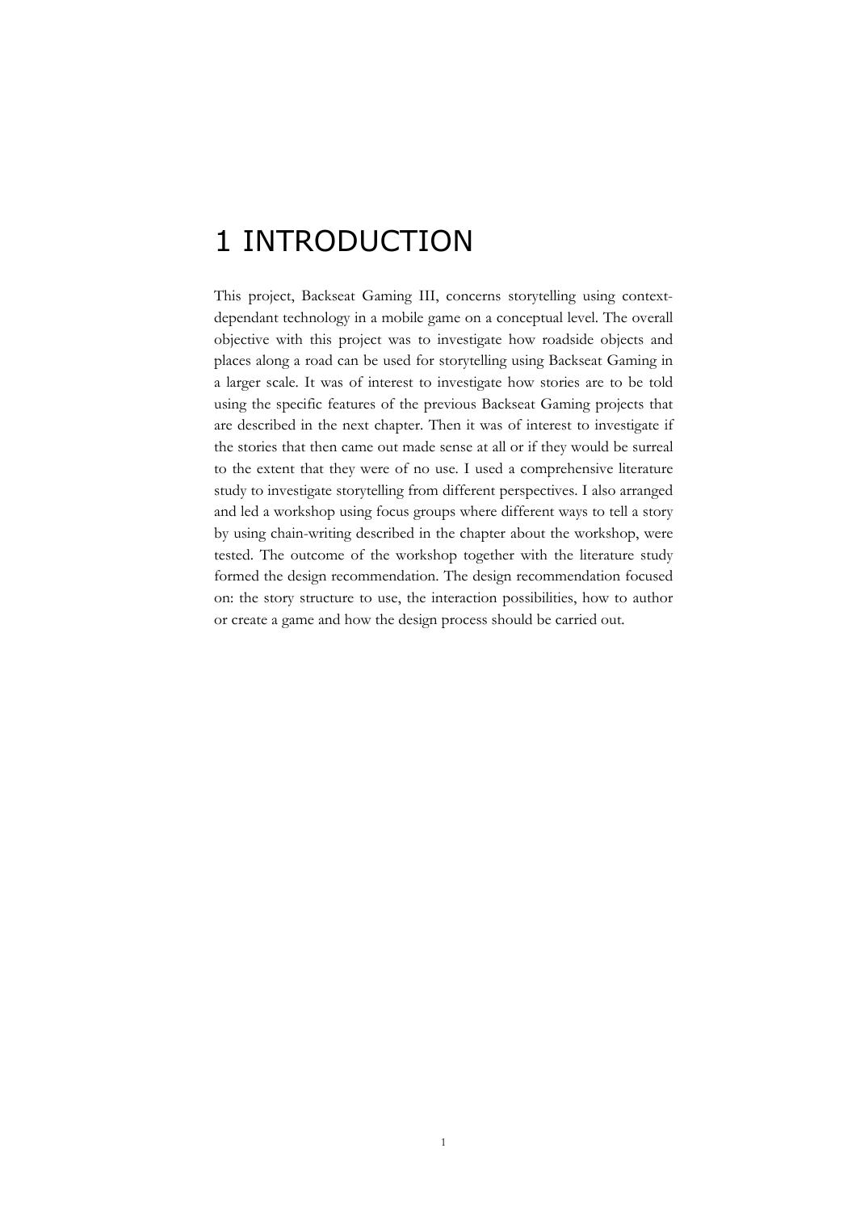# 1 INTRODUCTION

This project, Backseat Gaming III, concerns storytelling using context-dependant technology in a mobile game on a conceptual level. The overall objective with this project was to investigate how roadside objects and places along a road can be used for storytelling using Backseat Gaming in a larger scale. It was of interest to investigate how stories are to be told using the specific features of the previous Backseat Gaming projects that are described in the next chapter. Then it was of interest to investigate if the stories that then came out made sense at all or if they would be surreal to the extent that they were of no use. I used a comprehensive literature study to investigate storytelling from different perspectives. I also arranged and led a workshop using focus groups where different ways to tell a story by using chain-writing described in the chapter about the workshop, were tested. The outcome of the workshop together with the literature study formed the design recommendation. The design recommendation focused on: the story structure to use, the interaction possibilities, how to author or create a game and how the design process should be carried out.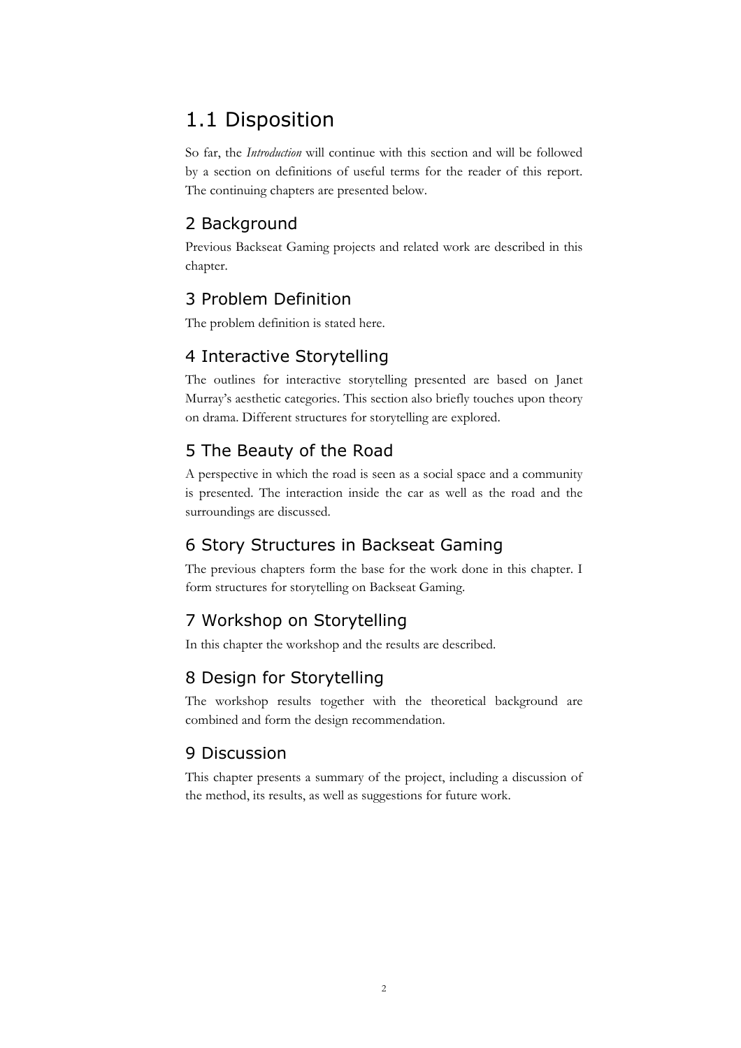## 1.1 Disposition

So far, the *Introduction* will continue with this section and will be followed by a section on definitions of useful terms for the reader of this report. The continuing chapters are presented below.

### 2 Background

Previous Backseat Gaming projects and related work are described in this chapter.

### 3 Problem Definition

The problem definition is stated here.

### 4 Interactive Storytelling

The outlines for interactive storytelling presented are based on Janet Murray's aesthetic categories. This section also briefly touches upon theory on drama. Different structures for storytelling are explored.

### 5 The Beauty of the Road

A perspective in which the road is seen as a social space and a community is presented. The interaction inside the car as well as the road and the surroundings are discussed.

### 6 Story Structures in Backseat Gaming

The previous chapters form the base for the work done in this chapter. I form structures for storytelling on Backseat Gaming.

### 7 Workshop on Storytelling

In this chapter the workshop and the results are described.

### 8 Design for Storytelling

The workshop results together with the theoretical background are combined and form the design recommendation.

### 9 Discussion

This chapter presents a summary of the project, including a discussion of the method, its results, as well as suggestions for future work.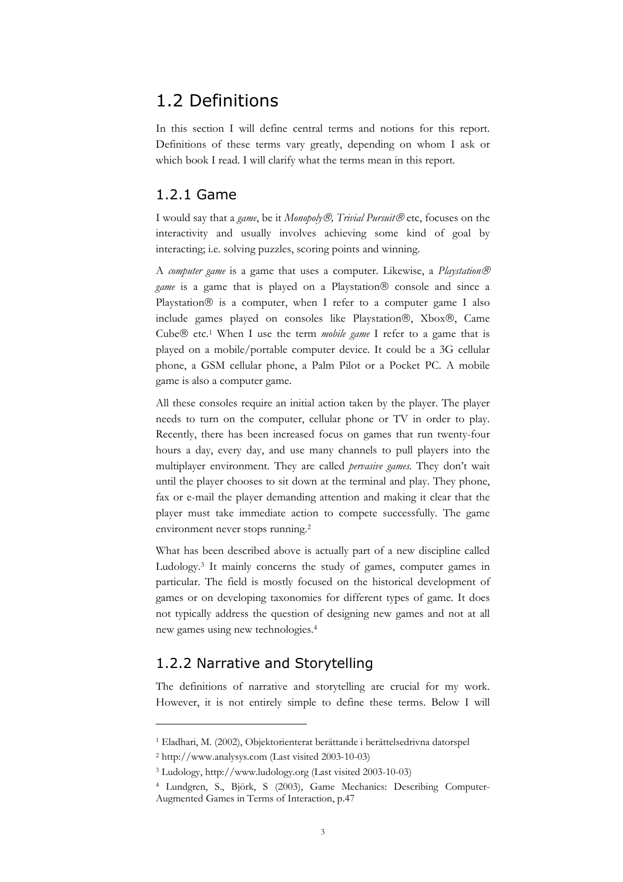## 1.2 Definitions

In this section I will define central terms and notions for this report. Definitions of these terms vary greatly, depending on whom I ask or which book I read. I will clarify what the terms mean in this report.

### 1.2.1 Game

I would say that a *game*, be it *Monopoly®, Trivial Pursuit®* etc, focuses on the interactivity and usually involves achieving some kind of goal by interacting; i.e. solving puzzles, scoring points and winning.

A *computer game* is a game that uses a computer. Likewise, a *Playstation® game* is a game that is played on a Playstation® console and since a Playstation® is a computer, when I refer to a computer game I also include games played on consoles like Playstation®, Xbox®, Came Cube® etc.[1] When I use the term *mobile game* I refer to a game that is played on a mobile/portable computer device. It could be a 3G cellular phone, a GSM cellular phone, a Palm Pilot or a Pocket PC. A mobile game is also a computer game.

All these consoles require an initial action taken by the player. The player needs to turn on the computer, cellular phone or TV in order to play. Recently, there has been increased focus on games that run twenty-four hours a day, every day, and use many channels to pull players into the multiplayer environment. They are called *pervasive games*. They don't wait until the player chooses to sit down at the terminal and play. They phone, fax or e-mail the player demanding attention and making it clear that the player must take immediate action to compete successfully. The game environment never stops running.[2]

What has been described above is actually part of a new discipline called Ludology.[3] It mainly concerns the study of games, computer games in particular. The field is mostly focused on the historical development of games or on developing taxonomies for different types of game. It does not typically address the question of designing new games and not at all new games using new technologies.[4]

### 1.2.2 Narrative and Storytelling

The definitions of narrative and storytelling are crucial for my work. However, it is not entirely simple to define these terms. Below I will

---

[1] Eladhari, M. (2002), Objektorienterat berättande i berättelsedrivna datorspel

[2] http://www.analysys.com (Last visited 2003-10-03)

[3] Ludology, http://www.ludology.org (Last visited 2003-10-03)

[4] Lundgren, S., Björk, S (2003), Game Mechanics: Describing Computer-Augmented Games in Terms of Interaction, p.47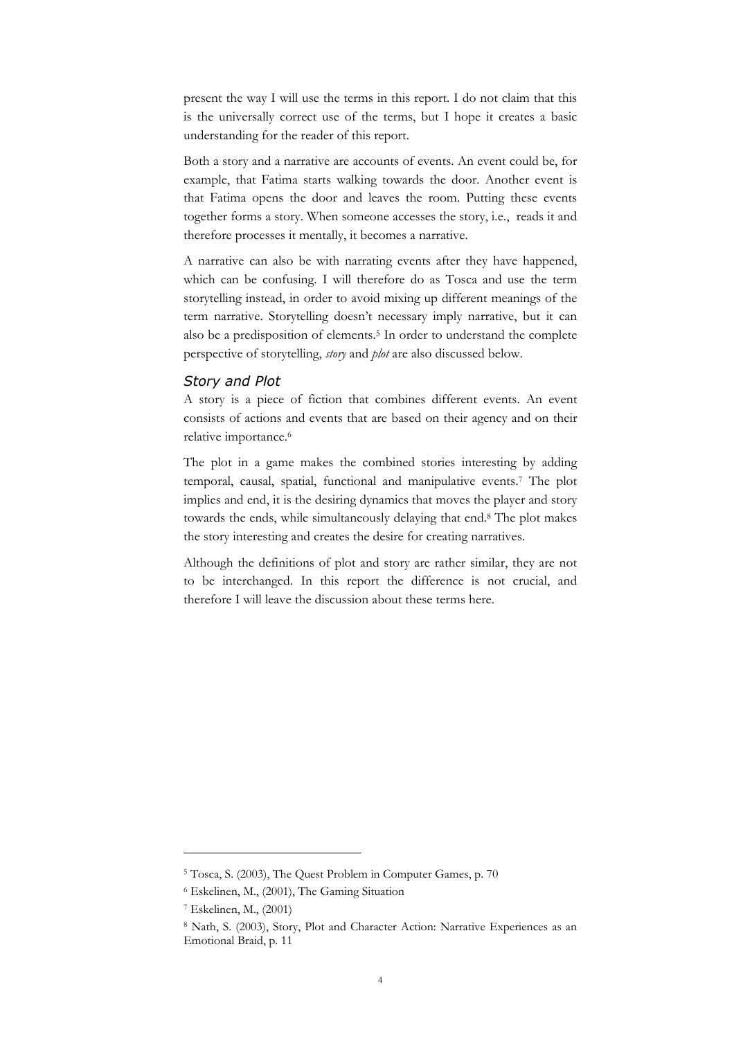present the way I will use the terms in this report. I do not claim that this is the universally correct use of the terms, but I hope it creates a basic understanding for the reader of this report.

Both a story and a narrative are accounts of events. An event could be, for example, that Fatima starts walking towards the door. Another event is that Fatima opens the door and leaves the room. Putting these events together forms a story. When someone accesses the story, i.e., reads it and therefore processes it mentally, it becomes a narrative.

A narrative can also be with narrating events after they have happened, which can be confusing. I will therefore do as Tosca and use the term storytelling instead, in order to avoid mixing up different meanings of the term narrative. Storytelling doesn't necessary imply narrative, but it can also be a predisposition of elements.[5] In order to understand the complete perspective of storytelling, *story* and *plot* are also discussed below.

### *Story and Plot*

A story is a piece of fiction that combines different events. An event consists of actions and events that are based on their agency and on their relative importance.[6]

The plot in a game makes the combined stories interesting by adding temporal, causal, spatial, functional and manipulative events.[7] The plot implies and end, it is the desiring dynamics that moves the player and story towards the ends, while simultaneously delaying that end.[8] The plot makes the story interesting and creates the desire for creating narratives.

Although the definitions of plot and story are rather similar, they are not to be interchanged. In this report the difference is not crucial, and therefore I will leave the discussion about these terms here.

---

[5] Tosca, S. (2003), The Quest Problem in Computer Games, p. 70

[6] Eskelinen, M., (2001), The Gaming Situation

[7] Eskelinen, M., (2001)

[8] Nath, S. (2003), Story, Plot and Character Action: Narrative Experiences as an Emotional Braid, p. 11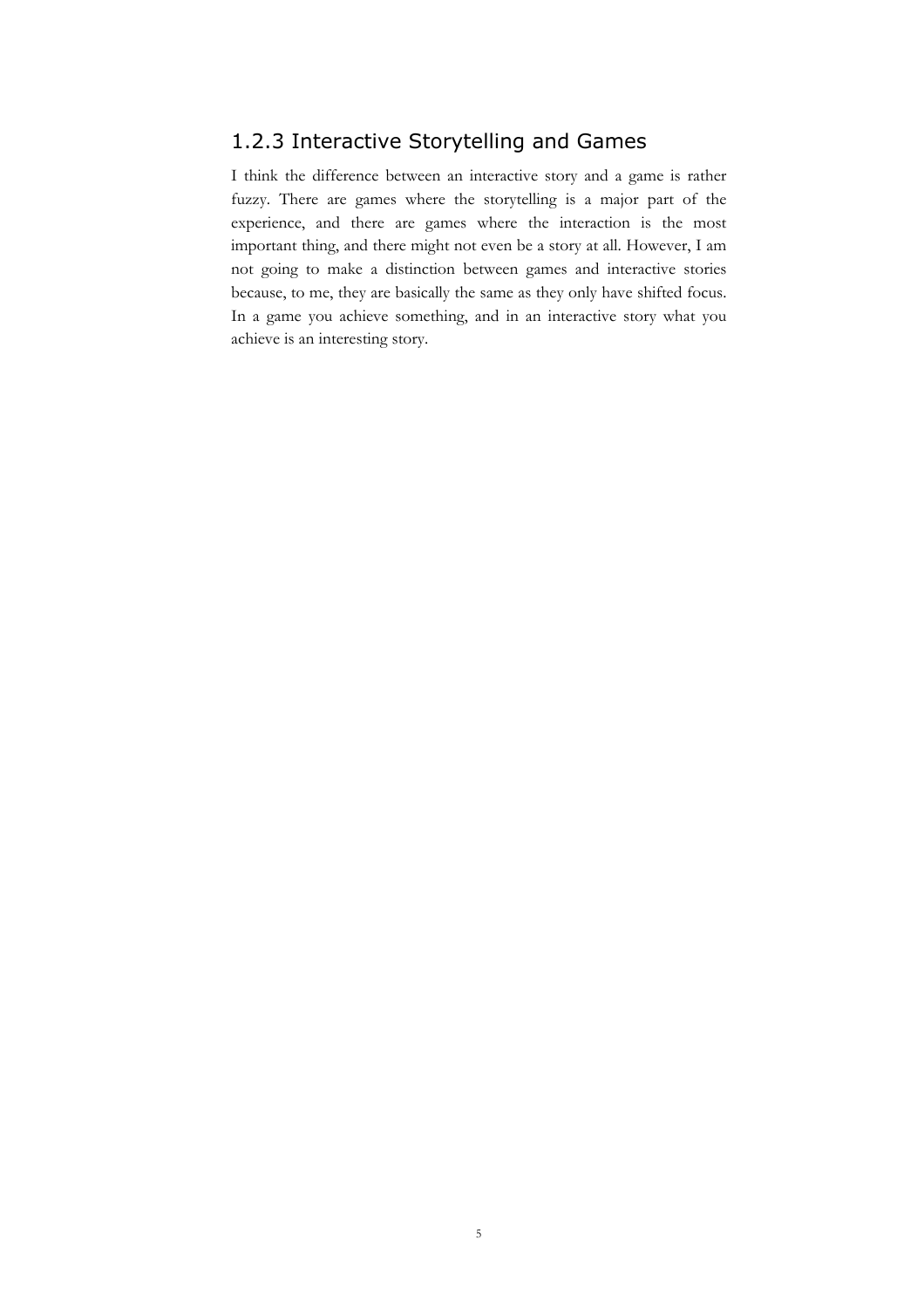### 1.2.3 Interactive Storytelling and Games

I think the difference between an interactive story and a game is rather fuzzy. There are games where the storytelling is a major part of the experience, and there are games where the interaction is the most important thing, and there might not even be a story at all. However, I am not going to make a distinction between games and interactive stories because, to me, they are basically the same as they only have shifted focus. In a game you achieve something, and in an interactive story what you achieve is an interesting story.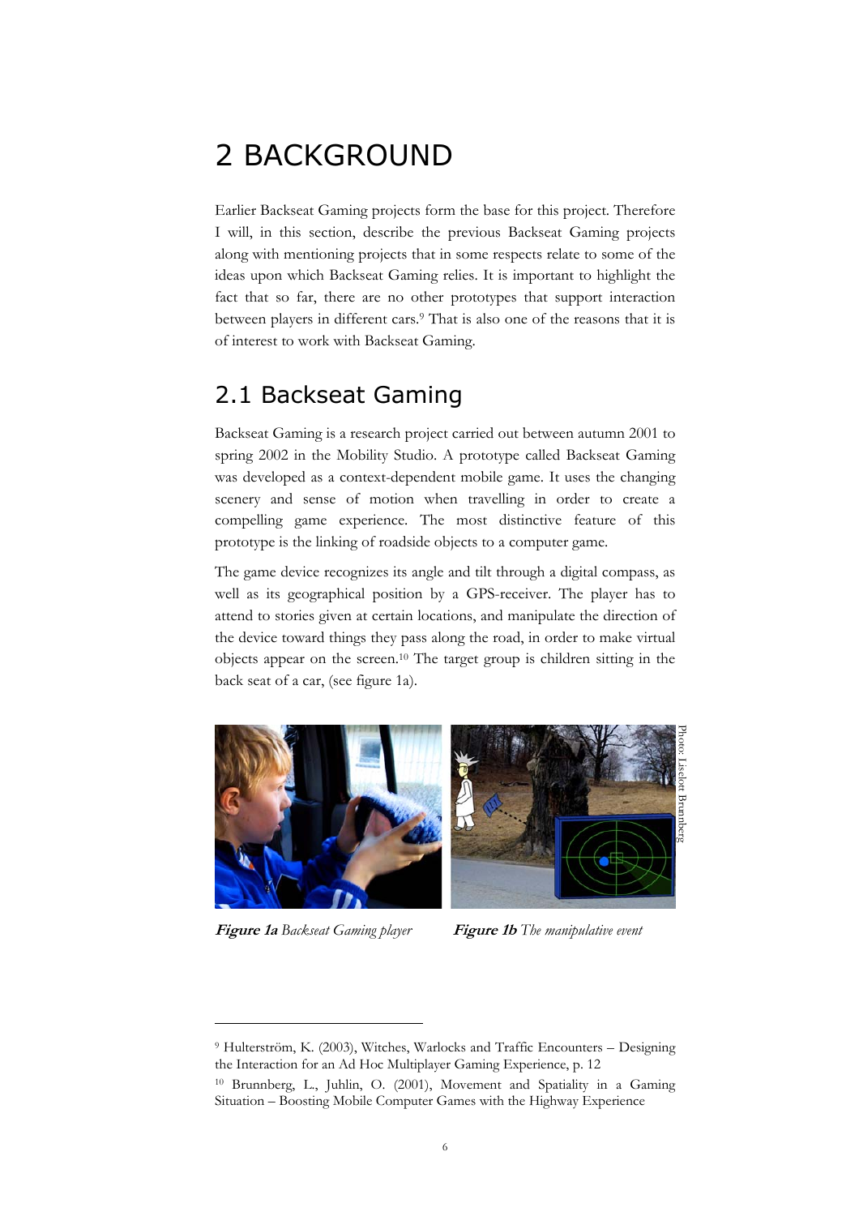# 2 BACKGROUND

Earlier Backseat Gaming projects form the base for this project. Therefore I will, in this section, describe the previous Backseat Gaming projects along with mentioning projects that in some respects relate to some of the ideas upon which Backseat Gaming relies. It is important to highlight the fact that so far, there are no other prototypes that support interaction between players in different cars.[9] That is also one of the reasons that it is of interest to work with Backseat Gaming.

## 2.1 Backseat Gaming

Backseat Gaming is a research project carried out between autumn 2001 to spring 2002 in the Mobility Studio. A prototype called Backseat Gaming was developed as a context-dependent mobile game. It uses the changing scenery and sense of motion when travelling in order to create a compelling game experience. The most distinctive feature of this prototype is the linking of roadside objects to a computer game.

The game device recognizes its angle and tilt through a digital compass, as well as its geographical position by a GPS-receiver. The player has to attend to stories given at certain locations, and manipulate the direction of the device toward things they pass along the road, in order to make virtual objects appear on the screen.[10] The target group is children sitting in the back seat of a car, (see figure 1a).

Photo: Liselott Brunnberg

***Figure 1a*** *Backseat Gaming player*

***Figure 1b*** *The manipulative event*

---

[9] Hulterström, K. (2003), Witches, Warlocks and Traffic Encounters – Designing the Interaction for an Ad Hoc Multiplayer Gaming Experience, p. 12

[10] Brunnberg, L., Juhlin, O. (2001), Movement and Spatiality in a Gaming Situation – Boosting Mobile Computer Games with the Highway Experience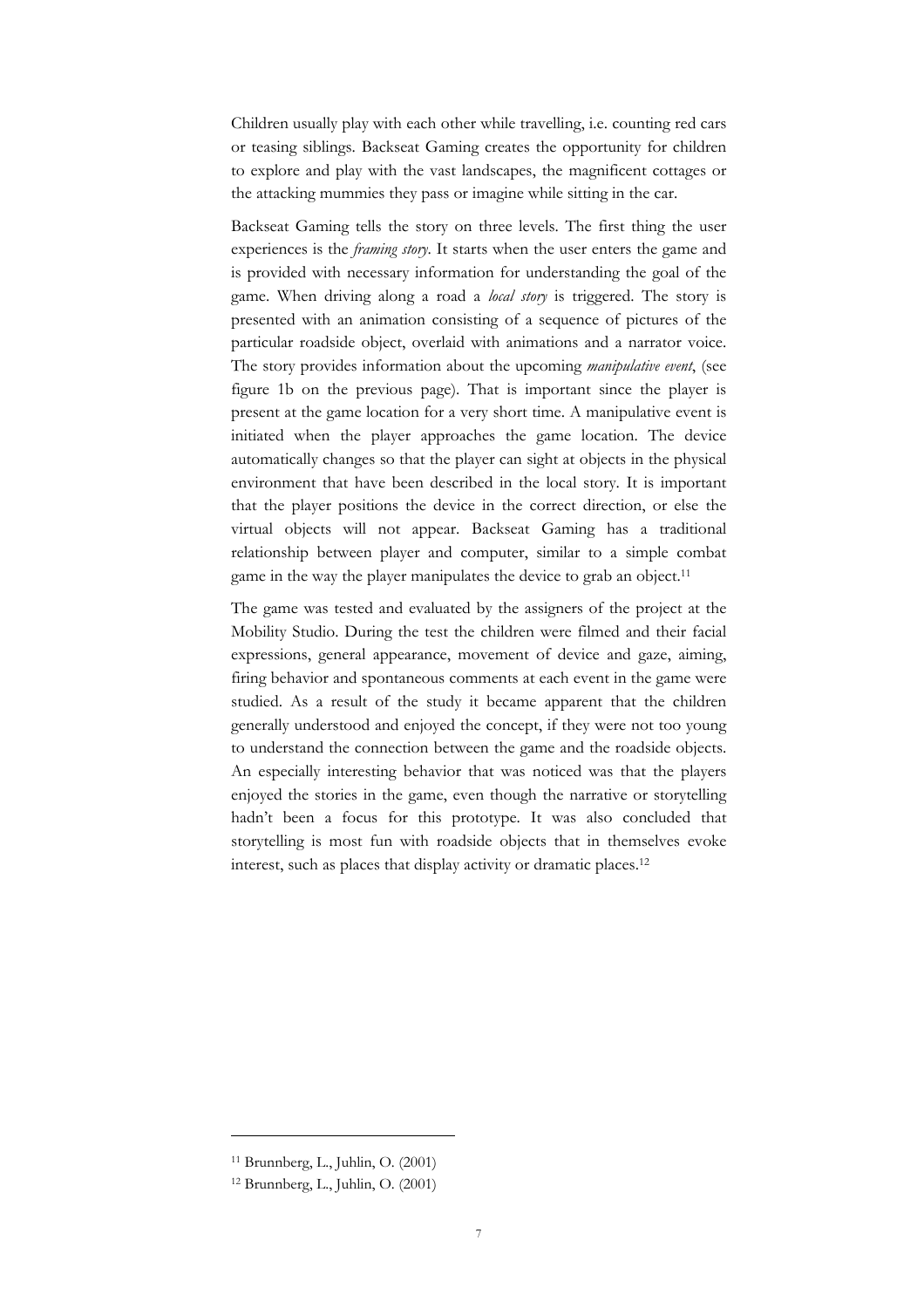Children usually play with each other while travelling, i.e. counting red cars or teasing siblings. Backseat Gaming creates the opportunity for children to explore and play with the vast landscapes, the magnificent cottages or the attacking mummies they pass or imagine while sitting in the car.

Backseat Gaming tells the story on three levels. The first thing the user experiences is the *framing story*. It starts when the user enters the game and is provided with necessary information for understanding the goal of the game. When driving along a road a *local story* is triggered. The story is presented with an animation consisting of a sequence of pictures of the particular roadside object, overlaid with animations and a narrator voice. The story provides information about the upcoming *manipulative event*, (see figure 1b on the previous page). That is important since the player is present at the game location for a very short time. A manipulative event is initiated when the player approaches the game location. The device automatically changes so that the player can sight at objects in the physical environment that have been described in the local story. It is important that the player positions the device in the correct direction, or else the virtual objects will not appear. Backseat Gaming has a traditional relationship between player and computer, similar to a simple combat game in the way the player manipulates the device to grab an object.[11]

The game was tested and evaluated by the assigners of the project at the Mobility Studio. During the test the children were filmed and their facial expressions, general appearance, movement of device and gaze, aiming, firing behavior and spontaneous comments at each event in the game were studied. As a result of the study it became apparent that the children generally understood and enjoyed the concept, if they were not too young to understand the connection between the game and the roadside objects. An especially interesting behavior that was noticed was that the players enjoyed the stories in the game, even though the narrative or storytelling hadn't been a focus for this prototype. It was also concluded that storytelling is most fun with roadside objects that in themselves evoke interest, such as places that display activity or dramatic places.[12]

---

[11] Brunnberg, L., Juhlin, O. (2001)

[12] Brunnberg, L., Juhlin, O. (2001)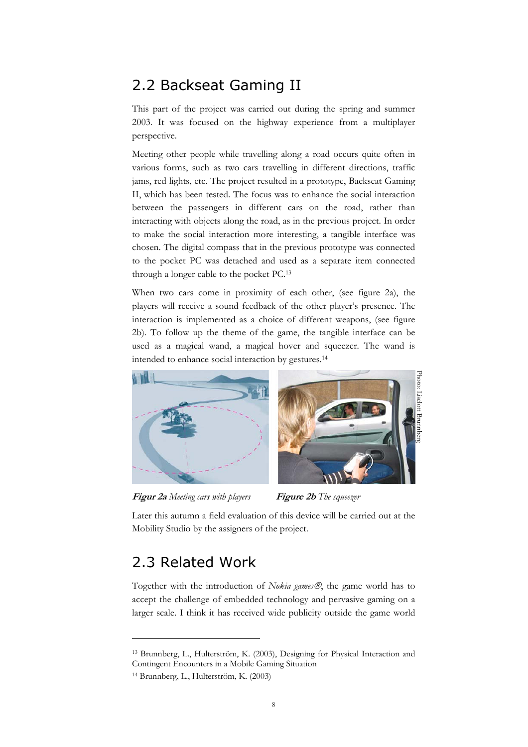## 2.2 Backseat Gaming II

This part of the project was carried out during the spring and summer 2003. It was focused on the highway experience from a multiplayer perspective.

Meeting other people while travelling along a road occurs quite often in various forms, such as two cars travelling in different directions, traffic jams, red lights, etc. The project resulted in a prototype, Backseat Gaming II, which has been tested. The focus was to enhance the social interaction between the passengers in different cars on the road, rather than interacting with objects along the road, as in the previous project. In order to make the social interaction more interesting, a tangible interface was chosen. The digital compass that in the previous prototype was connected to the pocket PC was detached and used as a separate item connected through a longer cable to the pocket PC.[13]

When two cars come in proximity of each other, (see figure 2a), the players will receive a sound feedback of the other player's presence. The interaction is implemented as a choice of different weapons, (see figure 2b). To follow up the theme of the game, the tangible interface can be used as a magical wand, a magical hover and squeezer. The wand is intended to enhance social interaction by gestures.[14]

Photo: Liselott Brunnberg

**Figur 2a** *Meeting cars with players* **Figure 2b** *The squeezer*

Later this autumn a field evaluation of this device will be carried out at the Mobility Studio by the assigners of the project.

## 2.3 Related Work

Together with the introduction of *Nokia games®*, the game world has to accept the challenge of embedded technology and pervasive gaming on a larger scale. I think it has received wide publicity outside the game world

---

[13] Brunnberg, L., Hulterström, K. (2003), Designing for Physical Interaction and Contingent Encounters in a Mobile Gaming Situation

[14] Brunnberg, L., Hulterström, K. (2003)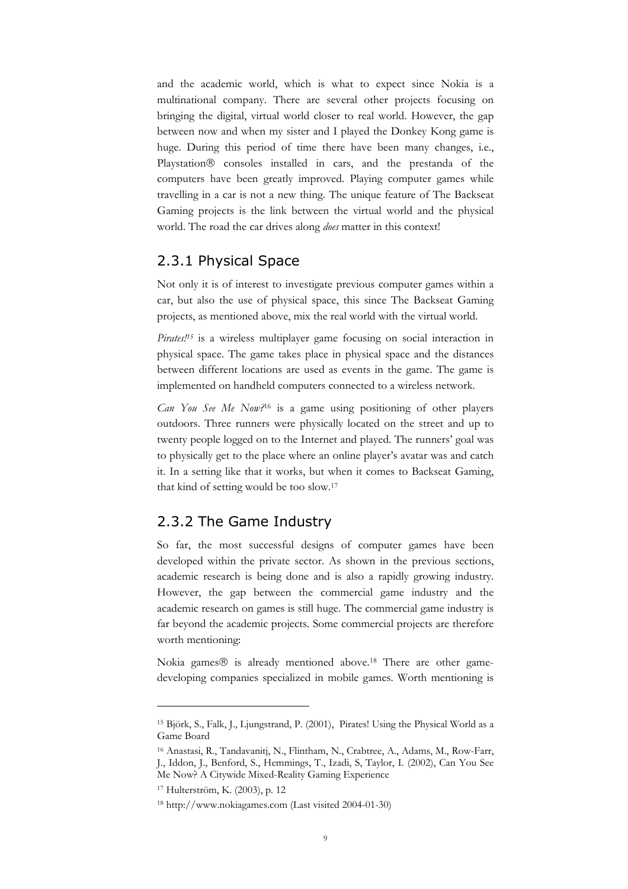and the academic world, which is what to expect since Nokia is a multinational company. There are several other projects focusing on bringing the digital, virtual world closer to real world. However, the gap between now and when my sister and I played the Donkey Kong game is huge. During this period of time there have been many changes, i.e., Playstation® consoles installed in cars, and the prestanda of the computers have been greatly improved. Playing computer games while travelling in a car is not a new thing. The unique feature of The Backseat Gaming projects is the link between the virtual world and the physical world. The road the car drives along *does* matter in this context!

## 2.3.1 Physical Space

Not only it is of interest to investigate previous computer games within a car, but also the use of physical space, this since The Backseat Gaming projects, as mentioned above, mix the real world with the virtual world.

*Pirates!*[15] is a wireless multiplayer game focusing on social interaction in physical space. The game takes place in physical space and the distances between different locations are used as events in the game. The game is implemented on handheld computers connected to a wireless network.

*Can You See Me Now?*[16] is a game using positioning of other players outdoors. Three runners were physically located on the street and up to twenty people logged on to the Internet and played. The runners' goal was to physically get to the place where an online player's avatar was and catch it. In a setting like that it works, but when it comes to Backseat Gaming, that kind of setting would be too slow.[17]

## 2.3.2 The Game Industry

So far, the most successful designs of computer games have been developed within the private sector. As shown in the previous sections, academic research is being done and is also a rapidly growing industry. However, the gap between the commercial game industry and the academic research on games is still huge. The commercial game industry is far beyond the academic projects. Some commercial projects are therefore worth mentioning:

Nokia games® is already mentioned above.[18] There are other game-developing companies specialized in mobile games. Worth mentioning is

---

[15] Björk, S., Falk, J., Ljungstrand, P. (2001), Pirates! Using the Physical World as a Game Board

[16] Anastasi, R., Tandavanitj, N., Flintham, N., Crabtree, A., Adams, M., Row-Farr, J., Iddon, J., Benford, S., Hemmings, T., Izadi, S, Taylor, I. (2002), Can You See Me Now? A Citywide Mixed-Reality Gaming Experience

[17] Hulterström, K. (2003), p. 12

[18] http://www.nokiagames.com (Last visited 2004-01-30)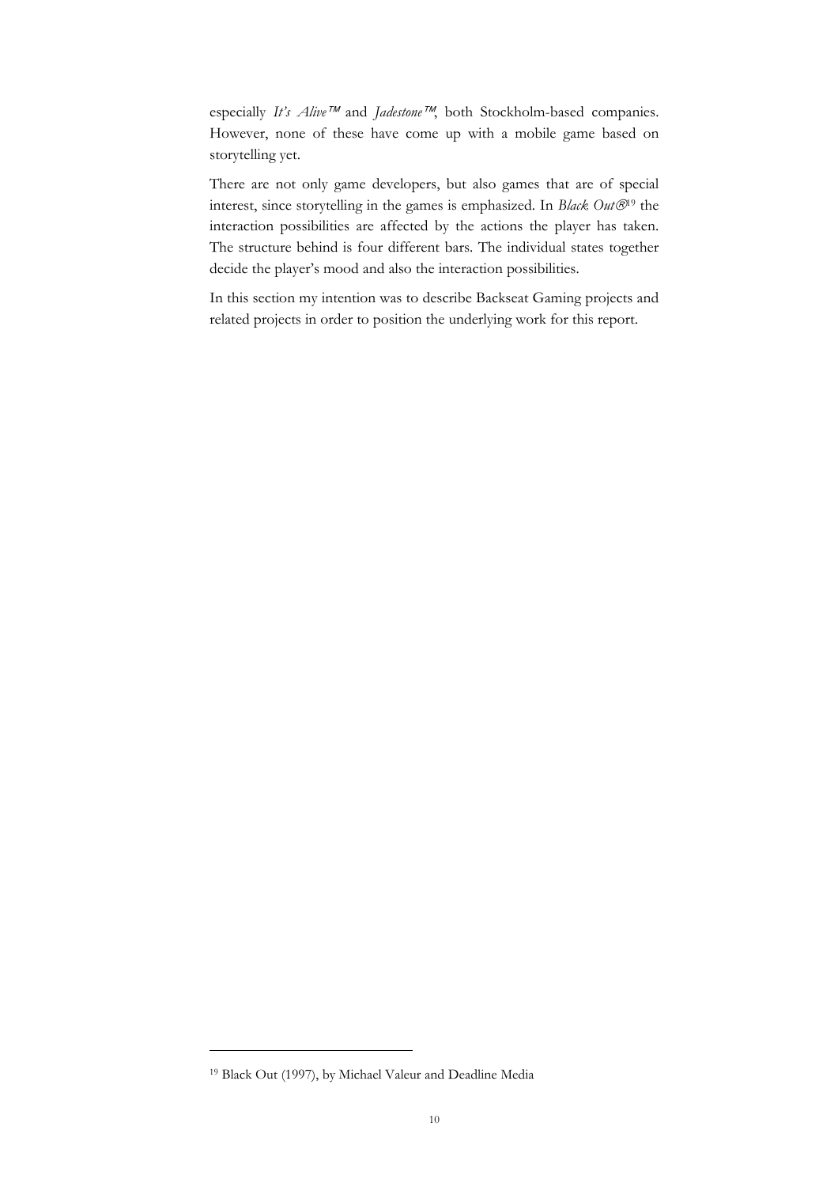especially *It's Alive™* and *Jadestone™*, both Stockholm-based companies. However, none of these have come up with a mobile game based on storytelling yet.

There are not only game developers, but also games that are of special interest, since storytelling in the games is emphasized. In *Black Out®*[19] the interaction possibilities are affected by the actions the player has taken. The structure behind is four different bars. The individual states together decide the player's mood and also the interaction possibilities.

In this section my intention was to describe Backseat Gaming projects and related projects in order to position the underlying work for this report.

[19] Black Out (1997), by Michael Valeur and Deadline Media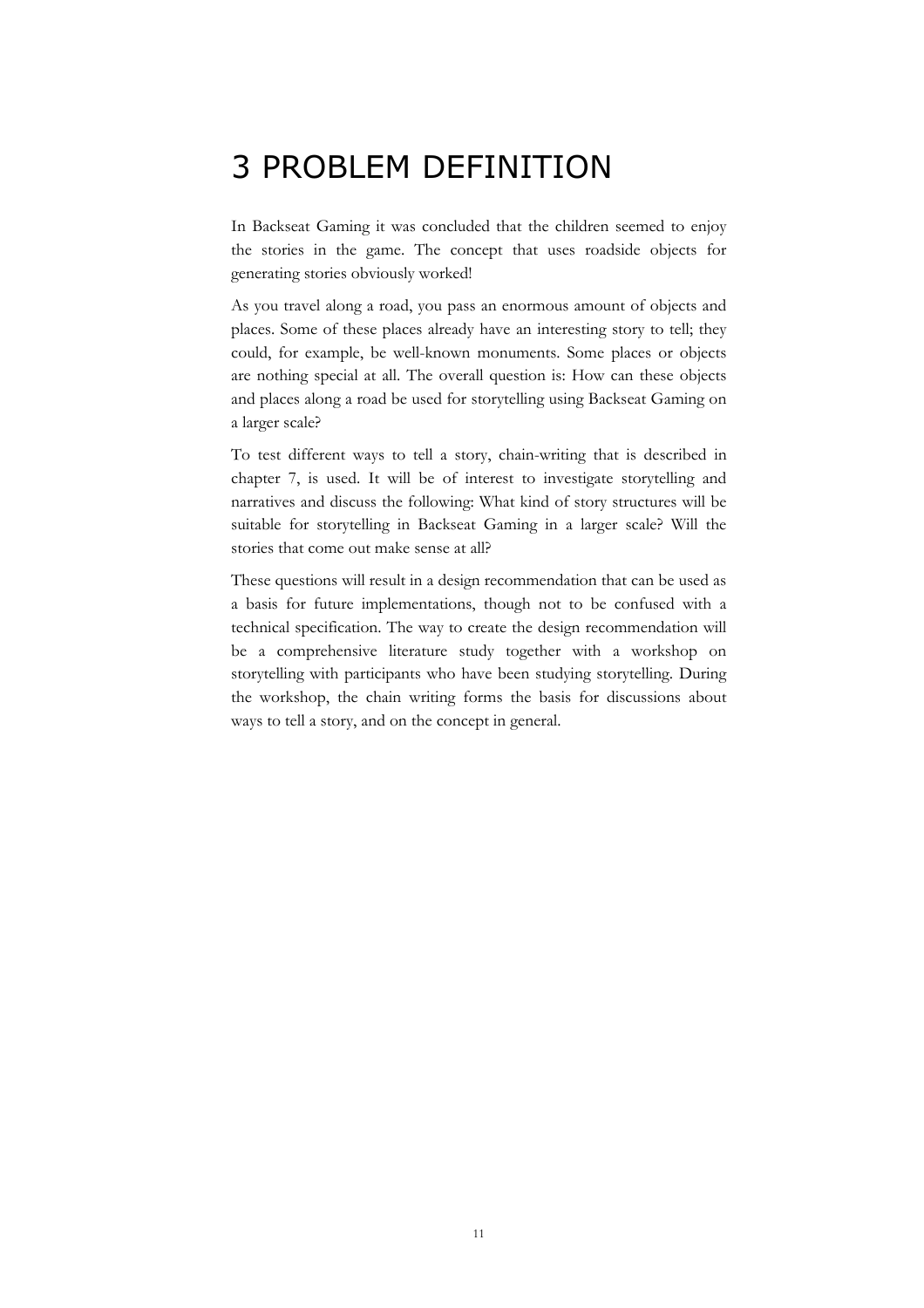# 3 PROBLEM DEFINITION

In Backseat Gaming it was concluded that the children seemed to enjoy the stories in the game. The concept that uses roadside objects for generating stories obviously worked!

As you travel along a road, you pass an enormous amount of objects and places. Some of these places already have an interesting story to tell; they could, for example, be well-known monuments. Some places or objects are nothing special at all. The overall question is: How can these objects and places along a road be used for storytelling using Backseat Gaming on a larger scale?

To test different ways to tell a story, chain-writing that is described in chapter 7, is used. It will be of interest to investigate storytelling and narratives and discuss the following: What kind of story structures will be suitable for storytelling in Backseat Gaming in a larger scale? Will the stories that come out make sense at all?

These questions will result in a design recommendation that can be used as a basis for future implementations, though not to be confused with a technical specification. The way to create the design recommendation will be a comprehensive literature study together with a workshop on storytelling with participants who have been studying storytelling. During the workshop, the chain writing forms the basis for discussions about ways to tell a story, and on the concept in general.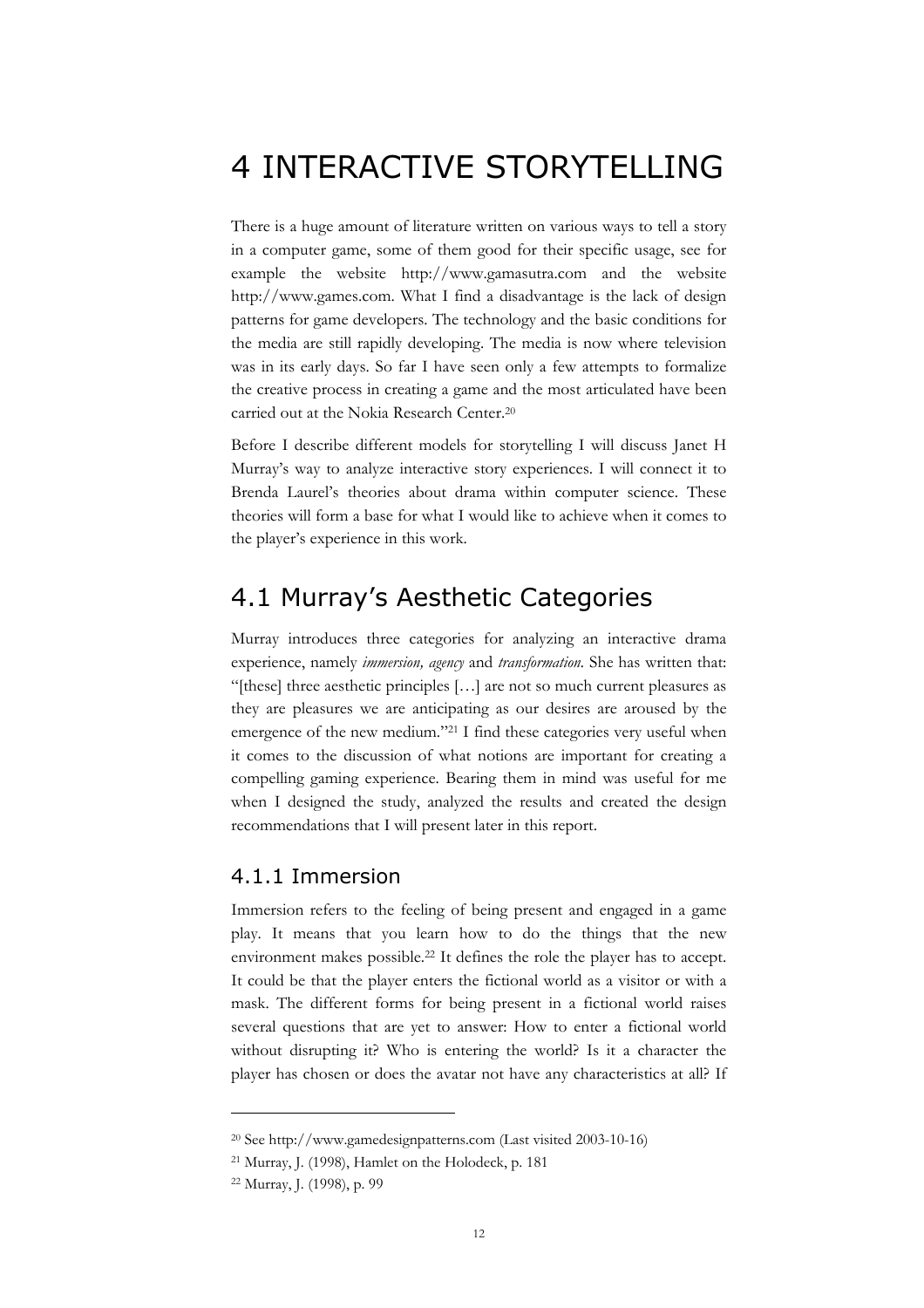# 4 INTERACTIVE STORYTELLING

There is a huge amount of literature written on various ways to tell a story in a computer game, some of them good for their specific usage, see for example the website http://www.gamasutra.com and the website http://www.games.com. What I find a disadvantage is the lack of design patterns for game developers. The technology and the basic conditions for the media are still rapidly developing. The media is now where television was in its early days. So far I have seen only a few attempts to formalize the creative process in creating a game and the most articulated have been carried out at the Nokia Research Center.[20]

Before I describe different models for storytelling I will discuss Janet H Murray's way to analyze interactive story experiences. I will connect it to Brenda Laurel's theories about drama within computer science. These theories will form a base for what I would like to achieve when it comes to the player's experience in this work.

## 4.1 Murray's Aesthetic Categories

Murray introduces three categories for analyzing an interactive drama experience, namely *immersion, agency* and *transformation*. She has written that: "[these] three aesthetic principles […] are not so much current pleasures as they are pleasures we are anticipating as our desires are aroused by the emergence of the new medium."[21] I find these categories very useful when it comes to the discussion of what notions are important for creating a compelling gaming experience. Bearing them in mind was useful for me when I designed the study, analyzed the results and created the design recommendations that I will present later in this report.

### 4.1.1 Immersion

Immersion refers to the feeling of being present and engaged in a game play. It means that you learn how to do the things that the new environment makes possible.[22] It defines the role the player has to accept. It could be that the player enters the fictional world as a visitor or with a mask. The different forms for being present in a fictional world raises several questions that are yet to answer: How to enter a fictional world without disrupting it? Who is entering the world? Is it a character the player has chosen or does the avatar not have any characteristics at all? If

---

[20] See http://www.gamedesignpatterns.com (Last visited 2003-10-16)

[21] Murray, J. (1998), Hamlet on the Holodeck, p. 181

[22] Murray, J. (1998), p. 99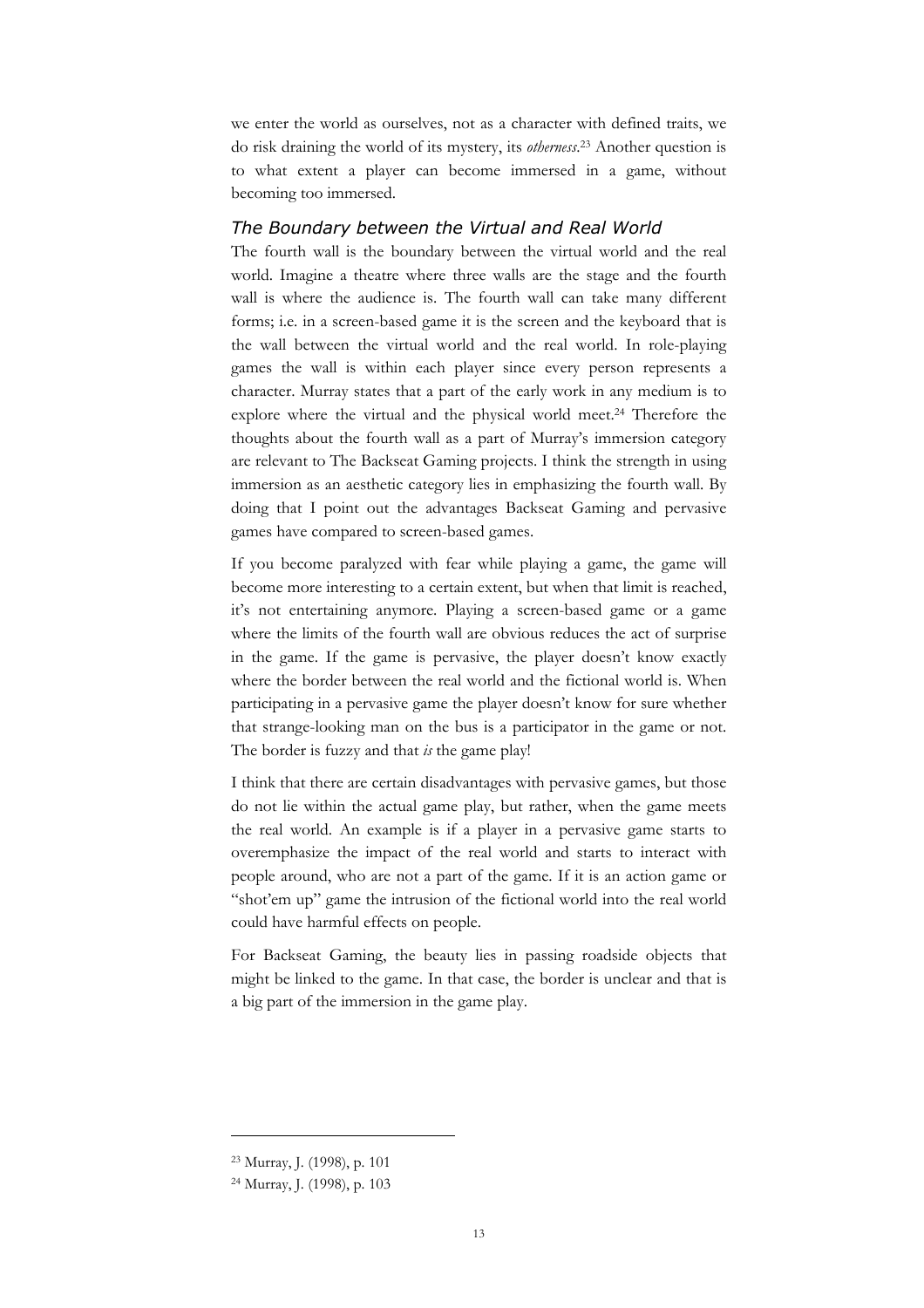we enter the world as ourselves, not as a character with defined traits, we do risk draining the world of its mystery, its *otherness*.[23] Another question is to what extent a player can become immersed in a game, without becoming too immersed.

### *The Boundary between the Virtual and Real World*

The fourth wall is the boundary between the virtual world and the real world. Imagine a theatre where three walls are the stage and the fourth wall is where the audience is. The fourth wall can take many different forms; i.e. in a screen-based game it is the screen and the keyboard that is the wall between the virtual world and the real world. In role-playing games the wall is within each player since every person represents a character. Murray states that a part of the early work in any medium is to explore where the virtual and the physical world meet.[24] Therefore the thoughts about the fourth wall as a part of Murray's immersion category are relevant to The Backseat Gaming projects. I think the strength in using immersion as an aesthetic category lies in emphasizing the fourth wall. By doing that I point out the advantages Backseat Gaming and pervasive games have compared to screen-based games.

If you become paralyzed with fear while playing a game, the game will become more interesting to a certain extent, but when that limit is reached, it's not entertaining anymore. Playing a screen-based game or a game where the limits of the fourth wall are obvious reduces the act of surprise in the game. If the game is pervasive, the player doesn't know exactly where the border between the real world and the fictional world is. When participating in a pervasive game the player doesn't know for sure whether that strange-looking man on the bus is a participator in the game or not. The border is fuzzy and that *is* the game play!

I think that there are certain disadvantages with pervasive games, but those do not lie within the actual game play, but rather, when the game meets the real world. An example is if a player in a pervasive game starts to overemphasize the impact of the real world and starts to interact with people around, who are not a part of the game. If it is an action game or "shot'em up" game the intrusion of the fictional world into the real world could have harmful effects on people.

For Backseat Gaming, the beauty lies in passing roadside objects that might be linked to the game. In that case, the border is unclear and that is a big part of the immersion in the game play.

---

[23] Murray, J. (1998), p. 101

[24] Murray, J. (1998), p. 103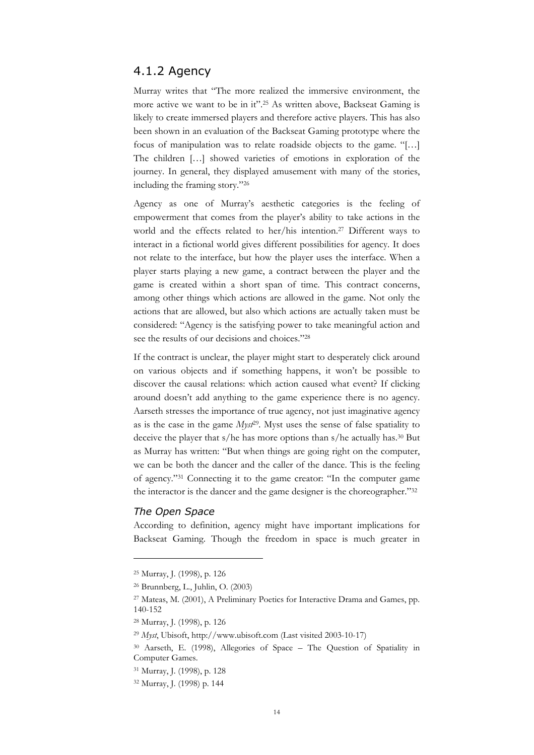### 4.1.2 Agency

Murray writes that "The more realized the immersive environment, the more active we want to be in it".[25] As written above, Backseat Gaming is likely to create immersed players and therefore active players. This has also been shown in an evaluation of the Backseat Gaming prototype where the focus of manipulation was to relate roadside objects to the game. "[…] The children […] showed varieties of emotions in exploration of the journey. In general, they displayed amusement with many of the stories, including the framing story."[26]

Agency as one of Murray's aesthetic categories is the feeling of empowerment that comes from the player's ability to take actions in the world and the effects related to her/his intention.[27] Different ways to interact in a fictional world gives different possibilities for agency. It does not relate to the interface, but how the player uses the interface. When a player starts playing a new game, a contract between the player and the game is created within a short span of time. This contract concerns, among other things which actions are allowed in the game. Not only the actions that are allowed, but also which actions are actually taken must be considered: "Agency is the satisfying power to take meaningful action and see the results of our decisions and choices."[28]

If the contract is unclear, the player might start to desperately click around on various objects and if something happens, it won't be possible to discover the causal relations: which action caused what event? If clicking around doesn't add anything to the game experience there is no agency. Aarseth stresses the importance of true agency, not just imaginative agency as is the case in the game *Myst*[29]. Myst uses the sense of false spatiality to deceive the player that s/he has more options than s/he actually has.[30] But as Murray has written: "But when things are going right on the computer, we can be both the dancer and the caller of the dance. This is the feeling of agency."[31] Connecting it to the game creator: "In the computer game the interactor is the dancer and the game designer is the choreographer."[32]

#### *The Open Space*

According to definition, agency might have important implications for Backseat Gaming. Though the freedom in space is much greater in

---

[25] Murray, J. (1998), p. 126

[26] Brunnberg, L., Juhlin, O. (2003)

[27] Mateas, M. (2001), A Preliminary Poetics for Interactive Drama and Games, pp. 140-152

[28] Murray, J. (1998), p. 126

[29] *Myst*, Ubisoft, http://www.ubisoft.com (Last visited 2003-10-17)

[30] Aarseth, E. (1998), Allegories of Space – The Question of Spatiality in Computer Games.

[31] Murray, J. (1998), p. 128

[32] Murray, J. (1998) p. 144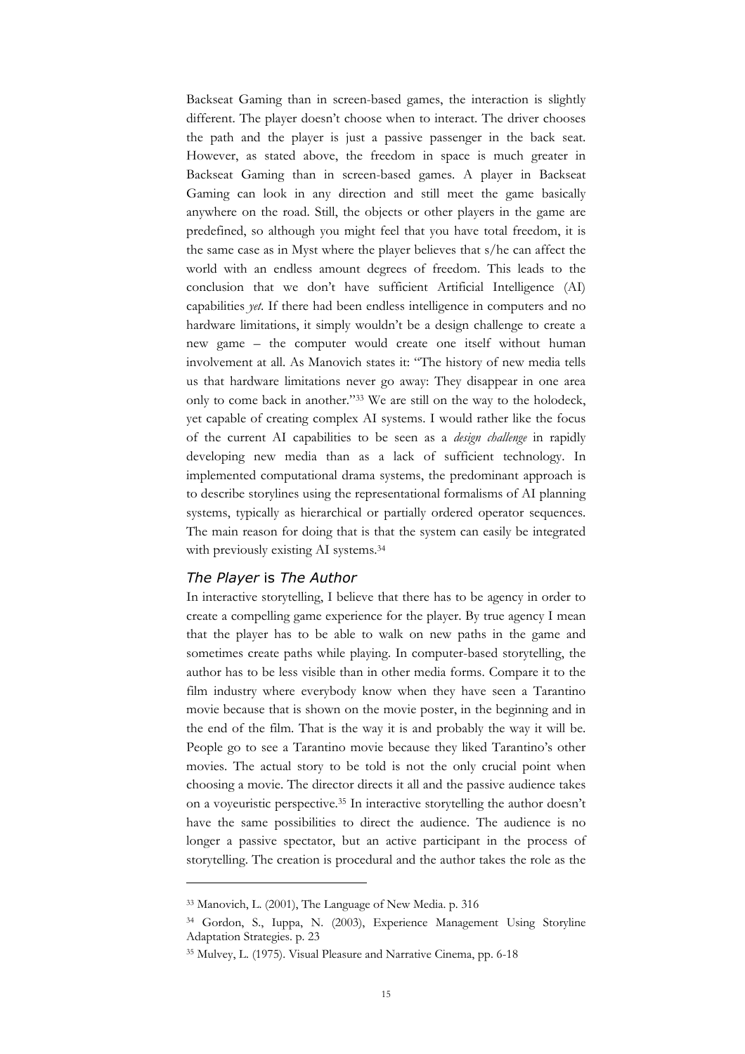Backseat Gaming than in screen-based games, the interaction is slightly different. The player doesn't choose when to interact. The driver chooses the path and the player is just a passive passenger in the back seat. However, as stated above, the freedom in space is much greater in Backseat Gaming than in screen-based games. A player in Backseat Gaming can look in any direction and still meet the game basically anywhere on the road. Still, the objects or other players in the game are predefined, so although you might feel that you have total freedom, it is the same case as in Myst where the player believes that s/he can affect the world with an endless amount degrees of freedom. This leads to the conclusion that we don't have sufficient Artificial Intelligence (AI) capabilities *yet*. If there had been endless intelligence in computers and no hardware limitations, it simply wouldn't be a design challenge to create a new game – the computer would create one itself without human involvement at all. As Manovich states it: "The history of new media tells us that hardware limitations never go away: They disappear in one area only to come back in another."[33] We are still on the way to the holodeck, yet capable of creating complex AI systems. I would rather like the focus of the current AI capabilities to be seen as a *design challenge* in rapidly developing new media than as a lack of sufficient technology. In implemented computational drama systems, the predominant approach is to describe storylines using the representational formalisms of AI planning systems, typically as hierarchical or partially ordered operator sequences. The main reason for doing that is that the system can easily be integrated with previously existing AI systems.[34]

### *The Player* is *The Author*

In interactive storytelling, I believe that there has to be agency in order to create a compelling game experience for the player. By true agency I mean that the player has to be able to walk on new paths in the game and sometimes create paths while playing. In computer-based storytelling, the author has to be less visible than in other media forms. Compare it to the film industry where everybody know when they have seen a Tarantino movie because that is shown on the movie poster, in the beginning and in the end of the film. That is the way it is and probably the way it will be. People go to see a Tarantino movie because they liked Tarantino's other movies. The actual story to be told is not the only crucial point when choosing a movie. The director directs it all and the passive audience takes on a voyeuristic perspective.[35] In interactive storytelling the author doesn't have the same possibilities to direct the audience. The audience is no longer a passive spectator, but an active participant in the process of storytelling. The creation is procedural and the author takes the role as the

---

[33] Manovich, L. (2001), The Language of New Media. p. 316

[34] Gordon, S., Iuppa, N. (2003), Experience Management Using Storyline Adaptation Strategies. p. 23

[35] Mulvey, L. (1975). Visual Pleasure and Narrative Cinema, pp. 6-18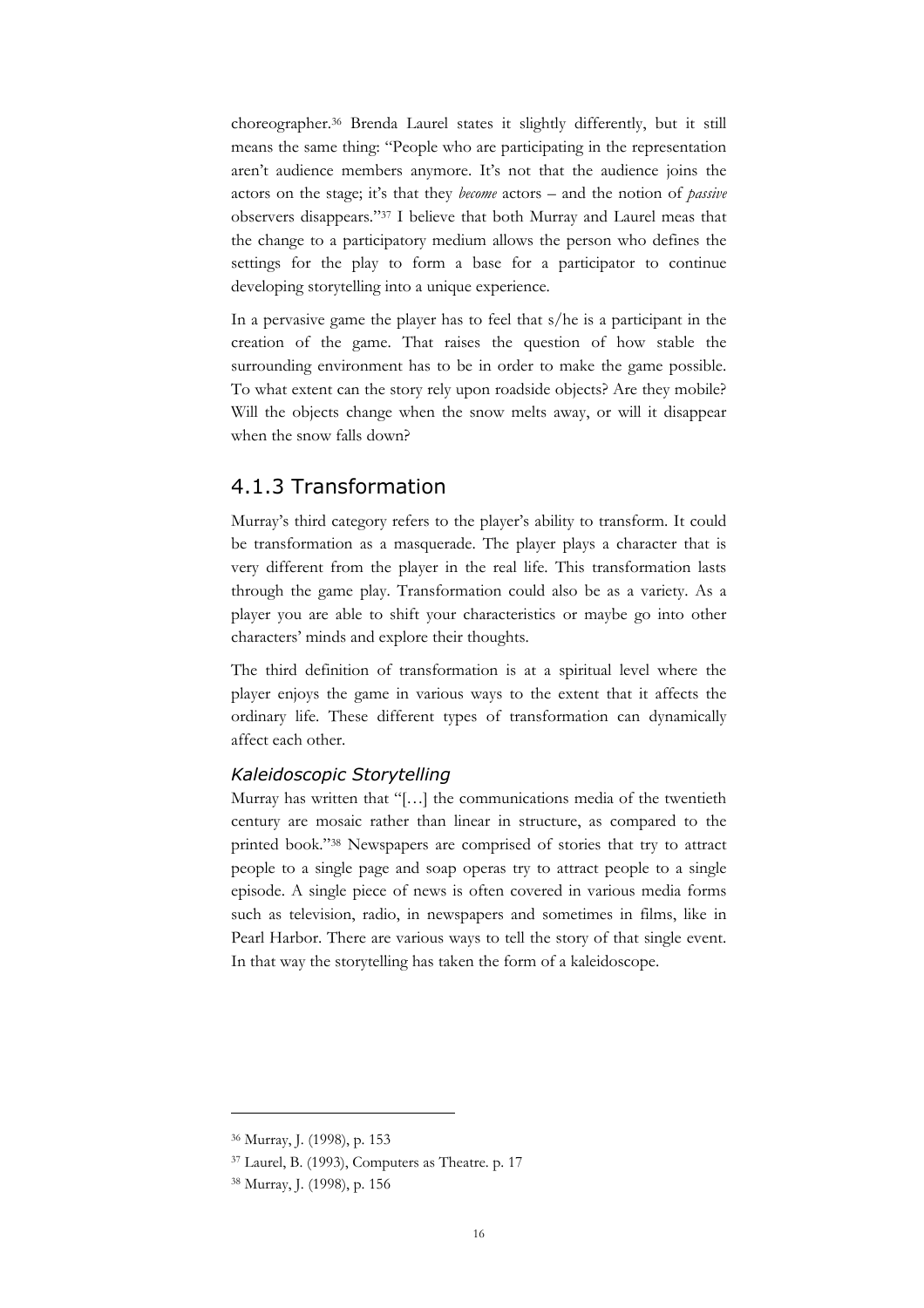choreographer.[36] Brenda Laurel states it slightly differently, but it still means the same thing: "People who are participating in the representation aren't audience members anymore. It's not that the audience joins the actors on the stage; it's that they *become* actors – and the notion of *passive* observers disappears."[37] I believe that both Murray and Laurel meas that the change to a participatory medium allows the person who defines the settings for the play to form a base for a participator to continue developing storytelling into a unique experience.

In a pervasive game the player has to feel that s/he is a participant in the creation of the game. That raises the question of how stable the surrounding environment has to be in order to make the game possible. To what extent can the story rely upon roadside objects? Are they mobile? Will the objects change when the snow melts away, or will it disappear when the snow falls down?

### 4.1.3 Transformation

Murray's third category refers to the player's ability to transform. It could be transformation as a masquerade. The player plays a character that is very different from the player in the real life. This transformation lasts through the game play. Transformation could also be as a variety. As a player you are able to shift your characteristics or maybe go into other characters' minds and explore their thoughts.

The third definition of transformation is at a spiritual level where the player enjoys the game in various ways to the extent that it affects the ordinary life. These different types of transformation can dynamically affect each other.

#### *Kaleidoscopic Storytelling*

Murray has written that "[…] the communications media of the twentieth century are mosaic rather than linear in structure, as compared to the printed book."[38] Newspapers are comprised of stories that try to attract people to a single page and soap operas try to attract people to a single episode. A single piece of news is often covered in various media forms such as television, radio, in newspapers and sometimes in films, like in Pearl Harbor. There are various ways to tell the story of that single event. In that way the storytelling has taken the form of a kaleidoscope.

---

[36] Murray, J. (1998), p. 153

[37] Laurel, B. (1993), Computers as Theatre. p. 17

[38] Murray, J. (1998), p. 156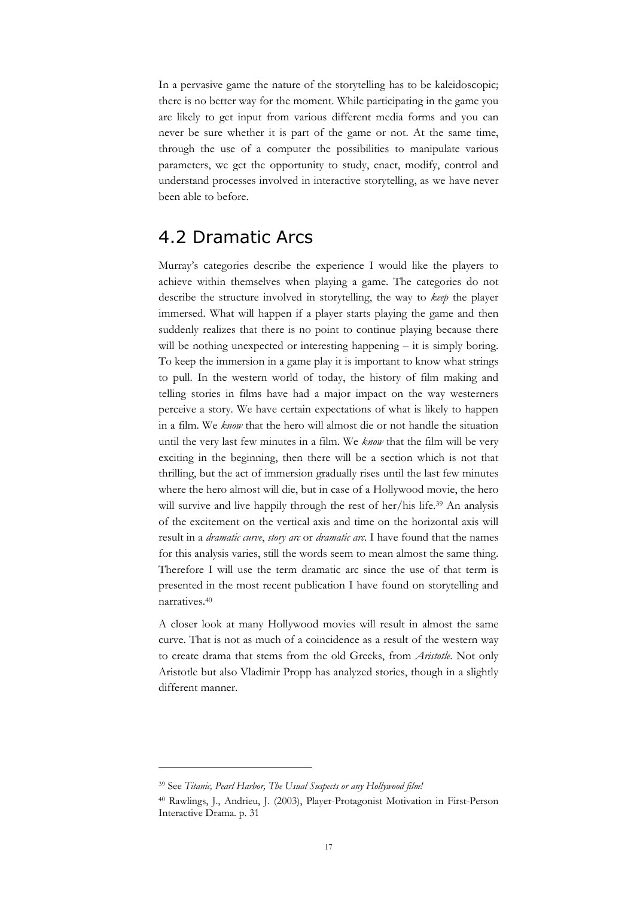In a pervasive game the nature of the storytelling has to be kaleidoscopic; there is no better way for the moment. While participating in the game you are likely to get input from various different media forms and you can never be sure whether it is part of the game or not. At the same time, through the use of a computer the possibilities to manipulate various parameters, we get the opportunity to study, enact, modify, control and understand processes involved in interactive storytelling, as we have never been able to before.

## 4.2 Dramatic Arcs

Murray's categories describe the experience I would like the players to achieve within themselves when playing a game. The categories do not describe the structure involved in storytelling, the way to *keep* the player immersed. What will happen if a player starts playing the game and then suddenly realizes that there is no point to continue playing because there will be nothing unexpected or interesting happening – it is simply boring. To keep the immersion in a game play it is important to know what strings to pull. In the western world of today, the history of film making and telling stories in films have had a major impact on the way westerners perceive a story. We have certain expectations of what is likely to happen in a film. We *know* that the hero will almost die or not handle the situation until the very last few minutes in a film. We *know* that the film will be very exciting in the beginning, then there will be a section which is not that thrilling, but the act of immersion gradually rises until the last few minutes where the hero almost will die, but in case of a Hollywood movie, the hero will survive and live happily through the rest of her/his life.[39] An analysis of the excitement on the vertical axis and time on the horizontal axis will result in a *dramatic curve*, *story arc* or *dramatic arc*. I have found that the names for this analysis varies, still the words seem to mean almost the same thing. Therefore I will use the term dramatic arc since the use of that term is presented in the most recent publication I have found on storytelling and narratives.[40]

A closer look at many Hollywood movies will result in almost the same curve. That is not as much of a coincidence as a result of the western way to create drama that stems from the old Greeks, from *Aristotle*. Not only Aristotle but also Vladimir Propp has analyzed stories, though in a slightly different manner.

---

[39] See *Titanic, Pearl Harbor, The Usual Suspects or any Hollywood film!*

[40] Rawlings, J., Andrieu, J. (2003), Player-Protagonist Motivation in First-Person Interactive Drama. p. 31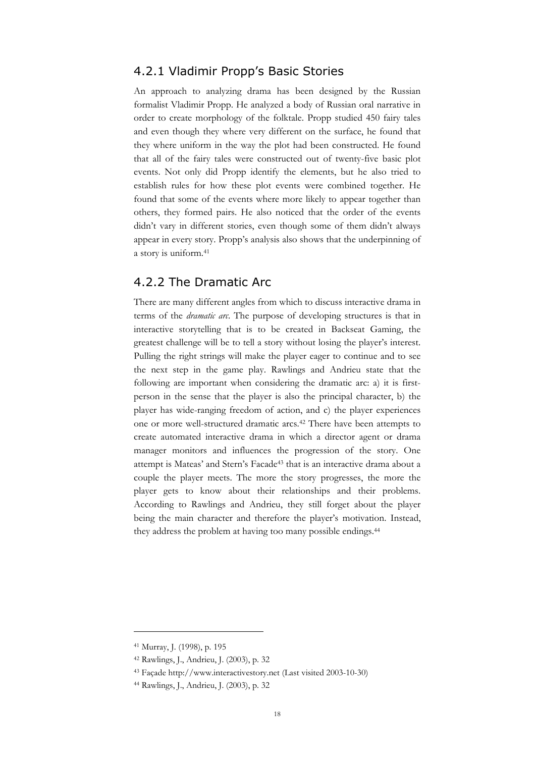### 4.2.1 Vladimir Propp's Basic Stories

An approach to analyzing drama has been designed by the Russian formalist Vladimir Propp. He analyzed a body of Russian oral narrative in order to create morphology of the folktale. Propp studied 450 fairy tales and even though they where very different on the surface, he found that they where uniform in the way the plot had been constructed. He found that all of the fairy tales were constructed out of twenty-five basic plot events. Not only did Propp identify the elements, but he also tried to establish rules for how these plot events were combined together. He found that some of the events where more likely to appear together than others, they formed pairs. He also noticed that the order of the events didn't vary in different stories, even though some of them didn't always appear in every story. Propp's analysis also shows that the underpinning of a story is uniform.[41]

### 4.2.2 The Dramatic Arc

There are many different angles from which to discuss interactive drama in terms of the *dramatic arc*. The purpose of developing structures is that in interactive storytelling that is to be created in Backseat Gaming, the greatest challenge will be to tell a story without losing the player's interest. Pulling the right strings will make the player eager to continue and to see the next step in the game play. Rawlings and Andrieu state that the following are important when considering the dramatic arc: a) it is first-person in the sense that the player is also the principal character, b) the player has wide-ranging freedom of action, and c) the player experiences one or more well-structured dramatic arcs.[42] There have been attempts to create automated interactive drama in which a director agent or drama manager monitors and influences the progression of the story. One attempt is Mateas' and Stern's Facade[43] that is an interactive drama about a couple the player meets. The more the story progresses, the more the player gets to know about their relationships and their problems. According to Rawlings and Andrieu, they still forget about the player being the main character and therefore the player's motivation. Instead, they address the problem at having too many possible endings.[44]

---

[41] Murray, J. (1998), p. 195

[42] Rawlings, J., Andrieu, J. (2003), p. 32

[43] Façade http://www.interactivestory.net (Last visited 2003-10-30)

[44] Rawlings, J., Andrieu, J. (2003), p. 32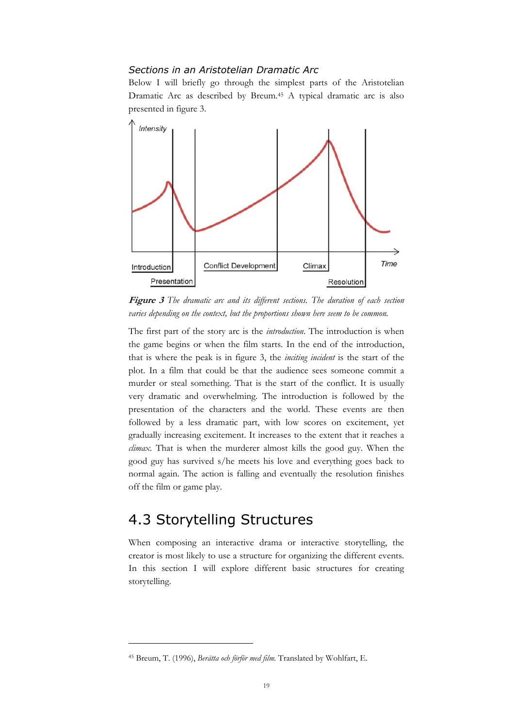### *Sections in an Aristotelian Dramatic Arc*

Below I will briefly go through the simplest parts of the Aristotelian Dramatic Arc as described by Breum.[45] A typical dramatic arc is also presented in figure 3.

***Figure 3*** *The dramatic arc and its different sections. The duration of each section varies depending on the context, but the proportions shown here seem to be common.*

The first part of the story arc is the *introduction*. The introduction is when the game begins or when the film starts. In the end of the introduction, that is where the peak is in figure 3, the *inciting incident* is the start of the plot. In a film that could be that the audience sees someone commit a murder or steal something. That is the start of the conflict. It is usually very dramatic and overwhelming. The introduction is followed by the presentation of the characters and the world. These events are then followed by a less dramatic part, with low scores on excitement, yet gradually increasing excitement. It increases to the extent that it reaches a *climax*. That is when the murderer almost kills the good guy. When the good guy has survived s/he meets his love and everything goes back to normal again. The action is falling and eventually the resolution finishes off the film or game play.

## 4.3 Storytelling Structures

When composing an interactive drama or interactive storytelling, the creator is most likely to use a structure for organizing the different events. In this section I will explore different basic structures for creating storytelling.

---

[45] Breum, T. (1996), *Berätta och förför med film.* Translated by Wohlfart, E.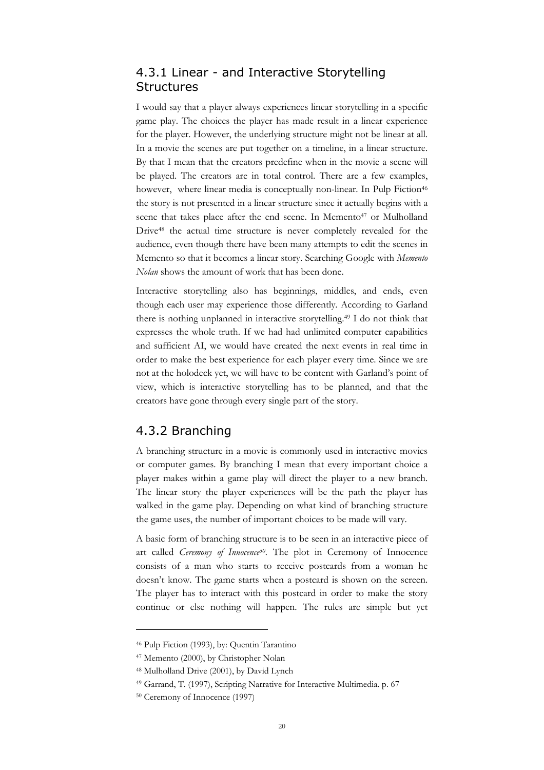### 4.3.1 Linear - and Interactive Storytelling Structures

I would say that a player always experiences linear storytelling in a specific game play. The choices the player has made result in a linear experience for the player. However, the underlying structure might not be linear at all. In a movie the scenes are put together on a timeline, in a linear structure. By that I mean that the creators predefine when in the movie a scene will be played. The creators are in total control. There are a few examples, however, where linear media is conceptually non-linear. In Pulp Fiction[46] the story is not presented in a linear structure since it actually begins with a scene that takes place after the end scene. In Memento[47] or Mulholland Drive[48] the actual time structure is never completely revealed for the audience, even though there have been many attempts to edit the scenes in Memento so that it becomes a linear story. Searching Google with *Memento Nolan* shows the amount of work that has been done.

Interactive storytelling also has beginnings, middles, and ends, even though each user may experience those differently. According to Garland there is nothing unplanned in interactive storytelling.[49] I do not think that expresses the whole truth. If we had had unlimited computer capabilities and sufficient AI, we would have created the next events in real time in order to make the best experience for each player every time. Since we are not at the holodeck yet, we will have to be content with Garland's point of view, which is interactive storytelling has to be planned, and that the creators have gone through every single part of the story.

### 4.3.2 Branching

A branching structure in a movie is commonly used in interactive movies or computer games. By branching I mean that every important choice a player makes within a game play will direct the player to a new branch. The linear story the player experiences will be the path the player has walked in the game play. Depending on what kind of branching structure the game uses, the number of important choices to be made will vary.

A basic form of branching structure is to be seen in an interactive piece of art called *Ceremony of Innocence*[50]. The plot in Ceremony of Innocence consists of a man who starts to receive postcards from a woman he doesn't know. The game starts when a postcard is shown on the screen. The player has to interact with this postcard in order to make the story continue or else nothing will happen. The rules are simple but yet

---

[46] Pulp Fiction (1993), by: Quentin Tarantino

[47] Memento (2000), by Christopher Nolan

[48] Mulholland Drive (2001), by David Lynch

[49] Garrand, T. (1997), Scripting Narrative for Interactive Multimedia. p. 67

[50] Ceremony of Innocence (1997)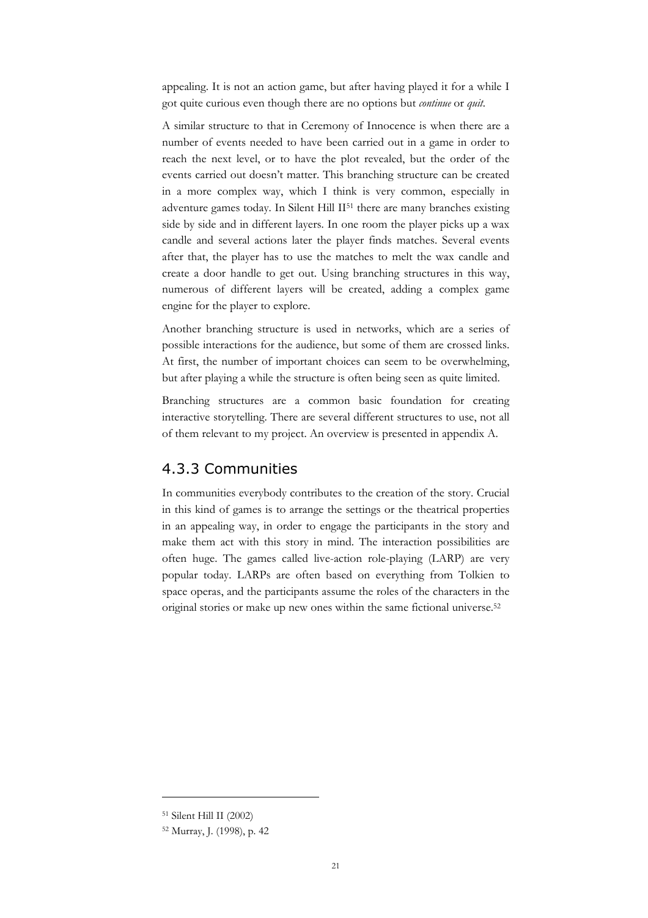appealing. It is not an action game, but after having played it for a while I got quite curious even though there are no options but *continue* or *quit*.

A similar structure to that in Ceremony of Innocence is when there are a number of events needed to have been carried out in a game in order to reach the next level, or to have the plot revealed, but the order of the events carried out doesn't matter. This branching structure can be created in a more complex way, which I think is very common, especially in adventure games today. In Silent Hill II[51] there are many branches existing side by side and in different layers. In one room the player picks up a wax candle and several actions later the player finds matches. Several events after that, the player has to use the matches to melt the wax candle and create a door handle to get out. Using branching structures in this way, numerous of different layers will be created, adding a complex game engine for the player to explore.

Another branching structure is used in networks, which are a series of possible interactions for the audience, but some of them are crossed links. At first, the number of important choices can seem to be overwhelming, but after playing a while the structure is often being seen as quite limited.

Branching structures are a common basic foundation for creating interactive storytelling. There are several different structures to use, not all of them relevant to my project. An overview is presented in appendix A.

## 4.3.3 Communities

In communities everybody contributes to the creation of the story. Crucial in this kind of games is to arrange the settings or the theatrical properties in an appealing way, in order to engage the participants in the story and make them act with this story in mind. The interaction possibilities are often huge. The games called live-action role-playing (LARP) are very popular today. LARPs are often based on everything from Tolkien to space operas, and the participants assume the roles of the characters in the original stories or make up new ones within the same fictional universe.[52]

---

[51] Silent Hill II (2002)

[52] Murray, J. (1998), p. 42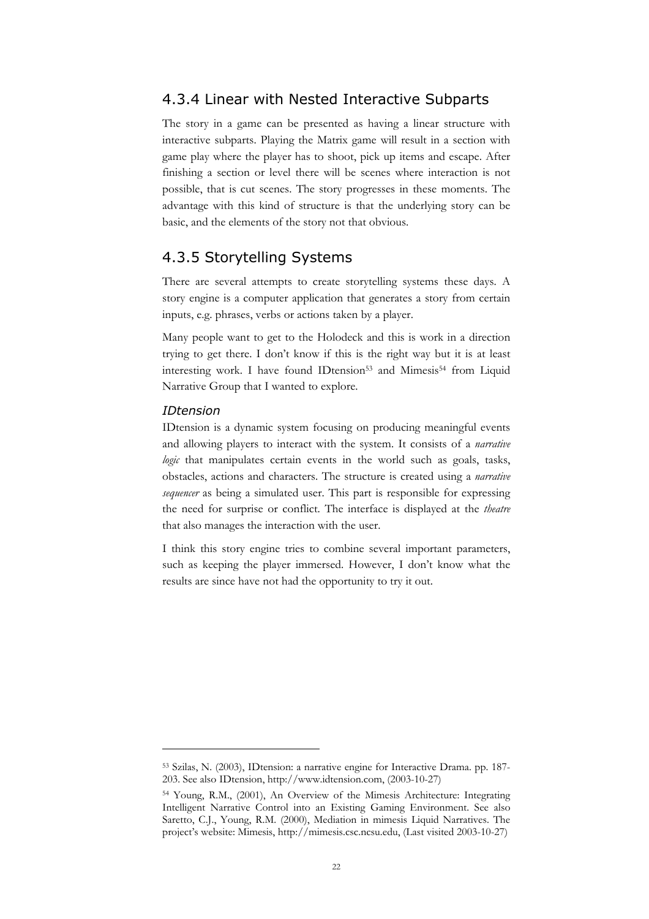## 4.3.4 Linear with Nested Interactive Subparts

The story in a game can be presented as having a linear structure with interactive subparts. Playing the Matrix game will result in a section with game play where the player has to shoot, pick up items and escape. After finishing a section or level there will be scenes where interaction is not possible, that is cut scenes. The story progresses in these moments. The advantage with this kind of structure is that the underlying story can be basic, and the elements of the story not that obvious.

## 4.3.5 Storytelling Systems

There are several attempts to create storytelling systems these days. A story engine is a computer application that generates a story from certain inputs, e.g. phrases, verbs or actions taken by a player.

Many people want to get to the Holodeck and this is work in a direction trying to get there. I don't know if this is the right way but it is at least interesting work. I have found IDtension[53] and Mimesis[54] from Liquid Narrative Group that I wanted to explore.

### *IDtension*

IDtension is a dynamic system focusing on producing meaningful events and allowing players to interact with the system. It consists of a *narrative logic* that manipulates certain events in the world such as goals, tasks, obstacles, actions and characters. The structure is created using a *narrative sequencer* as being a simulated user. This part is responsible for expressing the need for surprise or conflict. The interface is displayed at the *theatre* that also manages the interaction with the user.

I think this story engine tries to combine several important parameters, such as keeping the player immersed. However, I don't know what the results are since have not had the opportunity to try it out.

---

[53] Szilas, N. (2003), IDtension: a narrative engine for Interactive Drama. pp. 187-203. See also IDtension, http://www.idtension.com, (2003-10-27)

[54] Young, R.M., (2001), An Overview of the Mimesis Architecture: Integrating Intelligent Narrative Control into an Existing Gaming Environment. See also Saretto, C.J., Young, R.M. (2000), Mediation in mimesis Liquid Narratives. The project's website: Mimesis, http://mimesis.csc.ncsu.edu, (Last visited 2003-10-27)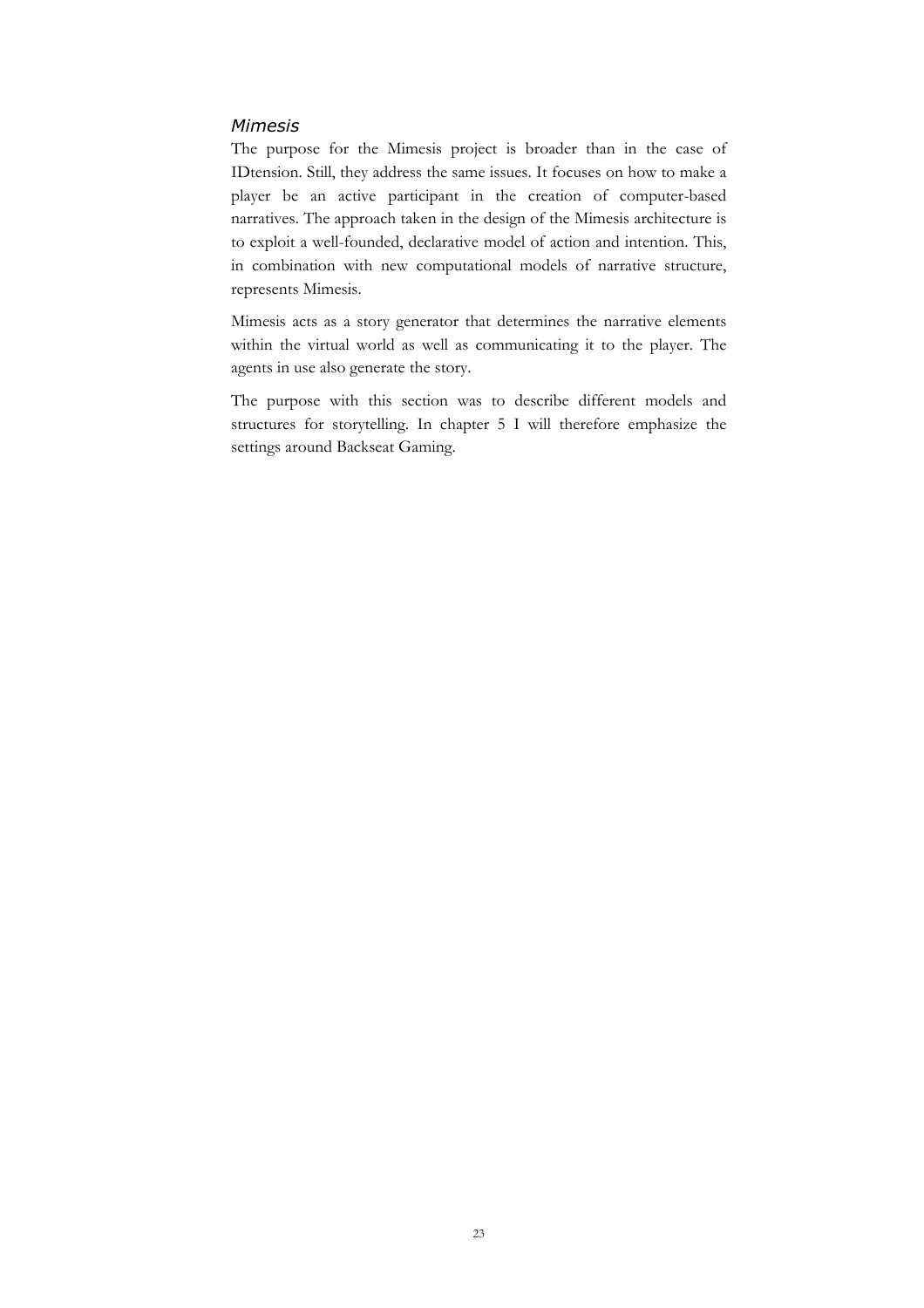### *Mimesis*

The purpose for the Mimesis project is broader than in the case of IDtension. Still, they address the same issues. It focuses on how to make a player be an active participant in the creation of computer-based narratives. The approach taken in the design of the Mimesis architecture is to exploit a well-founded, declarative model of action and intention. This, in combination with new computational models of narrative structure, represents Mimesis.

Mimesis acts as a story generator that determines the narrative elements within the virtual world as well as communicating it to the player. The agents in use also generate the story.

The purpose with this section was to describe different models and structures for storytelling. In chapter 5 I will therefore emphasize the settings around Backseat Gaming.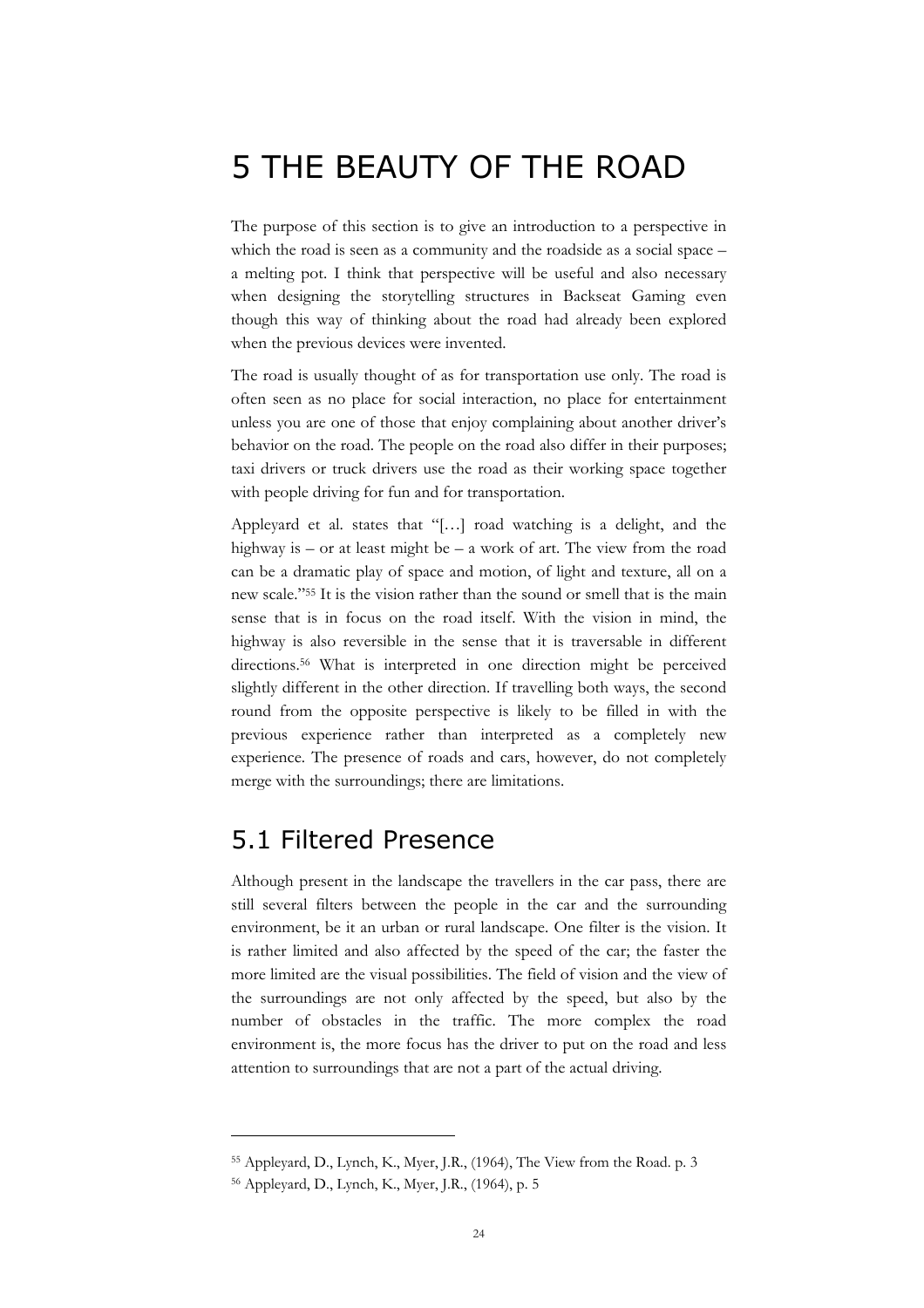# 5 THE BEAUTY OF THE ROAD

The purpose of this section is to give an introduction to a perspective in which the road is seen as a community and the roadside as a social space – a melting pot. I think that perspective will be useful and also necessary when designing the storytelling structures in Backseat Gaming even though this way of thinking about the road had already been explored when the previous devices were invented.

The road is usually thought of as for transportation use only. The road is often seen as no place for social interaction, no place for entertainment unless you are one of those that enjoy complaining about another driver's behavior on the road. The people on the road also differ in their purposes; taxi drivers or truck drivers use the road as their working space together with people driving for fun and for transportation.

Appleyard et al. states that "[…] road watching is a delight, and the highway is – or at least might be – a work of art. The view from the road can be a dramatic play of space and motion, of light and texture, all on a new scale."[55] It is the vision rather than the sound or smell that is the main sense that is in focus on the road itself. With the vision in mind, the highway is also reversible in the sense that it is traversable in different directions.[56] What is interpreted in one direction might be perceived slightly different in the other direction. If travelling both ways, the second round from the opposite perspective is likely to be filled in with the previous experience rather than interpreted as a completely new experience. The presence of roads and cars, however, do not completely merge with the surroundings; there are limitations.

## 5.1 Filtered Presence

Although present in the landscape the travellers in the car pass, there are still several filters between the people in the car and the surrounding environment, be it an urban or rural landscape. One filter is the vision. It is rather limited and also affected by the speed of the car; the faster the more limited are the visual possibilities. The field of vision and the view of the surroundings are not only affected by the speed, but also by the number of obstacles in the traffic. The more complex the road environment is, the more focus has the driver to put on the road and less attention to surroundings that are not a part of the actual driving.

---

[55] Appleyard, D., Lynch, K., Myer, J.R., (1964), The View from the Road. p. 3

[56] Appleyard, D., Lynch, K., Myer, J.R., (1964), p. 5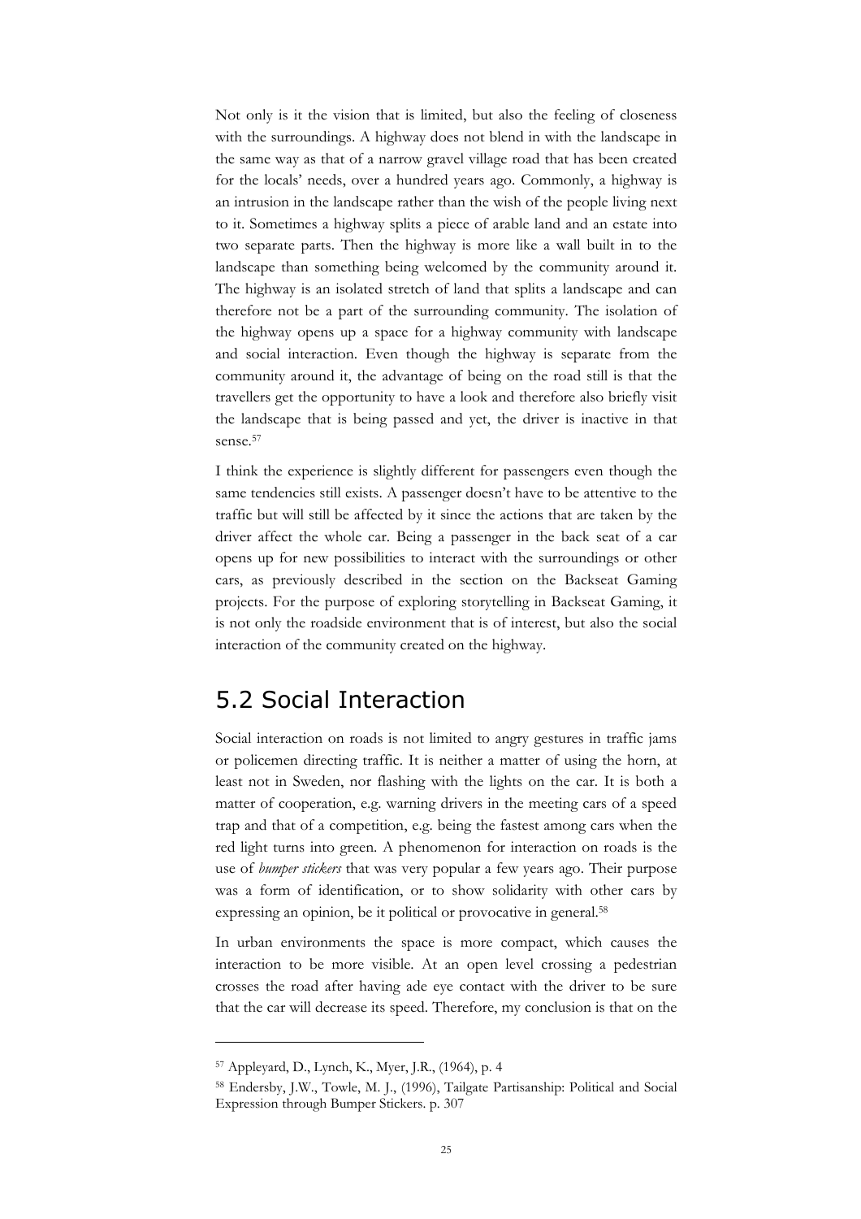Not only is it the vision that is limited, but also the feeling of closeness with the surroundings. A highway does not blend in with the landscape in the same way as that of a narrow gravel village road that has been created for the locals' needs, over a hundred years ago. Commonly, a highway is an intrusion in the landscape rather than the wish of the people living next to it. Sometimes a highway splits a piece of arable land and an estate into two separate parts. Then the highway is more like a wall built in to the landscape than something being welcomed by the community around it. The highway is an isolated stretch of land that splits a landscape and can therefore not be a part of the surrounding community. The isolation of the highway opens up a space for a highway community with landscape and social interaction. Even though the highway is separate from the community around it, the advantage of being on the road still is that the travellers get the opportunity to have a look and therefore also briefly visit the landscape that is being passed and yet, the driver is inactive in that sense.[57]

I think the experience is slightly different for passengers even though the same tendencies still exists. A passenger doesn't have to be attentive to the traffic but will still be affected by it since the actions that are taken by the driver affect the whole car. Being a passenger in the back seat of a car opens up for new possibilities to interact with the surroundings or other cars, as previously described in the section on the Backseat Gaming projects. For the purpose of exploring storytelling in Backseat Gaming, it is not only the roadside environment that is of interest, but also the social interaction of the community created on the highway.

## 5.2 Social Interaction

Social interaction on roads is not limited to angry gestures in traffic jams or policemen directing traffic. It is neither a matter of using the horn, at least not in Sweden, nor flashing with the lights on the car. It is both a matter of cooperation, e.g. warning drivers in the meeting cars of a speed trap and that of a competition, e.g. being the fastest among cars when the red light turns into green. A phenomenon for interaction on roads is the use of *bumper stickers* that was very popular a few years ago. Their purpose was a form of identification, or to show solidarity with other cars by expressing an opinion, be it political or provocative in general.[58]

In urban environments the space is more compact, which causes the interaction to be more visible. At an open level crossing a pedestrian crosses the road after having ade eye contact with the driver to be sure that the car will decrease its speed. Therefore, my conclusion is that on the

---

[57] Appleyard, D., Lynch, K., Myer, J.R., (1964), p. 4

[58] Endersby, J.W., Towle, M. J., (1996), Tailgate Partisanship: Political and Social Expression through Bumper Stickers. p. 307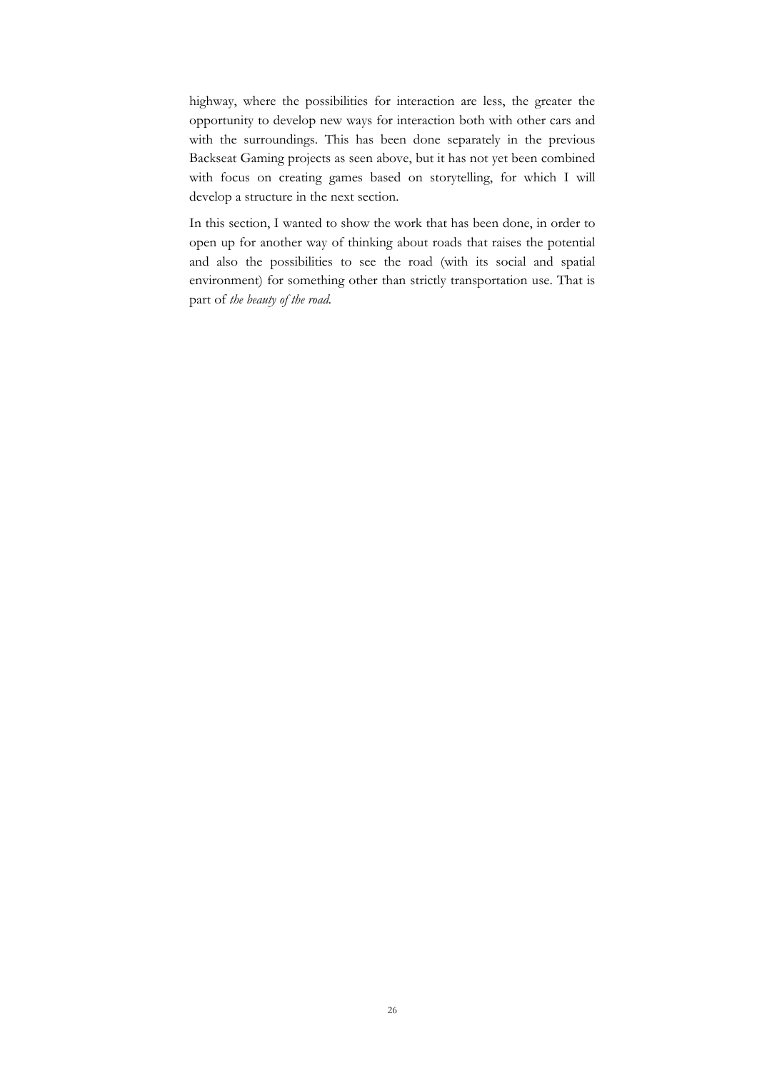highway, where the possibilities for interaction are less, the greater the opportunity to develop new ways for interaction both with other cars and with the surroundings. This has been done separately in the previous Backseat Gaming projects as seen above, but it has not yet been combined with focus on creating games based on storytelling, for which I will develop a structure in the next section.

In this section, I wanted to show the work that has been done, in order to open up for another way of thinking about roads that raises the potential and also the possibilities to see the road (with its social and spatial environment) for something other than strictly transportation use. That is part of *the beauty of the road.*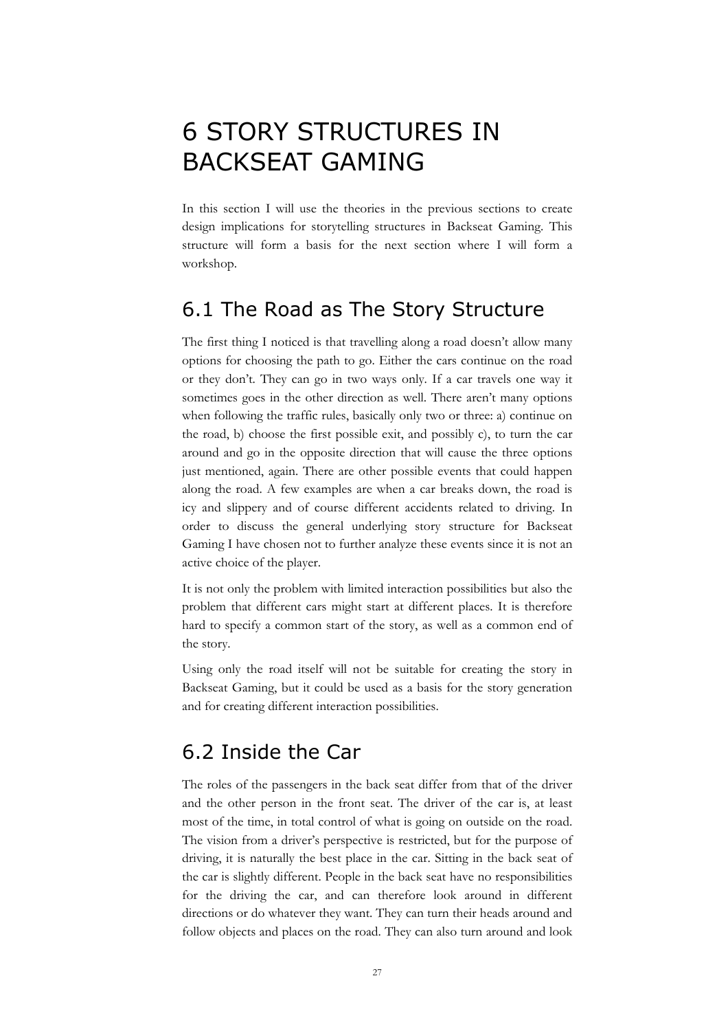# 6 STORY STRUCTURES IN BACKSEAT GAMING

In this section I will use the theories in the previous sections to create design implications for storytelling structures in Backseat Gaming. This structure will form a basis for the next section where I will form a workshop.

## 6.1 The Road as The Story Structure

The first thing I noticed is that travelling along a road doesn't allow many options for choosing the path to go. Either the cars continue on the road or they don't. They can go in two ways only. If a car travels one way it sometimes goes in the other direction as well. There aren't many options when following the traffic rules, basically only two or three: a) continue on the road, b) choose the first possible exit, and possibly c), to turn the car around and go in the opposite direction that will cause the three options just mentioned, again. There are other possible events that could happen along the road. A few examples are when a car breaks down, the road is icy and slippery and of course different accidents related to driving. In order to discuss the general underlying story structure for Backseat Gaming I have chosen not to further analyze these events since it is not an active choice of the player.

It is not only the problem with limited interaction possibilities but also the problem that different cars might start at different places. It is therefore hard to specify a common start of the story, as well as a common end of the story.

Using only the road itself will not be suitable for creating the story in Backseat Gaming, but it could be used as a basis for the story generation and for creating different interaction possibilities.

## 6.2 Inside the Car

The roles of the passengers in the back seat differ from that of the driver and the other person in the front seat. The driver of the car is, at least most of the time, in total control of what is going on outside on the road. The vision from a driver's perspective is restricted, but for the purpose of driving, it is naturally the best place in the car. Sitting in the back seat of the car is slightly different. People in the back seat have no responsibilities for the driving the car, and can therefore look around in different directions or do whatever they want. They can turn their heads around and follow objects and places on the road. They can also turn around and look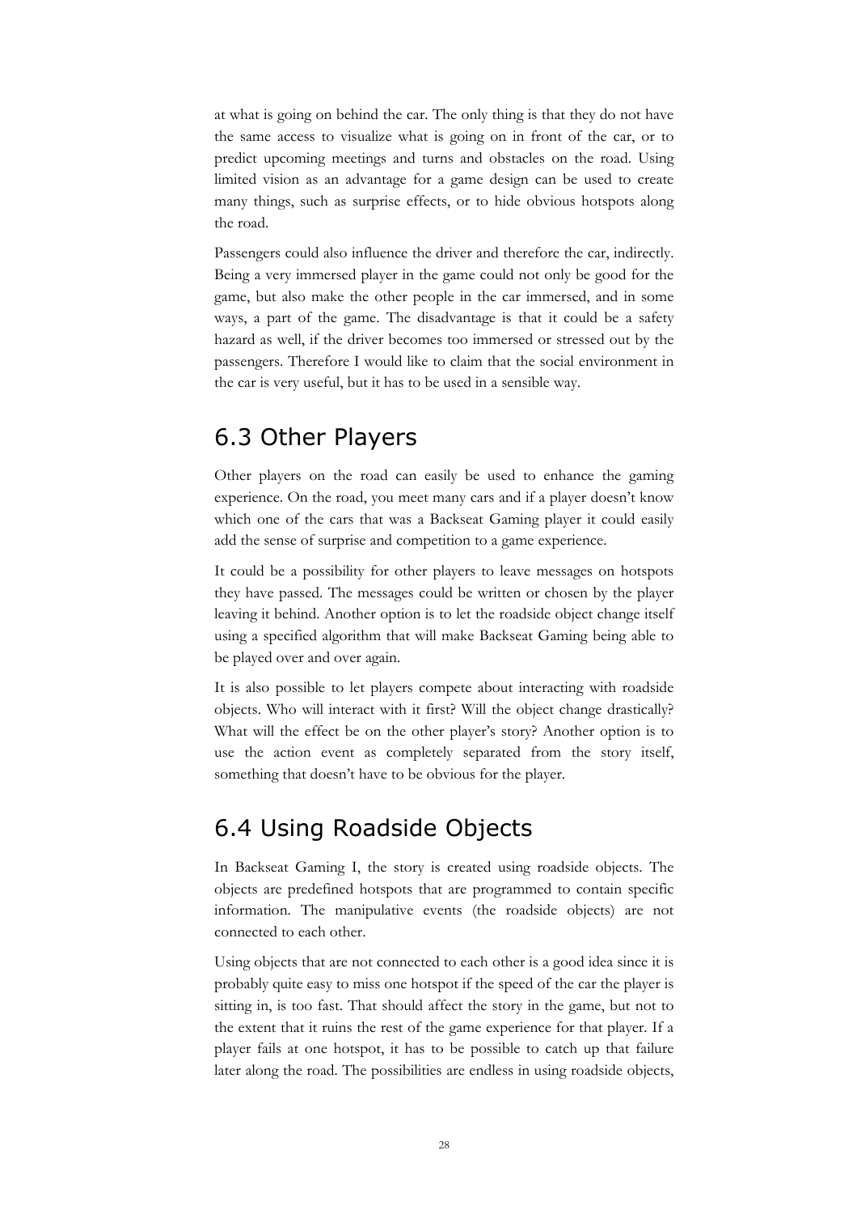at what is going on behind the car. The only thing is that they do not have the same access to visualize what is going on in front of the car, or to predict upcoming meetings and turns and obstacles on the road. Using limited vision as an advantage for a game design can be used to create many things, such as surprise effects, or to hide obvious hotspots along the road.

Passengers could also influence the driver and therefore the car, indirectly. Being a very immersed player in the game could not only be good for the game, but also make the other people in the car immersed, and in some ways, a part of the game. The disadvantage is that it could be a safety hazard as well, if the driver becomes too immersed or stressed out by the passengers. Therefore I would like to claim that the social environment in the car is very useful, but it has to be used in a sensible way.

## 6.3 Other Players

Other players on the road can easily be used to enhance the gaming experience. On the road, you meet many cars and if a player doesn't know which one of the cars that was a Backseat Gaming player it could easily add the sense of surprise and competition to a game experience.

It could be a possibility for other players to leave messages on hotspots they have passed. The messages could be written or chosen by the player leaving it behind. Another option is to let the roadside object change itself using a specified algorithm that will make Backseat Gaming being able to be played over and over again.

It is also possible to let players compete about interacting with roadside objects. Who will interact with it first? Will the object change drastically? What will the effect be on the other player's story? Another option is to use the action event as completely separated from the story itself, something that doesn't have to be obvious for the player.

## 6.4 Using Roadside Objects

In Backseat Gaming I, the story is created using roadside objects. The objects are predefined hotspots that are programmed to contain specific information. The manipulative events (the roadside objects) are not connected to each other.

Using objects that are not connected to each other is a good idea since it is probably quite easy to miss one hotspot if the speed of the car the player is sitting in, is too fast. That should affect the story in the game, but not to the extent that it ruins the rest of the game experience for that player. If a player fails at one hotspot, it has to be possible to catch up that failure later along the road. The possibilities are endless in using roadside objects,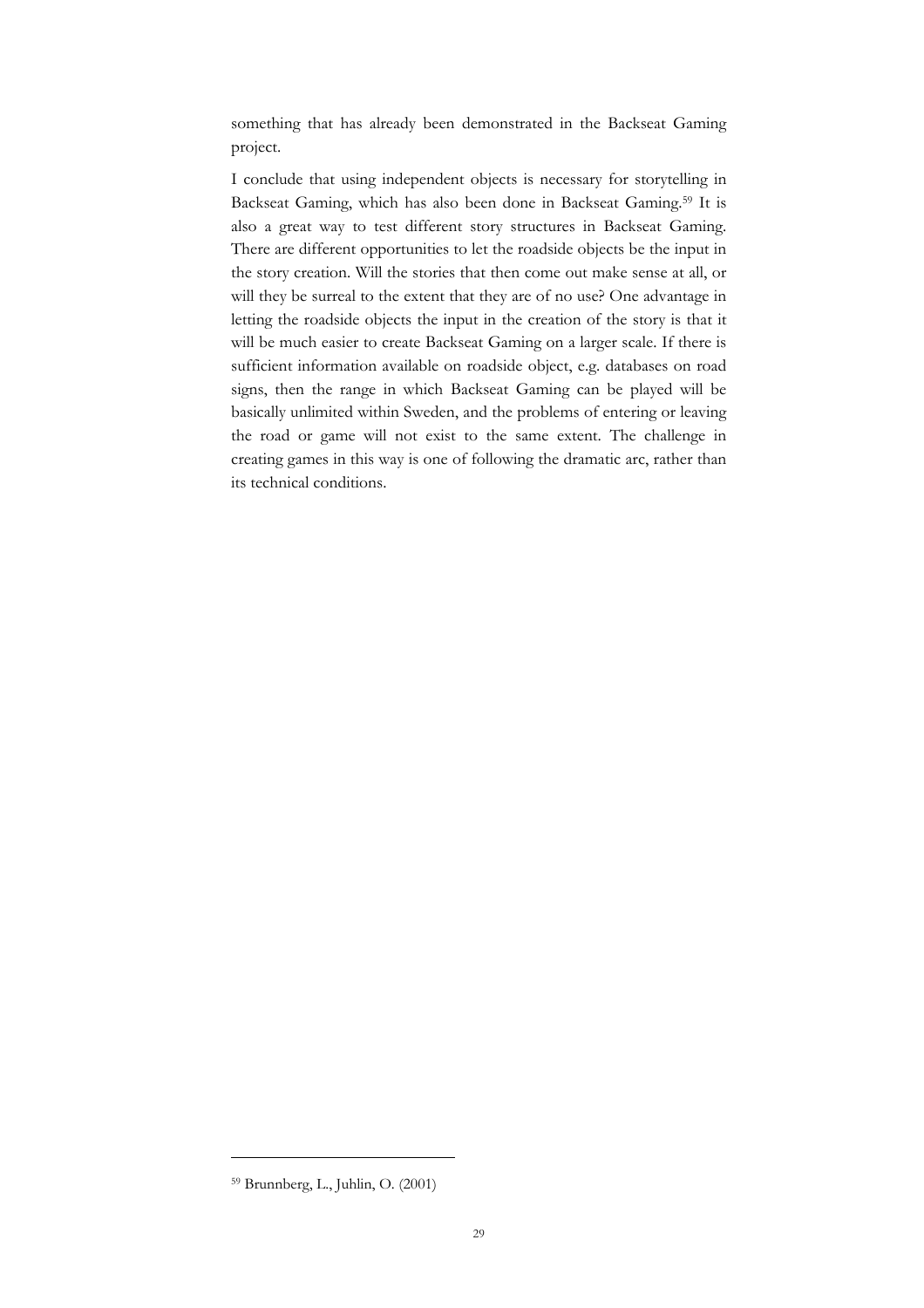something that has already been demonstrated in the Backseat Gaming project.

I conclude that using independent objects is necessary for storytelling in Backseat Gaming, which has also been done in Backseat Gaming.[59] It is also a great way to test different story structures in Backseat Gaming. There are different opportunities to let the roadside objects be the input in the story creation. Will the stories that then come out make sense at all, or will they be surreal to the extent that they are of no use? One advantage in letting the roadside objects the input in the creation of the story is that it will be much easier to create Backseat Gaming on a larger scale. If there is sufficient information available on roadside object, e.g. databases on road signs, then the range in which Backseat Gaming can be played will be basically unlimited within Sweden, and the problems of entering or leaving the road or game will not exist to the same extent. The challenge in creating games in this way is one of following the dramatic arc, rather than its technical conditions.

---

[59] Brunnberg, L., Juhlin, O. (2001)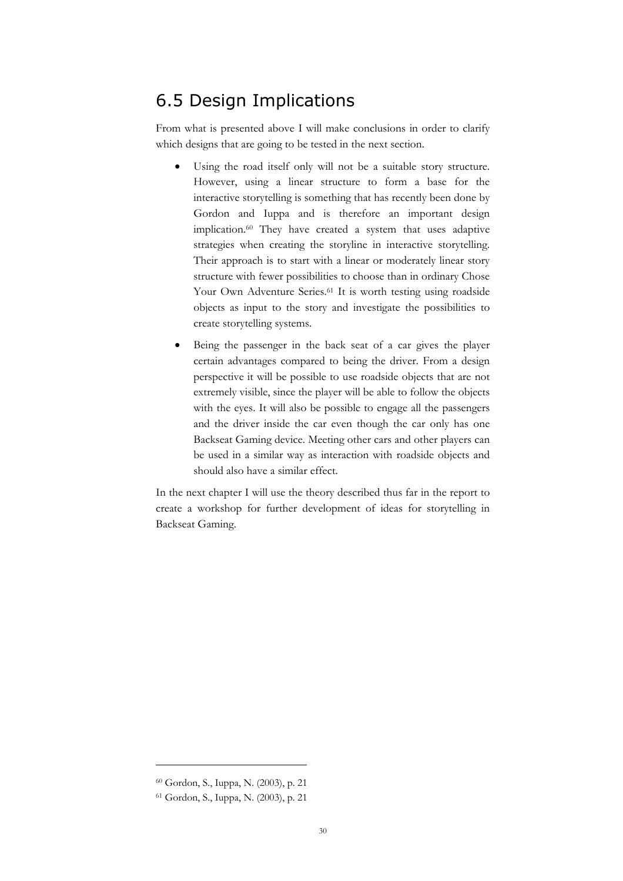## 6.5 Design Implications

From what is presented above I will make conclusions in order to clarify which designs that are going to be tested in the next section.

- Using the road itself only will not be a suitable story structure. However, using a linear structure to form a base for the interactive storytelling is something that has recently been done by Gordon and Iuppa and is therefore an important design implication.[60] They have created a system that uses adaptive strategies when creating the storyline in interactive storytelling. Their approach is to start with a linear or moderately linear story structure with fewer possibilities to choose than in ordinary Chose Your Own Adventure Series.[61] It is worth testing using roadside objects as input to the story and investigate the possibilities to create storytelling systems.
- Being the passenger in the back seat of a car gives the player certain advantages compared to being the driver. From a design perspective it will be possible to use roadside objects that are not extremely visible, since the player will be able to follow the objects with the eyes. It will also be possible to engage all the passengers and the driver inside the car even though the car only has one Backseat Gaming device. Meeting other cars and other players can be used in a similar way as interaction with roadside objects and should also have a similar effect.

In the next chapter I will use the theory described thus far in the report to create a workshop for further development of ideas for storytelling in Backseat Gaming.

[60] Gordon, S., Iuppa, N. (2003), p. 21

[61] Gordon, S., Iuppa, N. (2003), p. 21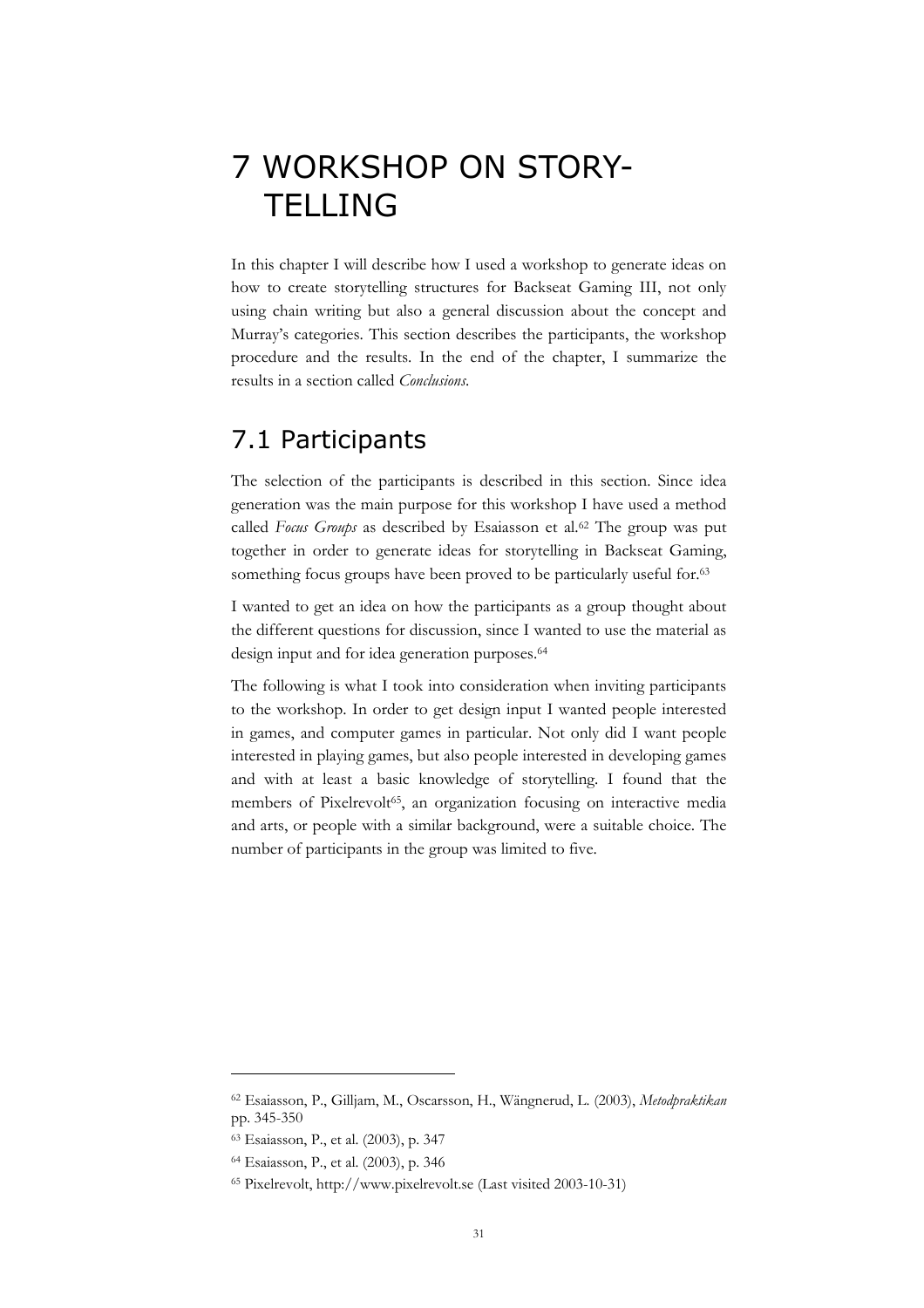# 7 WORKSHOP ON STORY-TELLING

In this chapter I will describe how I used a workshop to generate ideas on how to create storytelling structures for Backseat Gaming III, not only using chain writing but also a general discussion about the concept and Murray's categories. This section describes the participants, the workshop procedure and the results. In the end of the chapter, I summarize the results in a section called *Conclusions*.

## 7.1 Participants

The selection of the participants is described in this section. Since idea generation was the main purpose for this workshop I have used a method called *Focus Groups* as described by Esaiasson et al.[62] The group was put together in order to generate ideas for storytelling in Backseat Gaming, something focus groups have been proved to be particularly useful for.[63]

I wanted to get an idea on how the participants as a group thought about the different questions for discussion, since I wanted to use the material as design input and for idea generation purposes.[64]

The following is what I took into consideration when inviting participants to the workshop. In order to get design input I wanted people interested in games, and computer games in particular. Not only did I want people interested in playing games, but also people interested in developing games and with at least a basic knowledge of storytelling. I found that the members of Pixelrevolt[65], an organization focusing on interactive media and arts, or people with a similar background, were a suitable choice. The number of participants in the group was limited to five.

---

[62] Esaiasson, P., Gilljam, M., Oscarsson, H., Wängnerud, L. (2003), *Metodpraktikan* pp. 345-350

[63] Esaiasson, P., et al. (2003), p. 347

[64] Esaiasson, P., et al. (2003), p. 346

[65] Pixelrevolt, http://www.pixelrevolt.se (Last visited 2003-10-31)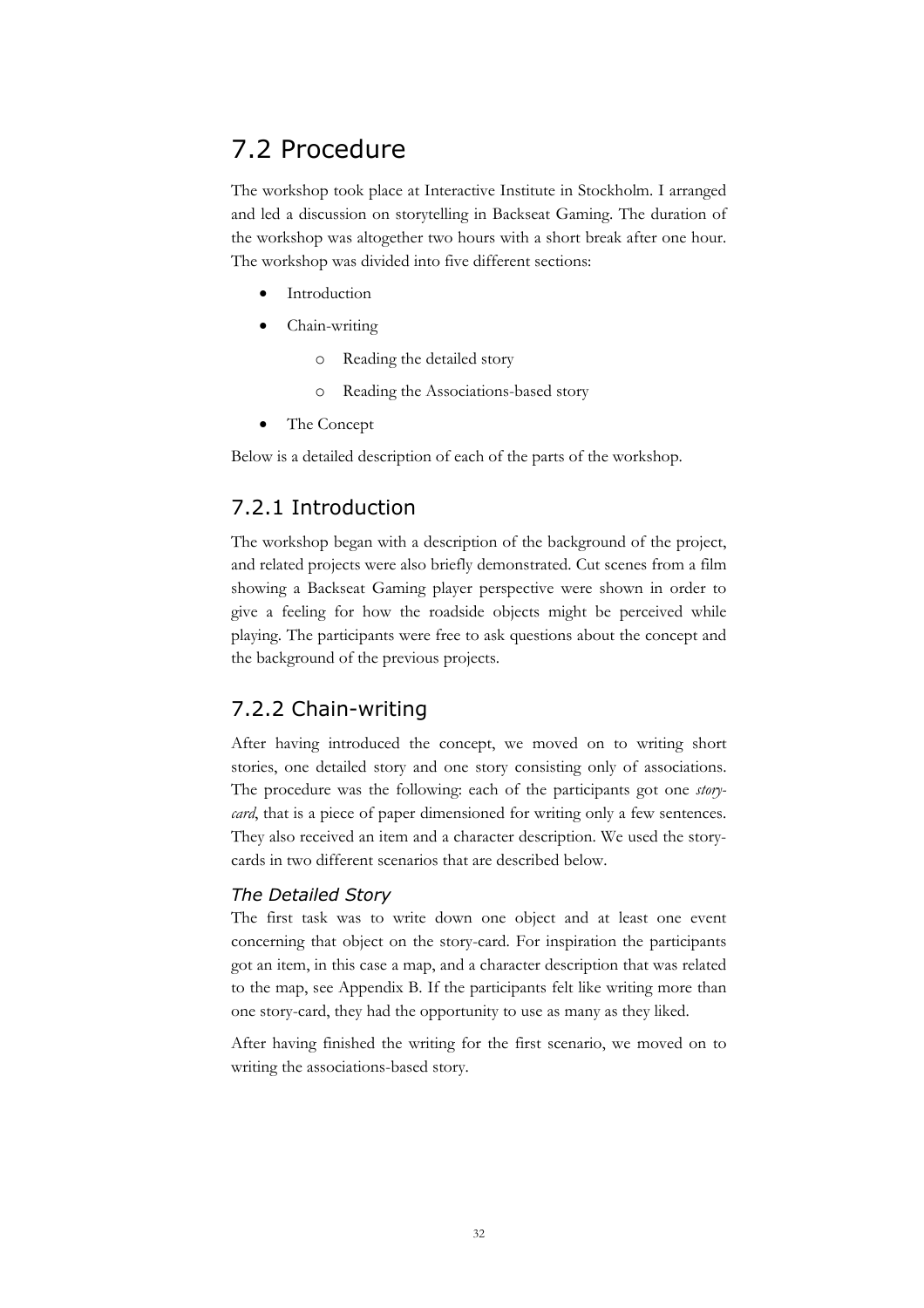## 7.2 Procedure

The workshop took place at Interactive Institute in Stockholm. I arranged and led a discussion on storytelling in Backseat Gaming. The duration of the workshop was altogether two hours with a short break after one hour. The workshop was divided into five different sections:

- Introduction
- Chain-writing
    - Reading the detailed story
    - Reading the Associations-based story
- The Concept

Below is a detailed description of each of the parts of the workshop.

### 7.2.1 Introduction

The workshop began with a description of the background of the project, and related projects were also briefly demonstrated. Cut scenes from a film showing a Backseat Gaming player perspective were shown in order to give a feeling for how the roadside objects might be perceived while playing. The participants were free to ask questions about the concept and the background of the previous projects.

### 7.2.2 Chain-writing

After having introduced the concept, we moved on to writing short stories, one detailed story and one story consisting only of associations. The procedure was the following: each of the participants got one *story-card*, that is a piece of paper dimensioned for writing only a few sentences. They also received an item and a character description. We used the story-cards in two different scenarios that are described below.

#### *The Detailed Story*

The first task was to write down one object and at least one event concerning that object on the story-card. For inspiration the participants got an item, in this case a map, and a character description that was related to the map, see Appendix B. If the participants felt like writing more than one story-card, they had the opportunity to use as many as they liked.

After having finished the writing for the first scenario, we moved on to writing the associations-based story.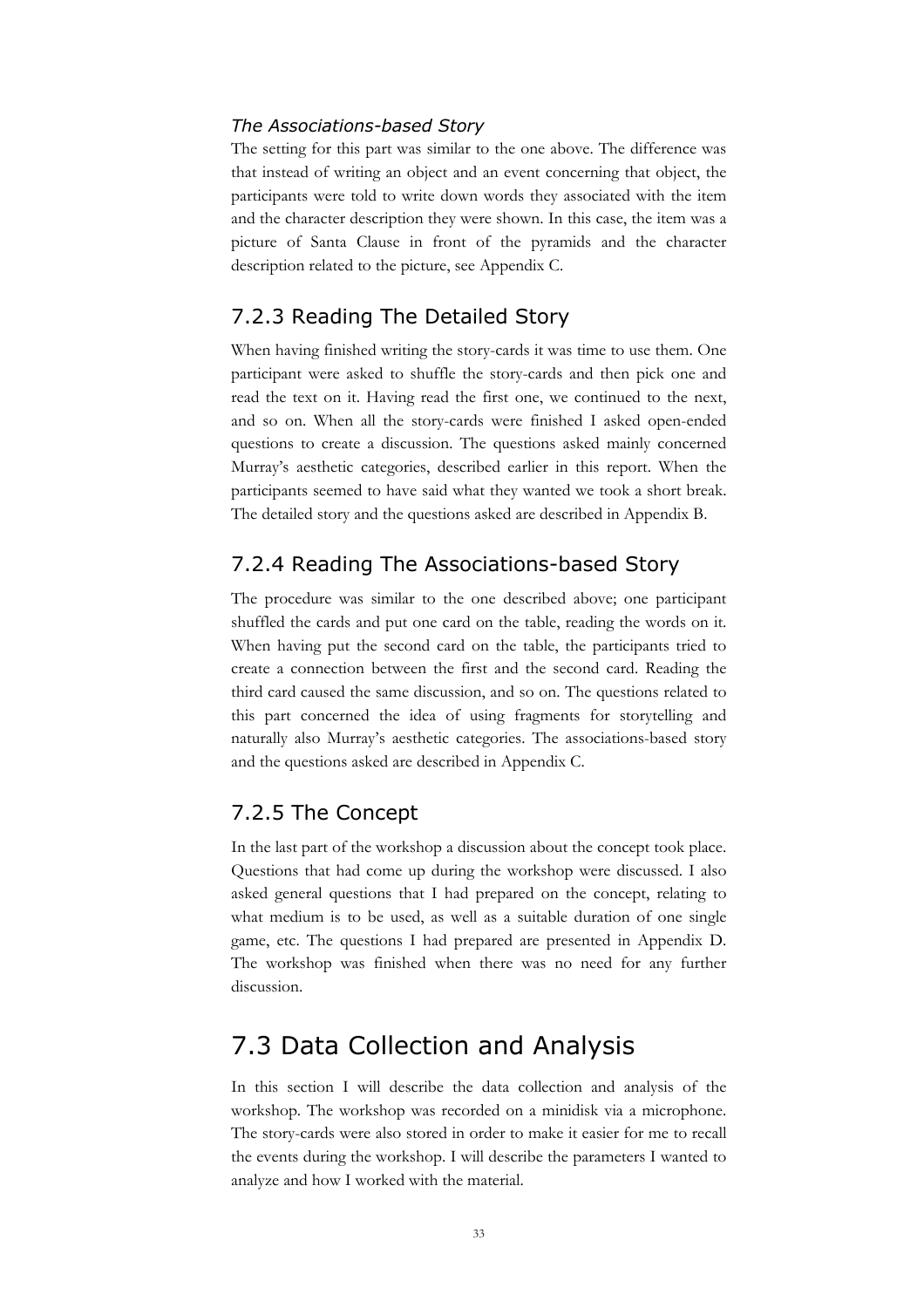*The Associations-based Story*

The setting for this part was similar to the one above. The difference was that instead of writing an object and an event concerning that object, the participants were told to write down words they associated with the item and the character description they were shown. In this case, the item was a picture of Santa Clause in front of the pyramids and the character description related to the picture, see Appendix C.

### 7.2.3 Reading The Detailed Story

When having finished writing the story-cards it was time to use them. One participant were asked to shuffle the story-cards and then pick one and read the text on it. Having read the first one, we continued to the next, and so on. When all the story-cards were finished I asked open-ended questions to create a discussion. The questions asked mainly concerned Murray's aesthetic categories, described earlier in this report. When the participants seemed to have said what they wanted we took a short break. The detailed story and the questions asked are described in Appendix B.

### 7.2.4 Reading The Associations-based Story

The procedure was similar to the one described above; one participant shuffled the cards and put one card on the table, reading the words on it. When having put the second card on the table, the participants tried to create a connection between the first and the second card. Reading the third card caused the same discussion, and so on. The questions related to this part concerned the idea of using fragments for storytelling and naturally also Murray's aesthetic categories. The associations-based story and the questions asked are described in Appendix C.

### 7.2.5 The Concept

In the last part of the workshop a discussion about the concept took place. Questions that had come up during the workshop were discussed. I also asked general questions that I had prepared on the concept, relating to what medium is to be used, as well as a suitable duration of one single game, etc. The questions I had prepared are presented in Appendix D. The workshop was finished when there was no need for any further discussion.

## 7.3 Data Collection and Analysis

In this section I will describe the data collection and analysis of the workshop. The workshop was recorded on a minidisk via a microphone. The story-cards were also stored in order to make it easier for me to recall the events during the workshop. I will describe the parameters I wanted to analyze and how I worked with the material.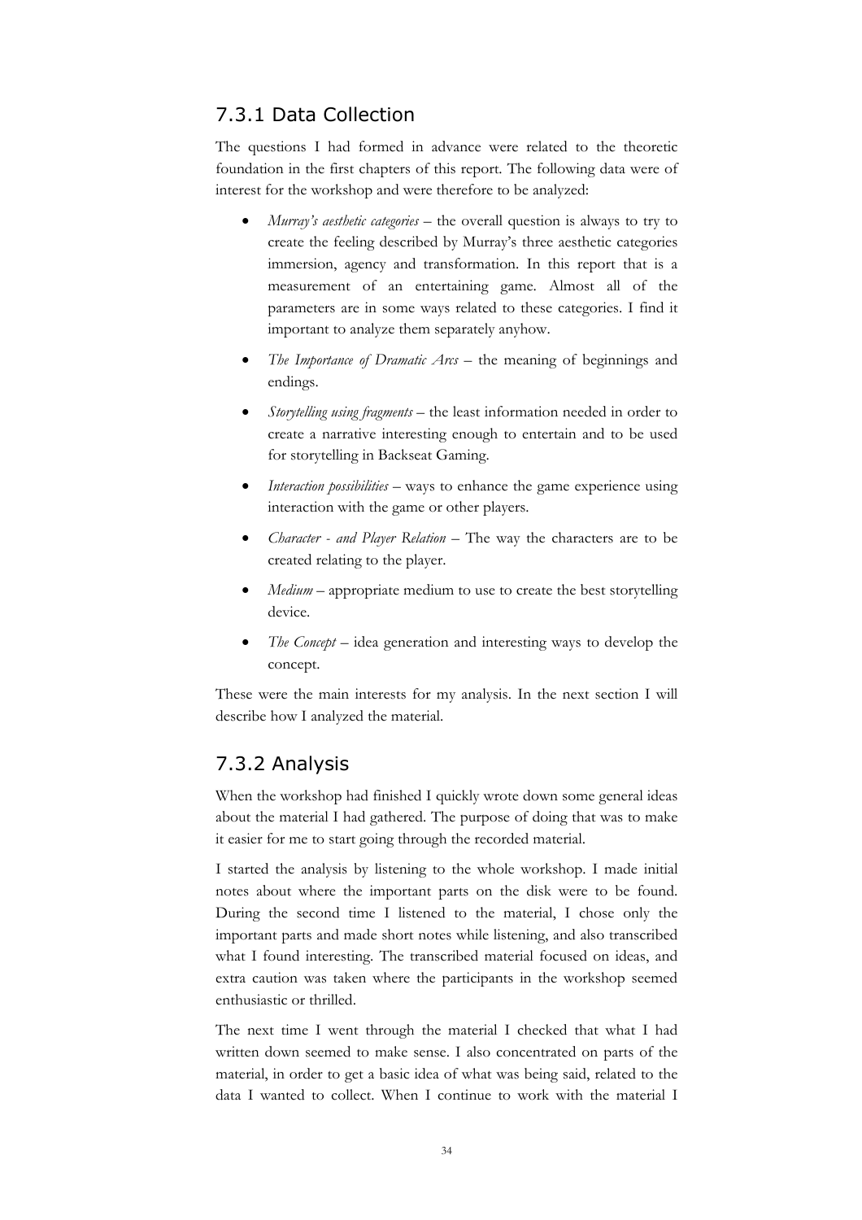### 7.3.1 Data Collection

The questions I had formed in advance were related to the theoretic foundation in the first chapters of this report. The following data were of interest for the workshop and were therefore to be analyzed:

- *Murray's aesthetic categories* – the overall question is always to try to create the feeling described by Murray's three aesthetic categories immersion, agency and transformation. In this report that is a measurement of an entertaining game. Almost all of the parameters are in some ways related to these categories. I find it important to analyze them separately anyhow.
- *The Importance of Dramatic Arcs* – the meaning of beginnings and endings.
- *Storytelling using fragments* – the least information needed in order to create a narrative interesting enough to entertain and to be used for storytelling in Backseat Gaming.
- *Interaction possibilities* – ways to enhance the game experience using interaction with the game or other players.
- *Character - and Player Relation* – The way the characters are to be created relating to the player.
- *Medium* – appropriate medium to use to create the best storytelling device.
- *The Concept* – idea generation and interesting ways to develop the concept.

These were the main interests for my analysis. In the next section I will describe how I analyzed the material.

### 7.3.2 Analysis

When the workshop had finished I quickly wrote down some general ideas about the material I had gathered. The purpose of doing that was to make it easier for me to start going through the recorded material.

I started the analysis by listening to the whole workshop. I made initial notes about where the important parts on the disk were to be found. During the second time I listened to the material, I chose only the important parts and made short notes while listening, and also transcribed what I found interesting. The transcribed material focused on ideas, and extra caution was taken where the participants in the workshop seemed enthusiastic or thrilled.

The next time I went through the material I checked that what I had written down seemed to make sense. I also concentrated on parts of the material, in order to get a basic idea of what was being said, related to the data I wanted to collect. When I continue to work with the material I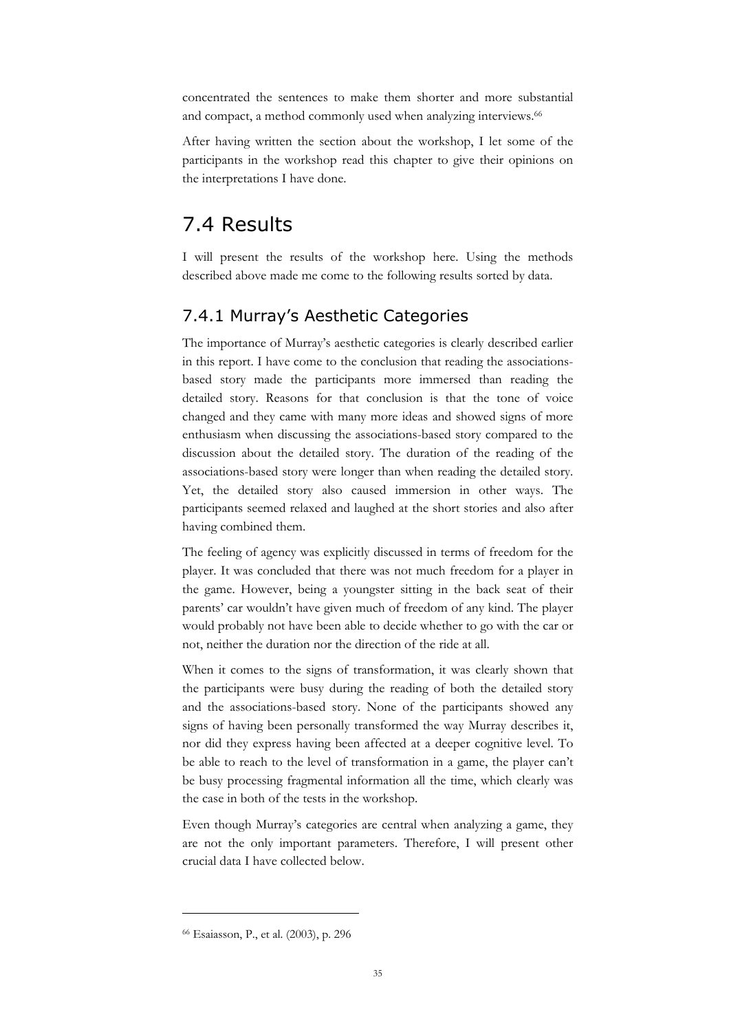concentrated the sentences to make them shorter and more substantial and compact, a method commonly used when analyzing interviews.[66]

After having written the section about the workshop, I let some of the participants in the workshop read this chapter to give their opinions on the interpretations I have done.

## 7.4 Results

I will present the results of the workshop here. Using the methods described above made me come to the following results sorted by data.

### 7.4.1 Murray's Aesthetic Categories

The importance of Murray's aesthetic categories is clearly described earlier in this report. I have come to the conclusion that reading the associations-based story made the participants more immersed than reading the detailed story. Reasons for that conclusion is that the tone of voice changed and they came with many more ideas and showed signs of more enthusiasm when discussing the associations-based story compared to the discussion about the detailed story. The duration of the reading of the associations-based story were longer than when reading the detailed story. Yet, the detailed story also caused immersion in other ways. The participants seemed relaxed and laughed at the short stories and also after having combined them.

The feeling of agency was explicitly discussed in terms of freedom for the player. It was concluded that there was not much freedom for a player in the game. However, being a youngster sitting in the back seat of their parents' car wouldn't have given much of freedom of any kind. The player would probably not have been able to decide whether to go with the car or not, neither the duration nor the direction of the ride at all.

When it comes to the signs of transformation, it was clearly shown that the participants were busy during the reading of both the detailed story and the associations-based story. None of the participants showed any signs of having been personally transformed the way Murray describes it, nor did they express having been affected at a deeper cognitive level. To be able to reach to the level of transformation in a game, the player can't be busy processing fragmental information all the time, which clearly was the case in both of the tests in the workshop.

Even though Murray's categories are central when analyzing a game, they are not the only important parameters. Therefore, I will present other crucial data I have collected below.

---

[66] Esaiasson, P., et al. (2003), p. 296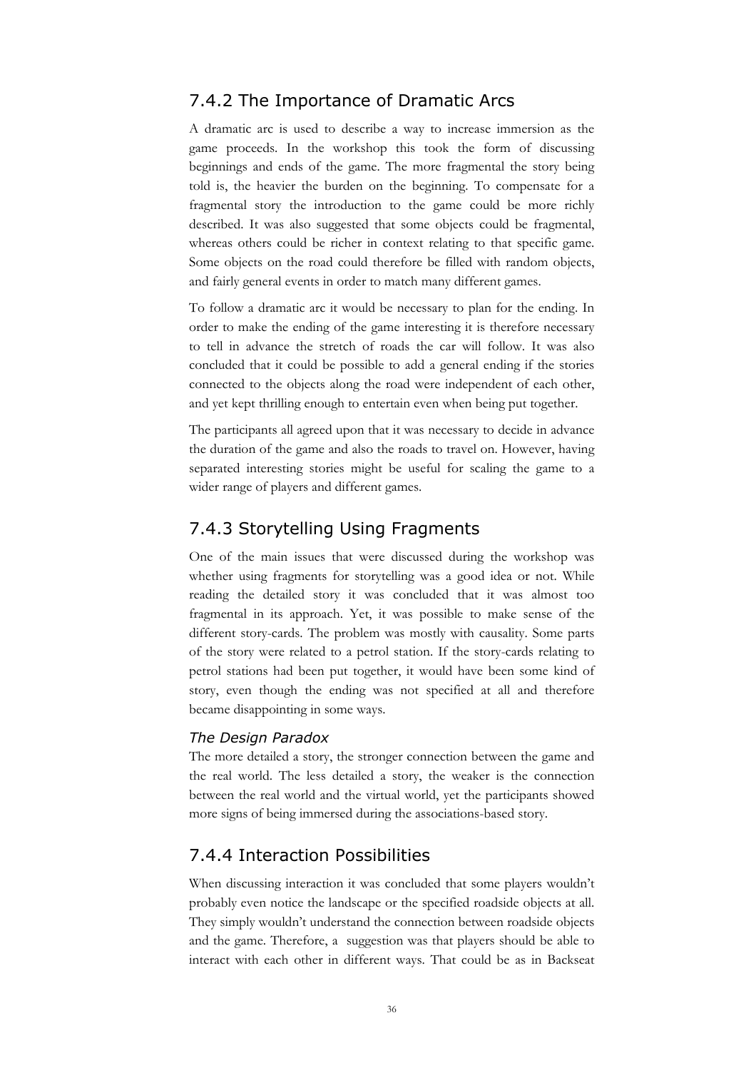### 7.4.2 The Importance of Dramatic Arcs

A dramatic arc is used to describe a way to increase immersion as the game proceeds. In the workshop this took the form of discussing beginnings and ends of the game. The more fragmental the story being told is, the heavier the burden on the beginning. To compensate for a fragmental story the introduction to the game could be more richly described. It was also suggested that some objects could be fragmental, whereas others could be richer in context relating to that specific game. Some objects on the road could therefore be filled with random objects, and fairly general events in order to match many different games.

To follow a dramatic arc it would be necessary to plan for the ending. In order to make the ending of the game interesting it is therefore necessary to tell in advance the stretch of roads the car will follow. It was also concluded that it could be possible to add a general ending if the stories connected to the objects along the road were independent of each other, and yet kept thrilling enough to entertain even when being put together.

The participants all agreed upon that it was necessary to decide in advance the duration of the game and also the roads to travel on. However, having separated interesting stories might be useful for scaling the game to a wider range of players and different games.

### 7.4.3 Storytelling Using Fragments

One of the main issues that were discussed during the workshop was whether using fragments for storytelling was a good idea or not. While reading the detailed story it was concluded that it was almost too fragmental in its approach. Yet, it was possible to make sense of the different story-cards. The problem was mostly with causality. Some parts of the story were related to a petrol station. If the story-cards relating to petrol stations had been put together, it would have been some kind of story, even though the ending was not specified at all and therefore became disappointing in some ways.

#### *The Design Paradox*

The more detailed a story, the stronger connection between the game and the real world. The less detailed a story, the weaker is the connection between the real world and the virtual world, yet the participants showed more signs of being immersed during the associations-based story.

### 7.4.4 Interaction Possibilities

When discussing interaction it was concluded that some players wouldn't probably even notice the landscape or the specified roadside objects at all. They simply wouldn't understand the connection between roadside objects and the game. Therefore, a suggestion was that players should be able to interact with each other in different ways. That could be as in Backseat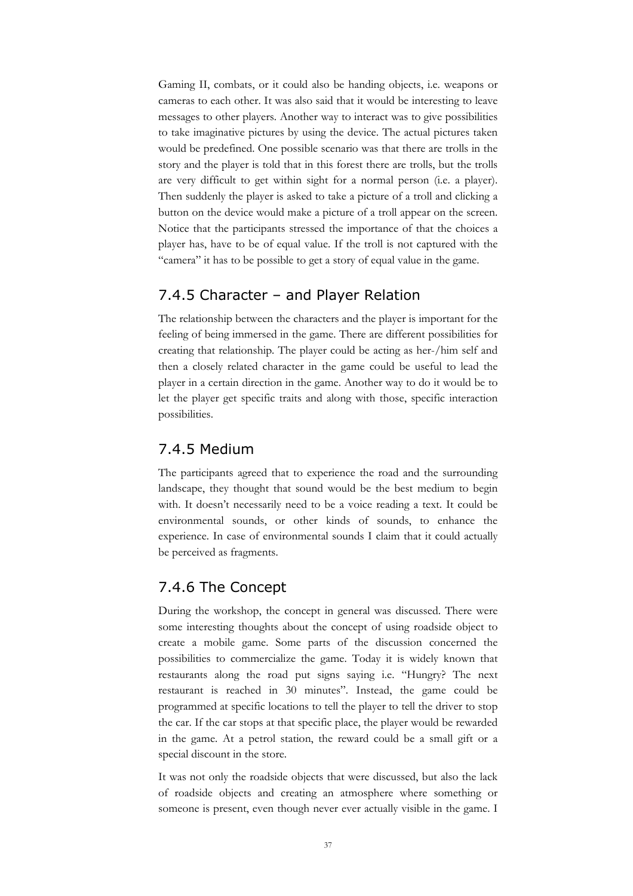Gaming II, combats, or it could also be handing objects, i.e. weapons or cameras to each other. It was also said that it would be interesting to leave messages to other players. Another way to interact was to give possibilities to take imaginative pictures by using the device. The actual pictures taken would be predefined. One possible scenario was that there are trolls in the story and the player is told that in this forest there are trolls, but the trolls are very difficult to get within sight for a normal person (i.e. a player). Then suddenly the player is asked to take a picture of a troll and clicking a button on the device would make a picture of a troll appear on the screen. Notice that the participants stressed the importance of that the choices a player has, have to be of equal value. If the troll is not captured with the "camera" it has to be possible to get a story of equal value in the game.

### 7.4.5 Character – and Player Relation

The relationship between the characters and the player is important for the feeling of being immersed in the game. There are different possibilities for creating that relationship. The player could be acting as her-/him self and then a closely related character in the game could be useful to lead the player in a certain direction in the game. Another way to do it would be to let the player get specific traits and along with those, specific interaction possibilities.

### 7.4.5 Medium

The participants agreed that to experience the road and the surrounding landscape, they thought that sound would be the best medium to begin with. It doesn't necessarily need to be a voice reading a text. It could be environmental sounds, or other kinds of sounds, to enhance the experience. In case of environmental sounds I claim that it could actually be perceived as fragments.

### 7.4.6 The Concept

During the workshop, the concept in general was discussed. There were some interesting thoughts about the concept of using roadside object to create a mobile game. Some parts of the discussion concerned the possibilities to commercialize the game. Today it is widely known that restaurants along the road put signs saying i.e. "Hungry? The next restaurant is reached in 30 minutes". Instead, the game could be programmed at specific locations to tell the player to tell the driver to stop the car. If the car stops at that specific place, the player would be rewarded in the game. At a petrol station, the reward could be a small gift or a special discount in the store.

It was not only the roadside objects that were discussed, but also the lack of roadside objects and creating an atmosphere where something or someone is present, even though never ever actually visible in the game. I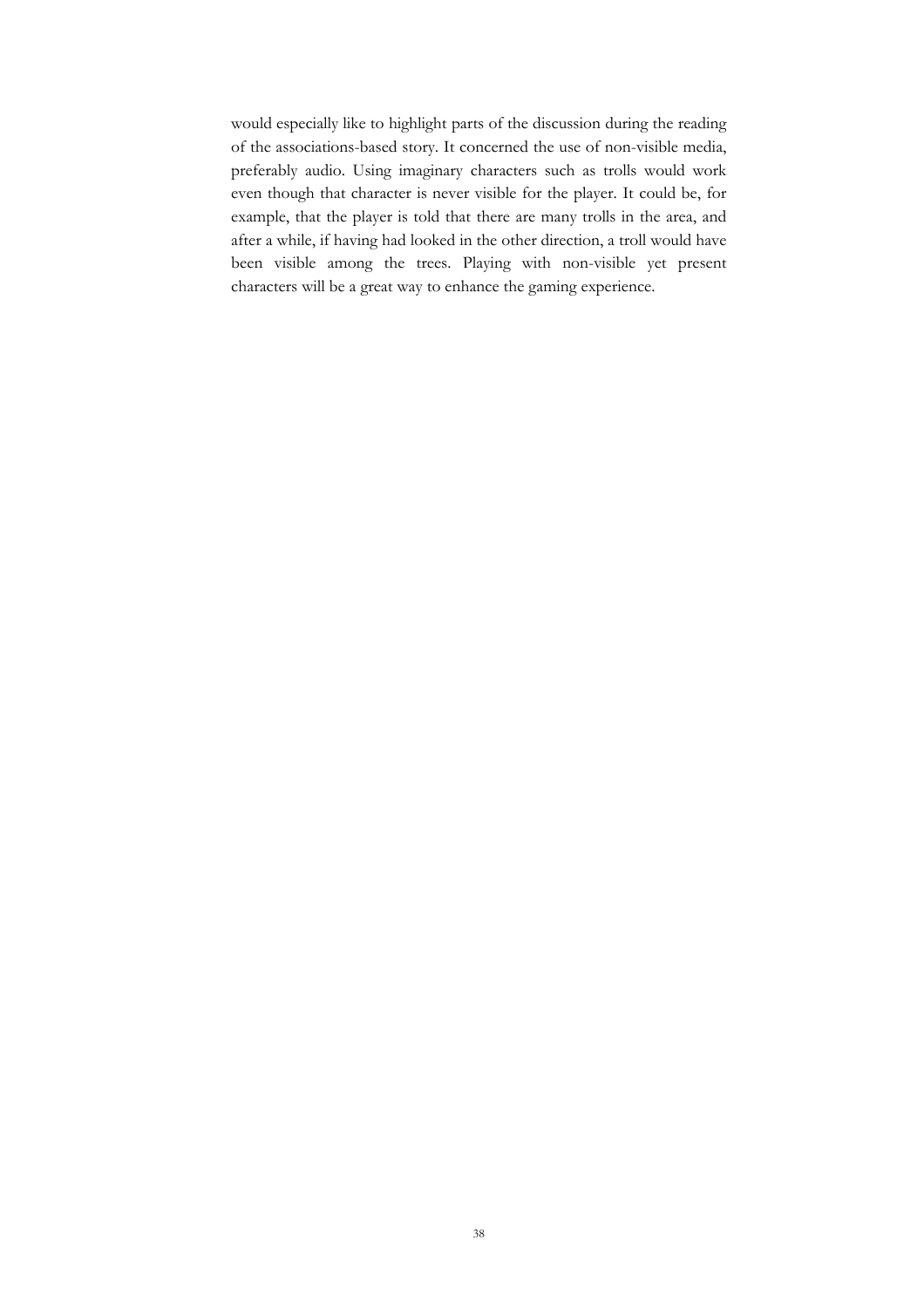would especially like to highlight parts of the discussion during the reading of the associations-based story. It concerned the use of non-visible media, preferably audio. Using imaginary characters such as trolls would work even though that character is never visible for the player. It could be, for example, that the player is told that there are many trolls in the area, and after a while, if having had looked in the other direction, a troll would have been visible among the trees. Playing with non-visible yet present characters will be a great way to enhance the gaming experience.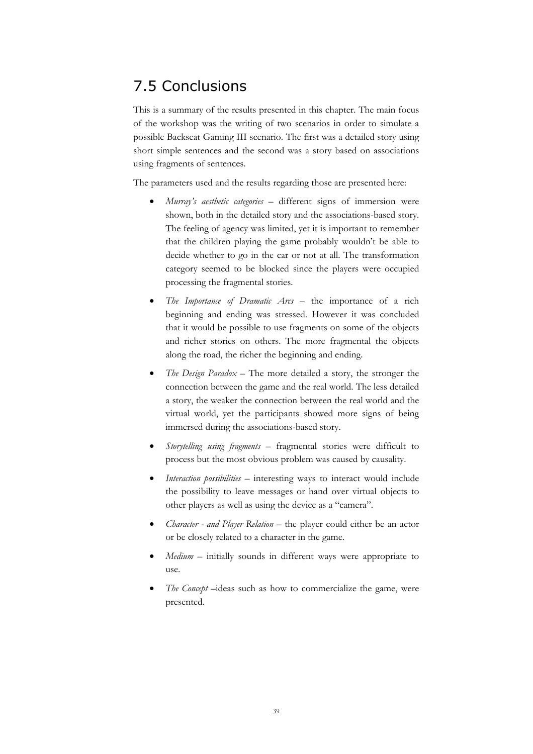## 7.5 Conclusions

This is a summary of the results presented in this chapter. The main focus of the workshop was the writing of two scenarios in order to simulate a possible Backseat Gaming III scenario. The first was a detailed story using short simple sentences and the second was a story based on associations using fragments of sentences.

The parameters used and the results regarding those are presented here:

- *Murray's aesthetic categories* – different signs of immersion were shown, both in the detailed story and the associations-based story. The feeling of agency was limited, yet it is important to remember that the children playing the game probably wouldn't be able to decide whether to go in the car or not at all. The transformation category seemed to be blocked since the players were occupied processing the fragmental stories.
- *The Importance of Dramatic Arcs* – the importance of a rich beginning and ending was stressed. However it was concluded that it would be possible to use fragments on some of the objects and richer stories on others. The more fragmental the objects along the road, the richer the beginning and ending.
- *The Design Paradox* – The more detailed a story, the stronger the connection between the game and the real world. The less detailed a story, the weaker the connection between the real world and the virtual world, yet the participants showed more signs of being immersed during the associations-based story.
- *Storytelling using fragments* – fragmental stories were difficult to process but the most obvious problem was caused by causality.
- *Interaction possibilities* – interesting ways to interact would include the possibility to leave messages or hand over virtual objects to other players as well as using the device as a "camera".
- *Character - and Player Relation* – the player could either be an actor or be closely related to a character in the game.
- *Medium* – initially sounds in different ways were appropriate to use.
- *The Concept* –ideas such as how to commercialize the game, were presented.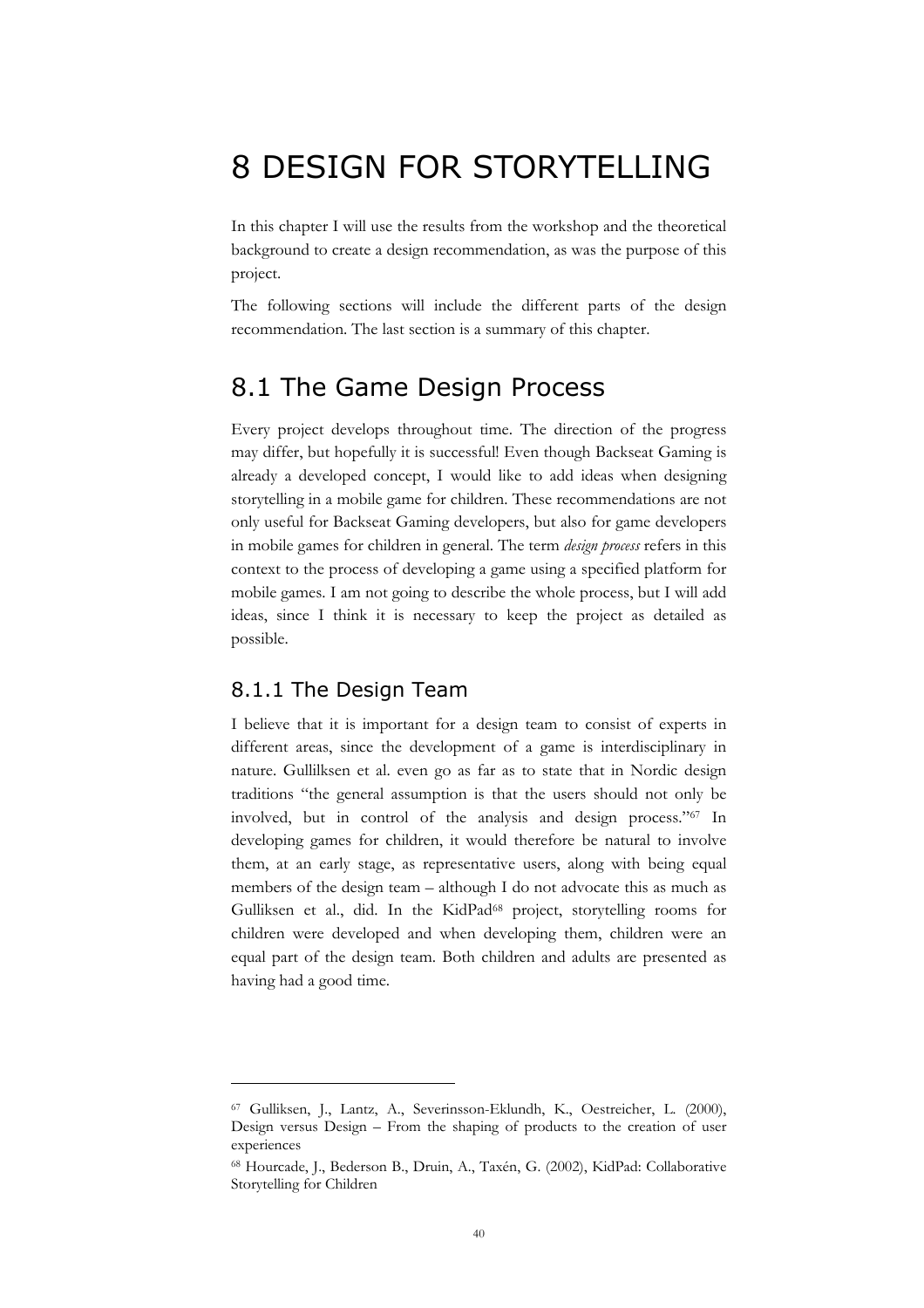# 8 DESIGN FOR STORYTELLING

In this chapter I will use the results from the workshop and the theoretical background to create a design recommendation, as was the purpose of this project.

The following sections will include the different parts of the design recommendation. The last section is a summary of this chapter.

## 8.1 The Game Design Process

Every project develops throughout time. The direction of the progress may differ, but hopefully it is successful! Even though Backseat Gaming is already a developed concept, I would like to add ideas when designing storytelling in a mobile game for children. These recommendations are not only useful for Backseat Gaming developers, but also for game developers in mobile games for children in general. The term *design process* refers in this context to the process of developing a game using a specified platform for mobile games. I am not going to describe the whole process, but I will add ideas, since I think it is necessary to keep the project as detailed as possible.

### 8.1.1 The Design Team

I believe that it is important for a design team to consist of experts in different areas, since the development of a game is interdisciplinary in nature. Gullilksen et al. even go as far as to state that in Nordic design traditions "the general assumption is that the users should not only be involved, but in control of the analysis and design process."[67] In developing games for children, it would therefore be natural to involve them, at an early stage, as representative users, along with being equal members of the design team – although I do not advocate this as much as Gulliksen et al., did. In the KidPad[68] project, storytelling rooms for children were developed and when developing them, children were an equal part of the design team. Both children and adults are presented as having had a good time.

---

[67] Gulliksen, J., Lantz, A., Severinsson-Eklundh, K., Oestreicher, L. (2000), Design versus Design – From the shaping of products to the creation of user experiences

[68] Hourcade, J., Bederson B., Druin, A., Taxén, G. (2002), KidPad: Collaborative Storytelling for Children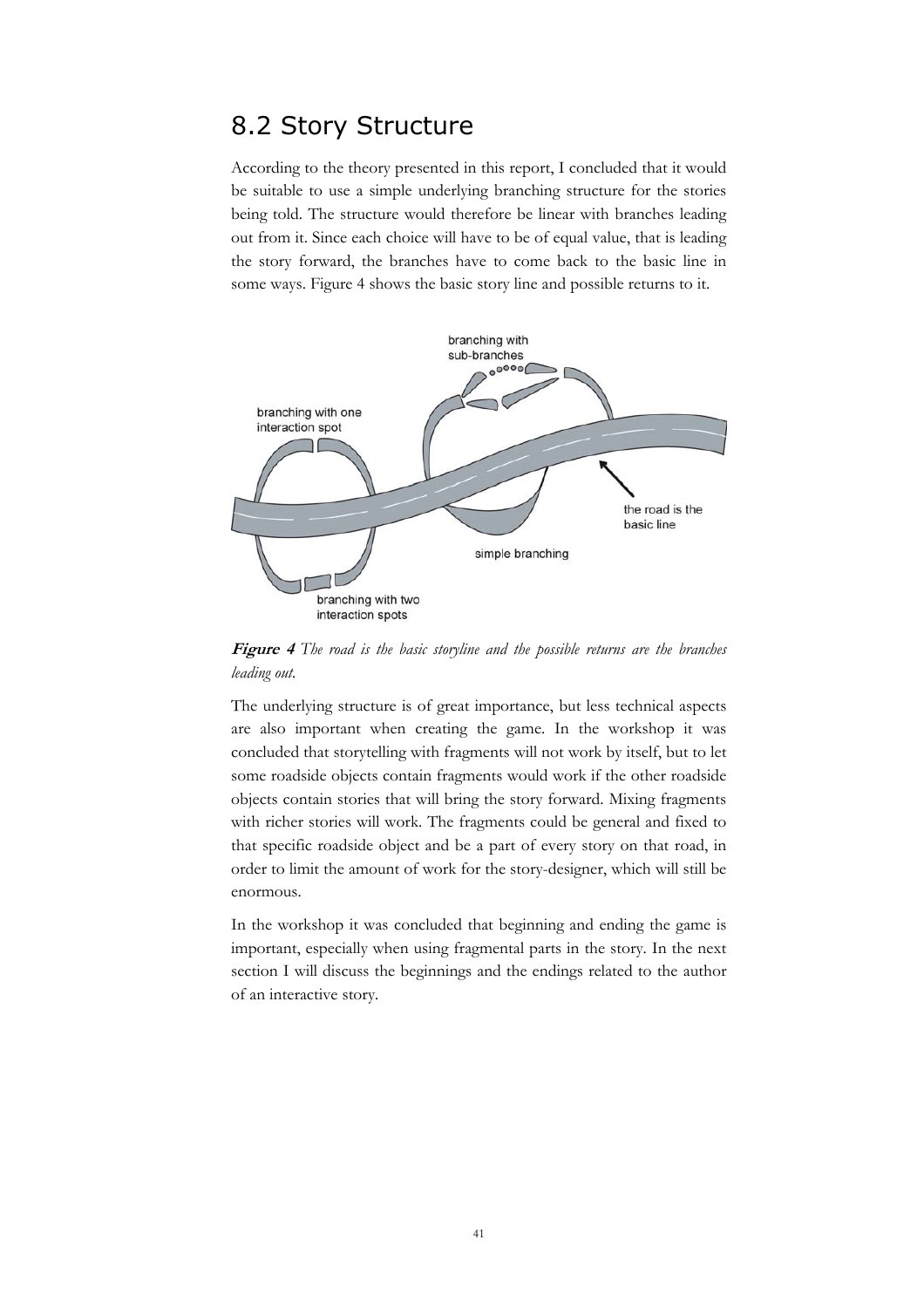## 8.2 Story Structure

According to the theory presented in this report, I concluded that it would be suitable to use a simple underlying branching structure for the stories being told. The structure would therefore be linear with branches leading out from it. Since each choice will have to be of equal value, that is leading the story forward, the branches have to come back to the basic line in some ways. Figure 4 shows the basic story line and possible returns to it.

**Figure 4** *The road is the basic storyline and the possible returns are the branches leading out.*

The underlying structure is of great importance, but less technical aspects are also important when creating the game. In the workshop it was concluded that storytelling with fragments will not work by itself, but to let some roadside objects contain fragments would work if the other roadside objects contain stories that will bring the story forward. Mixing fragments with richer stories will work. The fragments could be general and fixed to that specific roadside object and be a part of every story on that road, in order to limit the amount of work for the story-designer, which will still be enormous.

In the workshop it was concluded that beginning and ending the game is important, especially when using fragmental parts in the story. In the next section I will discuss the beginnings and the endings related to the author of an interactive story.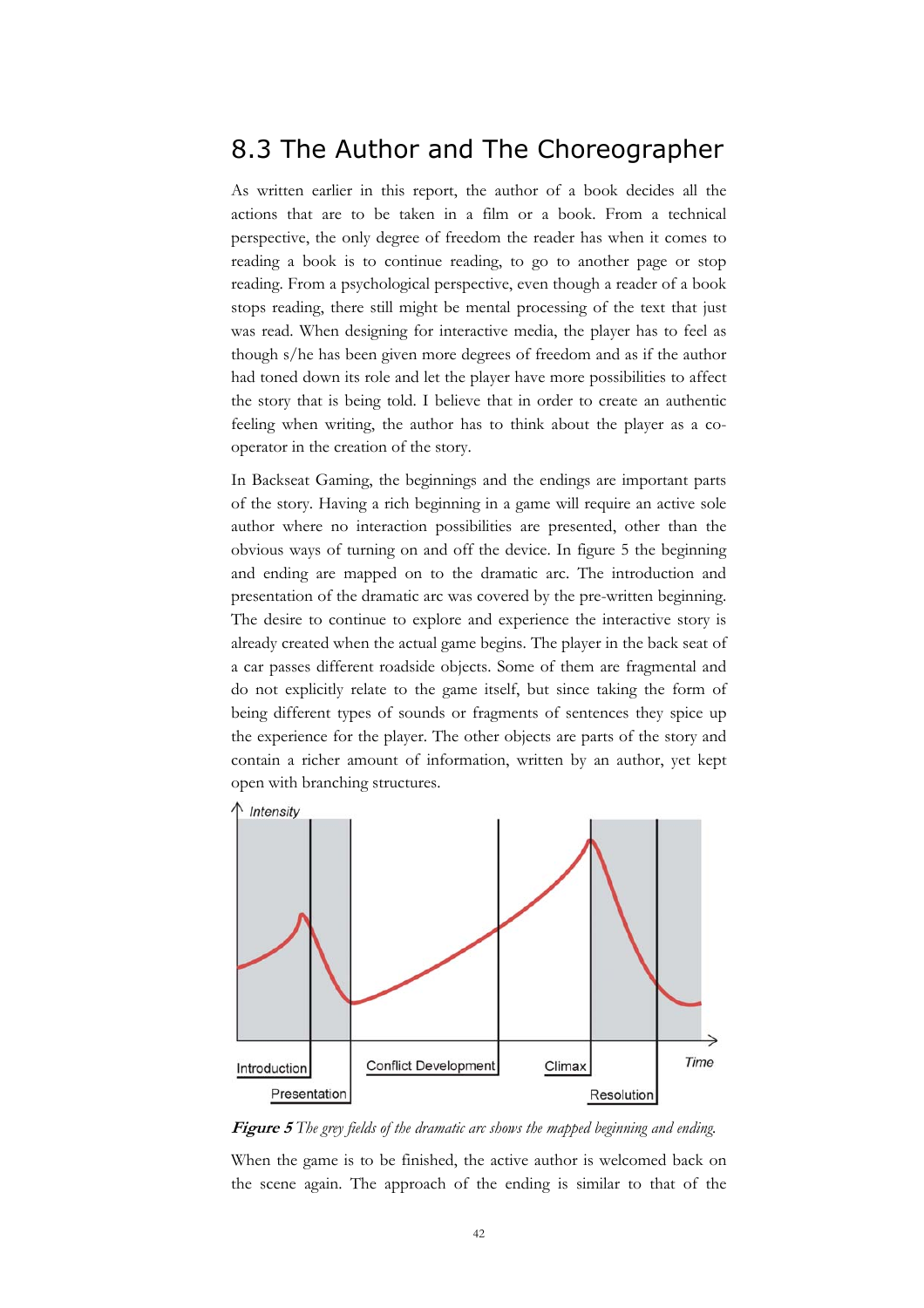## 8.3 The Author and The Choreographer

As written earlier in this report, the author of a book decides all the actions that are to be taken in a film or a book. From a technical perspective, the only degree of freedom the reader has when it comes to reading a book is to continue reading, to go to another page or stop reading. From a psychological perspective, even though a reader of a book stops reading, there still might be mental processing of the text that just was read. When designing for interactive media, the player has to feel as though s/he has been given more degrees of freedom and as if the author had toned down its role and let the player have more possibilities to affect the story that is being told. I believe that in order to create an authentic feeling when writing, the author has to think about the player as a co-operator in the creation of the story.

In Backseat Gaming, the beginnings and the endings are important parts of the story. Having a rich beginning in a game will require an active sole author where no interaction possibilities are presented, other than the obvious ways of turning on and off the device. In figure 5 the beginning and ending are mapped on to the dramatic arc. The introduction and presentation of the dramatic arc was covered by the pre-written beginning. The desire to continue to explore and experience the interactive story is already created when the actual game begins. The player in the back seat of a car passes different roadside objects. Some of them are fragmental and do not explicitly relate to the game itself, but since taking the form of being different types of sounds or fragments of sentences they spice up the experience for the player. The other objects are parts of the story and contain a richer amount of information, written by an author, yet kept open with branching structures.

***Figure 5*** *The grey fields of the dramatic arc shows the mapped beginning and ending.*

When the game is to be finished, the active author is welcomed back on the scene again. The approach of the ending is similar to that of the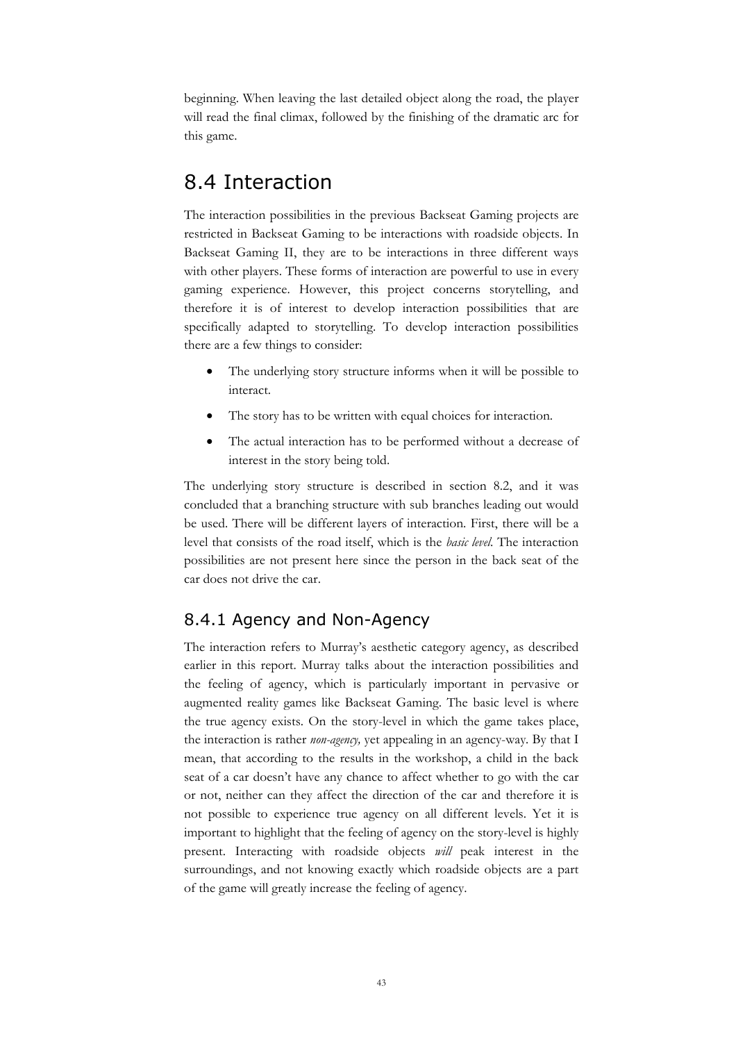beginning. When leaving the last detailed object along the road, the player will read the final climax, followed by the finishing of the dramatic arc for this game.

## 8.4 Interaction

The interaction possibilities in the previous Backseat Gaming projects are restricted in Backseat Gaming to be interactions with roadside objects. In Backseat Gaming II, they are to be interactions in three different ways with other players. These forms of interaction are powerful to use in every gaming experience. However, this project concerns storytelling, and therefore it is of interest to develop interaction possibilities that are specifically adapted to storytelling. To develop interaction possibilities there are a few things to consider:

- The underlying story structure informs when it will be possible to interact.
- The story has to be written with equal choices for interaction.
- The actual interaction has to be performed without a decrease of interest in the story being told.

The underlying story structure is described in section 8.2, and it was concluded that a branching structure with sub branches leading out would be used. There will be different layers of interaction. First, there will be a level that consists of the road itself, which is the *basic level*. The interaction possibilities are not present here since the person in the back seat of the car does not drive the car.

### 8.4.1 Agency and Non-Agency

The interaction refers to Murray's aesthetic category agency, as described earlier in this report. Murray talks about the interaction possibilities and the feeling of agency, which is particularly important in pervasive or augmented reality games like Backseat Gaming. The basic level is where the true agency exists. On the story-level in which the game takes place, the interaction is rather *non-agency,* yet appealing in an agency-way. By that I mean, that according to the results in the workshop, a child in the back seat of a car doesn't have any chance to affect whether to go with the car or not, neither can they affect the direction of the car and therefore it is not possible to experience true agency on all different levels. Yet it is important to highlight that the feeling of agency on the story-level is highly present. Interacting with roadside objects *will* peak interest in the surroundings, and not knowing exactly which roadside objects are a part of the game will greatly increase the feeling of agency.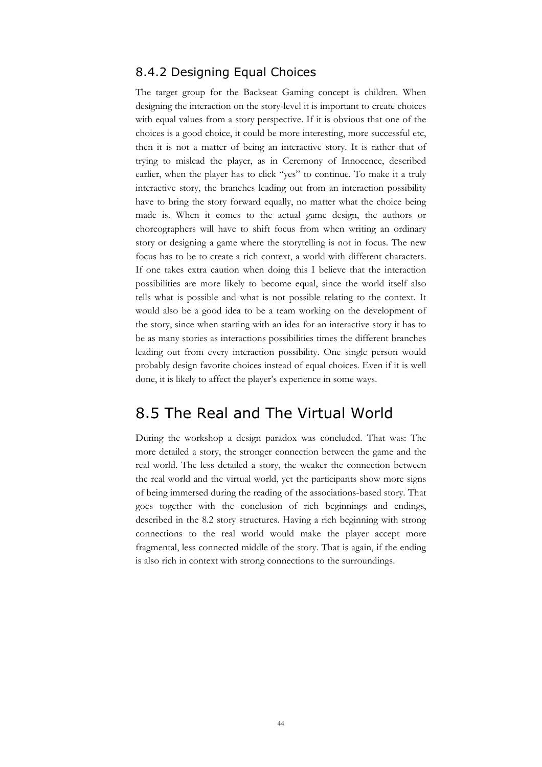### 8.4.2 Designing Equal Choices

The target group for the Backseat Gaming concept is children. When designing the interaction on the story-level it is important to create choices with equal values from a story perspective. If it is obvious that one of the choices is a good choice, it could be more interesting, more successful etc, then it is not a matter of being an interactive story. It is rather that of trying to mislead the player, as in Ceremony of Innocence, described earlier, when the player has to click "yes" to continue. To make it a truly interactive story, the branches leading out from an interaction possibility have to bring the story forward equally, no matter what the choice being made is. When it comes to the actual game design, the authors or choreographers will have to shift focus from when writing an ordinary story or designing a game where the storytelling is not in focus. The new focus has to be to create a rich context, a world with different characters. If one takes extra caution when doing this I believe that the interaction possibilities are more likely to become equal, since the world itself also tells what is possible and what is not possible relating to the context. It would also be a good idea to be a team working on the development of the story, since when starting with an idea for an interactive story it has to be as many stories as interactions possibilities times the different branches leading out from every interaction possibility. One single person would probably design favorite choices instead of equal choices. Even if it is well done, it is likely to affect the player's experience in some ways.

## 8.5 The Real and The Virtual World

During the workshop a design paradox was concluded. That was: The more detailed a story, the stronger connection between the game and the real world. The less detailed a story, the weaker the connection between the real world and the virtual world, yet the participants show more signs of being immersed during the reading of the associations-based story. That goes together with the conclusion of rich beginnings and endings, described in the 8.2 story structures. Having a rich beginning with strong connections to the real world would make the player accept more fragmental, less connected middle of the story. That is again, if the ending is also rich in context with strong connections to the surroundings.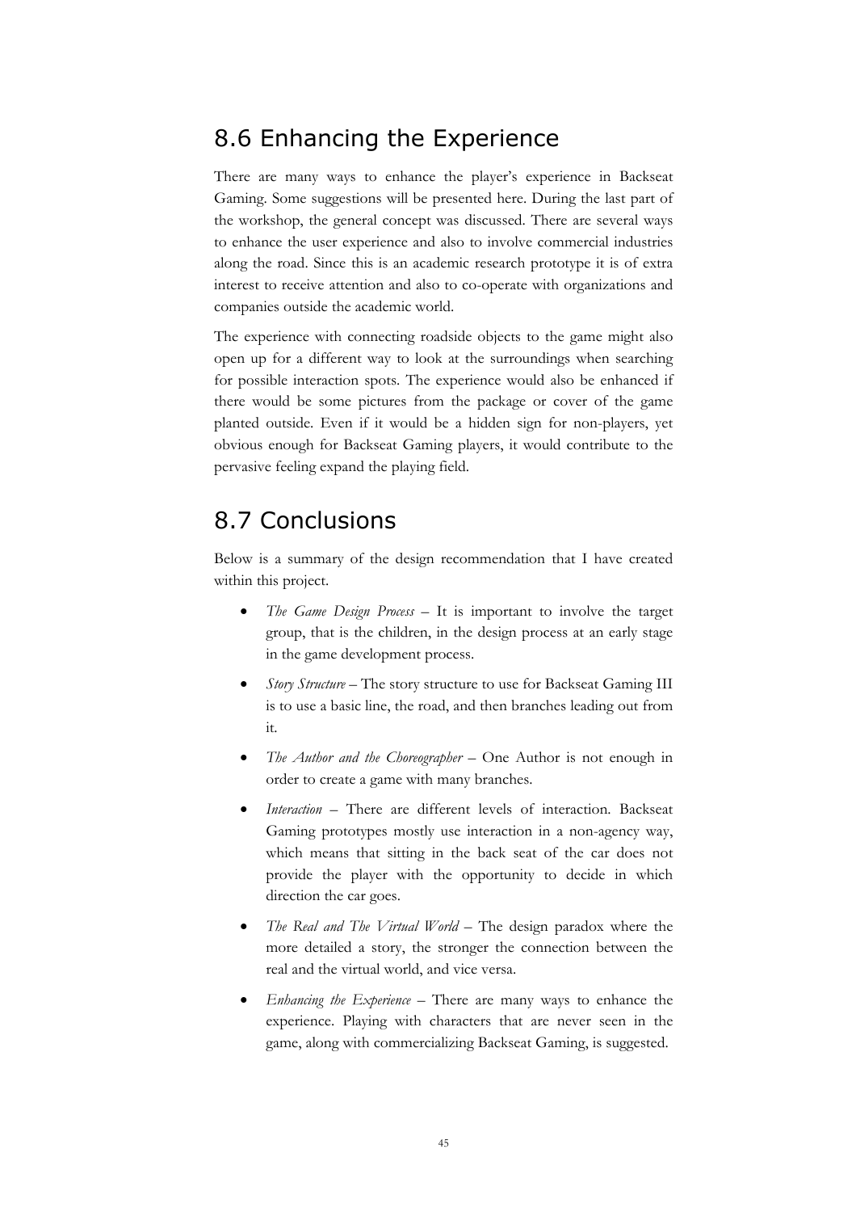## 8.6 Enhancing the Experience

There are many ways to enhance the player's experience in Backseat Gaming. Some suggestions will be presented here. During the last part of the workshop, the general concept was discussed. There are several ways to enhance the user experience and also to involve commercial industries along the road. Since this is an academic research prototype it is of extra interest to receive attention and also to co-operate with organizations and companies outside the academic world.

The experience with connecting roadside objects to the game might also open up for a different way to look at the surroundings when searching for possible interaction spots. The experience would also be enhanced if there would be some pictures from the package or cover of the game planted outside. Even if it would be a hidden sign for non-players, yet obvious enough for Backseat Gaming players, it would contribute to the pervasive feeling expand the playing field.

## 8.7 Conclusions

Below is a summary of the design recommendation that I have created within this project.

- *The Game Design Process* – It is important to involve the target group, that is the children, in the design process at an early stage in the game development process.
- *Story Structure* – The story structure to use for Backseat Gaming III is to use a basic line, the road, and then branches leading out from it.
- *The Author and the Choreographer* – One Author is not enough in order to create a game with many branches.
- *Interaction* – There are different levels of interaction. Backseat Gaming prototypes mostly use interaction in a non-agency way, which means that sitting in the back seat of the car does not provide the player with the opportunity to decide in which direction the car goes.
- *The Real and The Virtual World* – The design paradox where the more detailed a story, the stronger the connection between the real and the virtual world, and vice versa.
- *Enhancing the Experience* – There are many ways to enhance the experience. Playing with characters that are never seen in the game, along with commercializing Backseat Gaming, is suggested.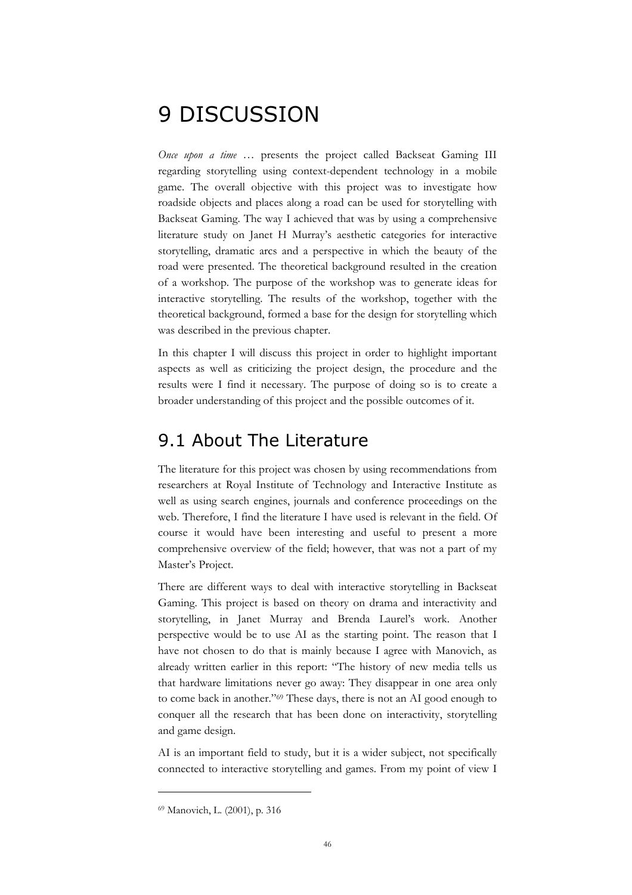# 9 DISCUSSION

*Once upon a time* … presents the project called Backseat Gaming III regarding storytelling using context-dependent technology in a mobile game. The overall objective with this project was to investigate how roadside objects and places along a road can be used for storytelling with Backseat Gaming. The way I achieved that was by using a comprehensive literature study on Janet H Murray's aesthetic categories for interactive storytelling, dramatic arcs and a perspective in which the beauty of the road were presented. The theoretical background resulted in the creation of a workshop. The purpose of the workshop was to generate ideas for interactive storytelling. The results of the workshop, together with the theoretical background, formed a base for the design for storytelling which was described in the previous chapter.

In this chapter I will discuss this project in order to highlight important aspects as well as criticizing the project design, the procedure and the results were I find it necessary. The purpose of doing so is to create a broader understanding of this project and the possible outcomes of it.

## 9.1 About The Literature

The literature for this project was chosen by using recommendations from researchers at Royal Institute of Technology and Interactive Institute as well as using search engines, journals and conference proceedings on the web. Therefore, I find the literature I have used is relevant in the field. Of course it would have been interesting and useful to present a more comprehensive overview of the field; however, that was not a part of my Master's Project.

There are different ways to deal with interactive storytelling in Backseat Gaming. This project is based on theory on drama and interactivity and storytelling, in Janet Murray and Brenda Laurel's work. Another perspective would be to use AI as the starting point. The reason that I have not chosen to do that is mainly because I agree with Manovich, as already written earlier in this report: "The history of new media tells us that hardware limitations never go away: They disappear in one area only to come back in another."[69] These days, there is not an AI good enough to conquer all the research that has been done on interactivity, storytelling and game design.

AI is an important field to study, but it is a wider subject, not specifically connected to interactive storytelling and games. From my point of view I

[69] Manovich, L. (2001), p. 316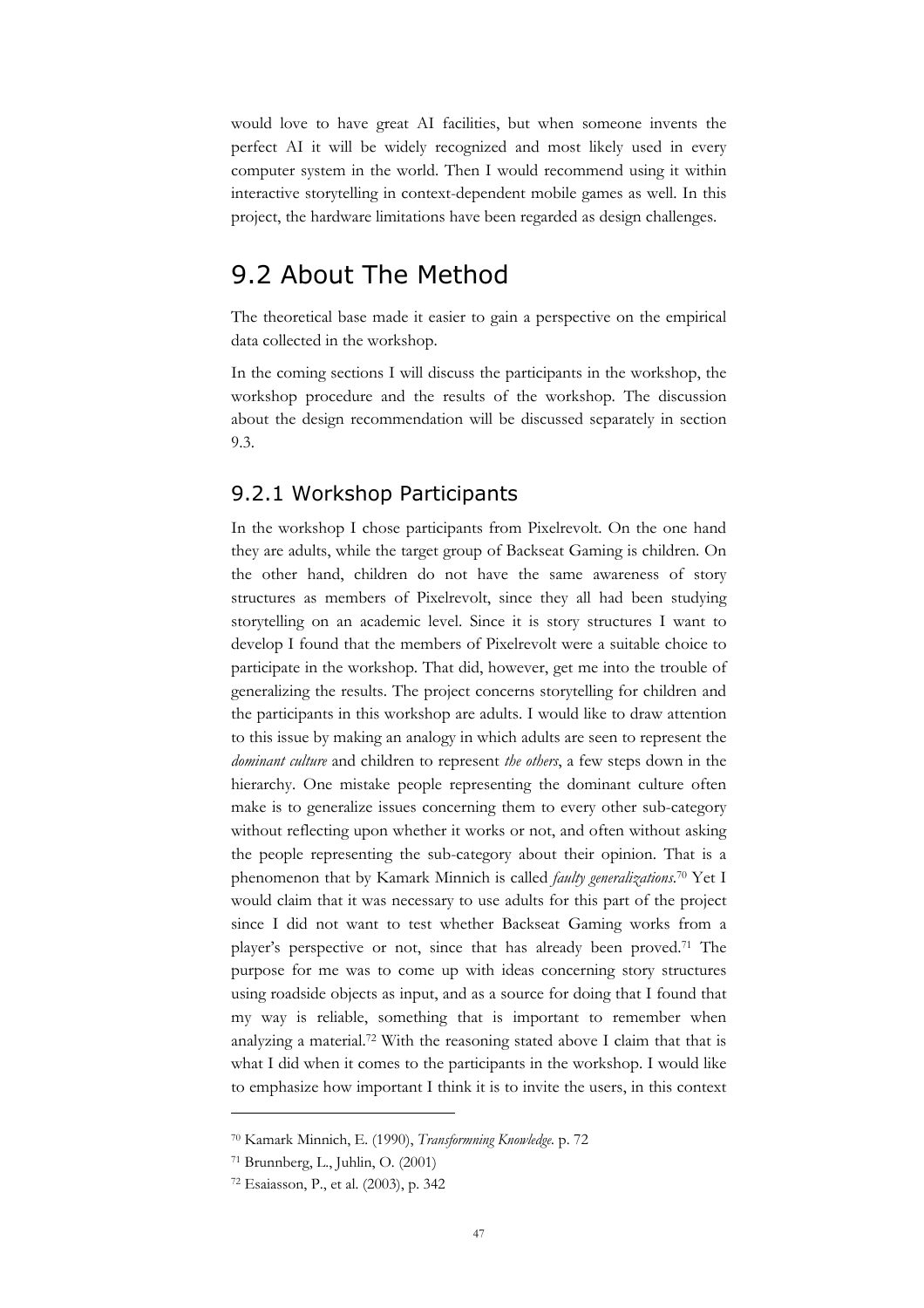would love to have great AI facilities, but when someone invents the perfect AI it will be widely recognized and most likely used in every computer system in the world. Then I would recommend using it within interactive storytelling in context-dependent mobile games as well. In this project, the hardware limitations have been regarded as design challenges.

## 9.2 About The Method

The theoretical base made it easier to gain a perspective on the empirical data collected in the workshop.

In the coming sections I will discuss the participants in the workshop, the workshop procedure and the results of the workshop. The discussion about the design recommendation will be discussed separately in section 9.3.

### 9.2.1 Workshop Participants

In the workshop I chose participants from Pixelrevolt. On the one hand they are adults, while the target group of Backseat Gaming is children. On the other hand, children do not have the same awareness of story structures as members of Pixelrevolt, since they all had been studying storytelling on an academic level. Since it is story structures I want to develop I found that the members of Pixelrevolt were a suitable choice to participate in the workshop. That did, however, get me into the trouble of generalizing the results. The project concerns storytelling for children and the participants in this workshop are adults. I would like to draw attention to this issue by making an analogy in which adults are seen to represent the *dominant culture* and children to represent *the others*, a few steps down in the hierarchy. One mistake people representing the dominant culture often make is to generalize issues concerning them to every other sub-category without reflecting upon whether it works or not, and often without asking the people representing the sub-category about their opinion. That is a phenomenon that by Kamark Minnich is called *faulty generalizations*.[70] Yet I would claim that it was necessary to use adults for this part of the project since I did not want to test whether Backseat Gaming works from a player's perspective or not, since that has already been proved.[71] The purpose for me was to come up with ideas concerning story structures using roadside objects as input, and as a source for doing that I found that my way is reliable, something that is important to remember when analyzing a material.[72] With the reasoning stated above I claim that that is what I did when it comes to the participants in the workshop. I would like to emphasize how important I think it is to invite the users, in this context

---

[70] Kamark Minnich, E. (1990), *Transformning Knowledge*. p. 72

[71] Brunnberg, L., Juhlin, O. (2001)

[72] Esaiasson, P., et al. (2003), p. 342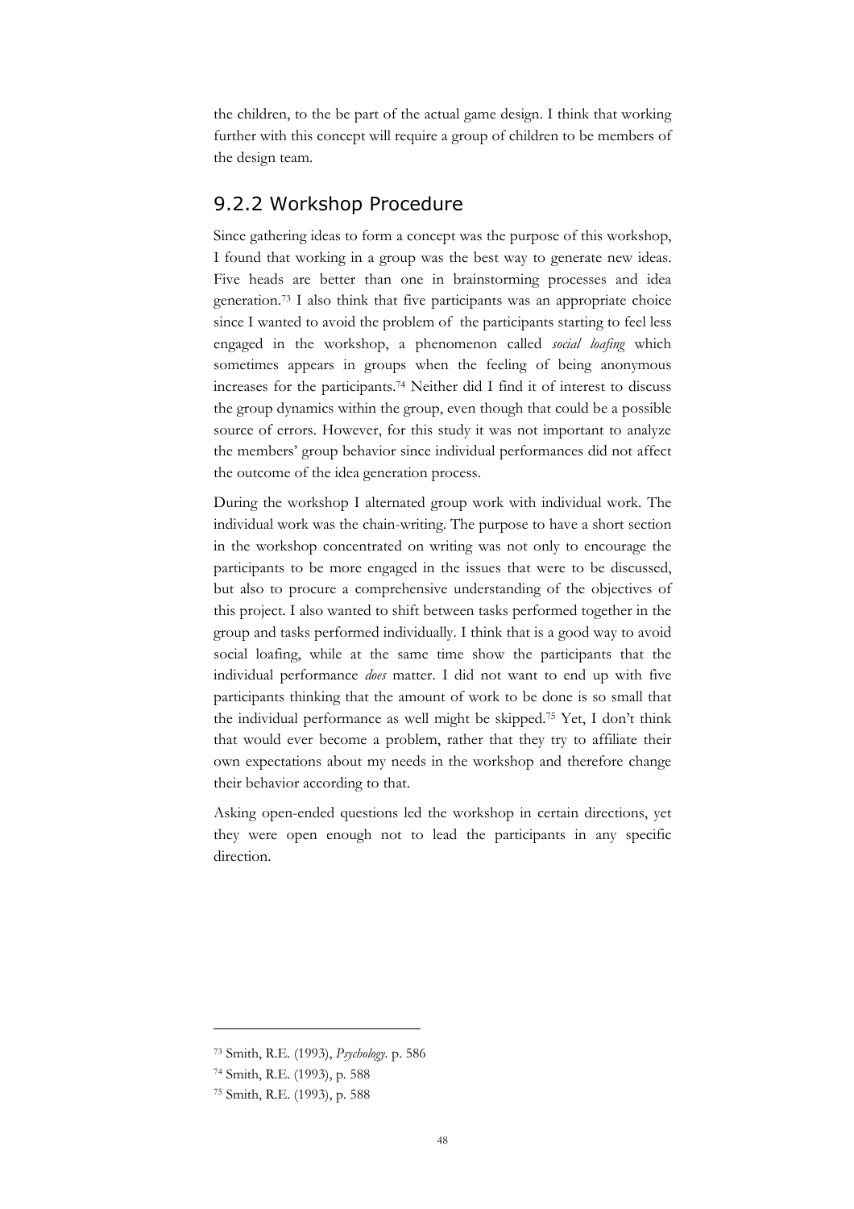the children, to the be part of the actual game design. I think that working further with this concept will require a group of children to be members of the design team.

### 9.2.2 Workshop Procedure

Since gathering ideas to form a concept was the purpose of this workshop, I found that working in a group was the best way to generate new ideas. Five heads are better than one in brainstorming processes and idea generation.[73] I also think that five participants was an appropriate choice since I wanted to avoid the problem of the participants starting to feel less engaged in the workshop, a phenomenon called *social loafing* which sometimes appears in groups when the feeling of being anonymous increases for the participants.[74] Neither did I find it of interest to discuss the group dynamics within the group, even though that could be a possible source of errors. However, for this study it was not important to analyze the members' group behavior since individual performances did not affect the outcome of the idea generation process.

During the workshop I alternated group work with individual work. The individual work was the chain-writing. The purpose to have a short section in the workshop concentrated on writing was not only to encourage the participants to be more engaged in the issues that were to be discussed, but also to procure a comprehensive understanding of the objectives of this project. I also wanted to shift between tasks performed together in the group and tasks performed individually. I think that is a good way to avoid social loafing, while at the same time show the participants that the individual performance *does* matter. I did not want to end up with five participants thinking that the amount of work to be done is so small that the individual performance as well might be skipped.[75] Yet, I don't think that would ever become a problem, rather that they try to affiliate their own expectations about my needs in the workshop and therefore change their behavior according to that.

Asking open-ended questions led the workshop in certain directions, yet they were open enough not to lead the participants in any specific direction.

---

[73] Smith, R.E. (1993), *Psychology.* p. 586

[74] Smith, R.E. (1993), p. 588

[75] Smith, R.E. (1993), p. 588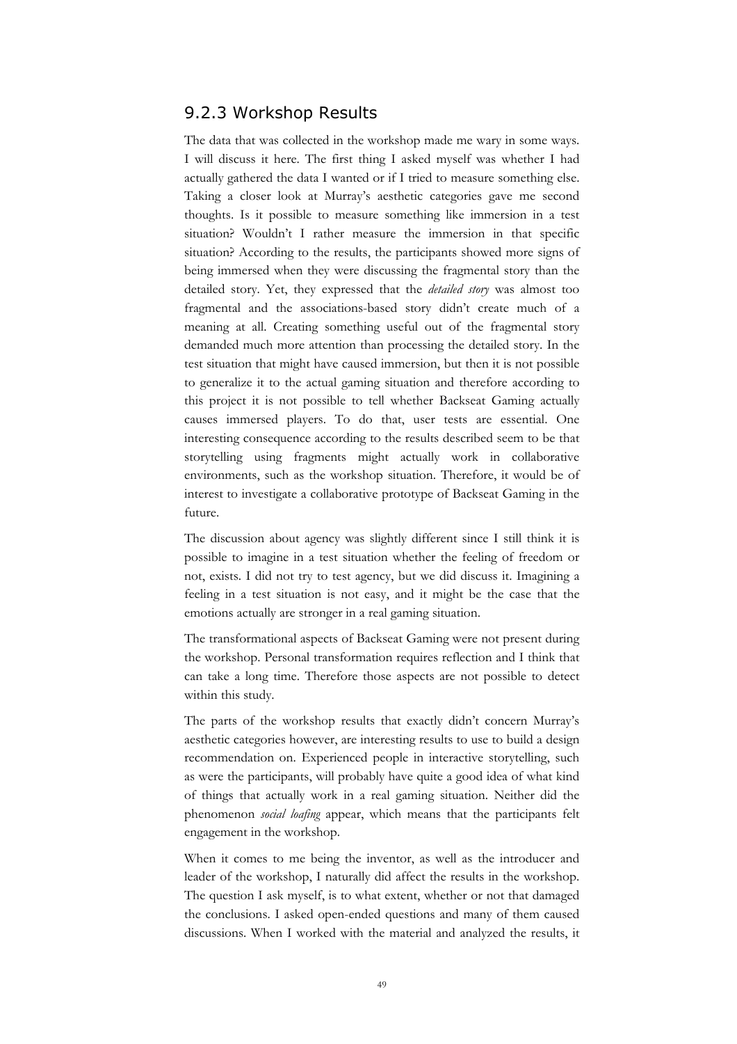### 9.2.3 Workshop Results

The data that was collected in the workshop made me wary in some ways. I will discuss it here. The first thing I asked myself was whether I had actually gathered the data I wanted or if I tried to measure something else. Taking a closer look at Murray's aesthetic categories gave me second thoughts. Is it possible to measure something like immersion in a test situation? Wouldn't I rather measure the immersion in that specific situation? According to the results, the participants showed more signs of being immersed when they were discussing the fragmental story than the detailed story. Yet, they expressed that the *detailed story* was almost too fragmental and the associations-based story didn't create much of a meaning at all. Creating something useful out of the fragmental story demanded much more attention than processing the detailed story. In the test situation that might have caused immersion, but then it is not possible to generalize it to the actual gaming situation and therefore according to this project it is not possible to tell whether Backseat Gaming actually causes immersed players. To do that, user tests are essential. One interesting consequence according to the results described seem to be that storytelling using fragments might actually work in collaborative environments, such as the workshop situation. Therefore, it would be of interest to investigate a collaborative prototype of Backseat Gaming in the future.

The discussion about agency was slightly different since I still think it is possible to imagine in a test situation whether the feeling of freedom or not, exists. I did not try to test agency, but we did discuss it. Imagining a feeling in a test situation is not easy, and it might be the case that the emotions actually are stronger in a real gaming situation.

The transformational aspects of Backseat Gaming were not present during the workshop. Personal transformation requires reflection and I think that can take a long time. Therefore those aspects are not possible to detect within this study.

The parts of the workshop results that exactly didn't concern Murray's aesthetic categories however, are interesting results to use to build a design recommendation on. Experienced people in interactive storytelling, such as were the participants, will probably have quite a good idea of what kind of things that actually work in a real gaming situation. Neither did the phenomenon *social loafing* appear, which means that the participants felt engagement in the workshop.

When it comes to me being the inventor, as well as the introducer and leader of the workshop, I naturally did affect the results in the workshop. The question I ask myself, is to what extent, whether or not that damaged the conclusions. I asked open-ended questions and many of them caused discussions. When I worked with the material and analyzed the results, it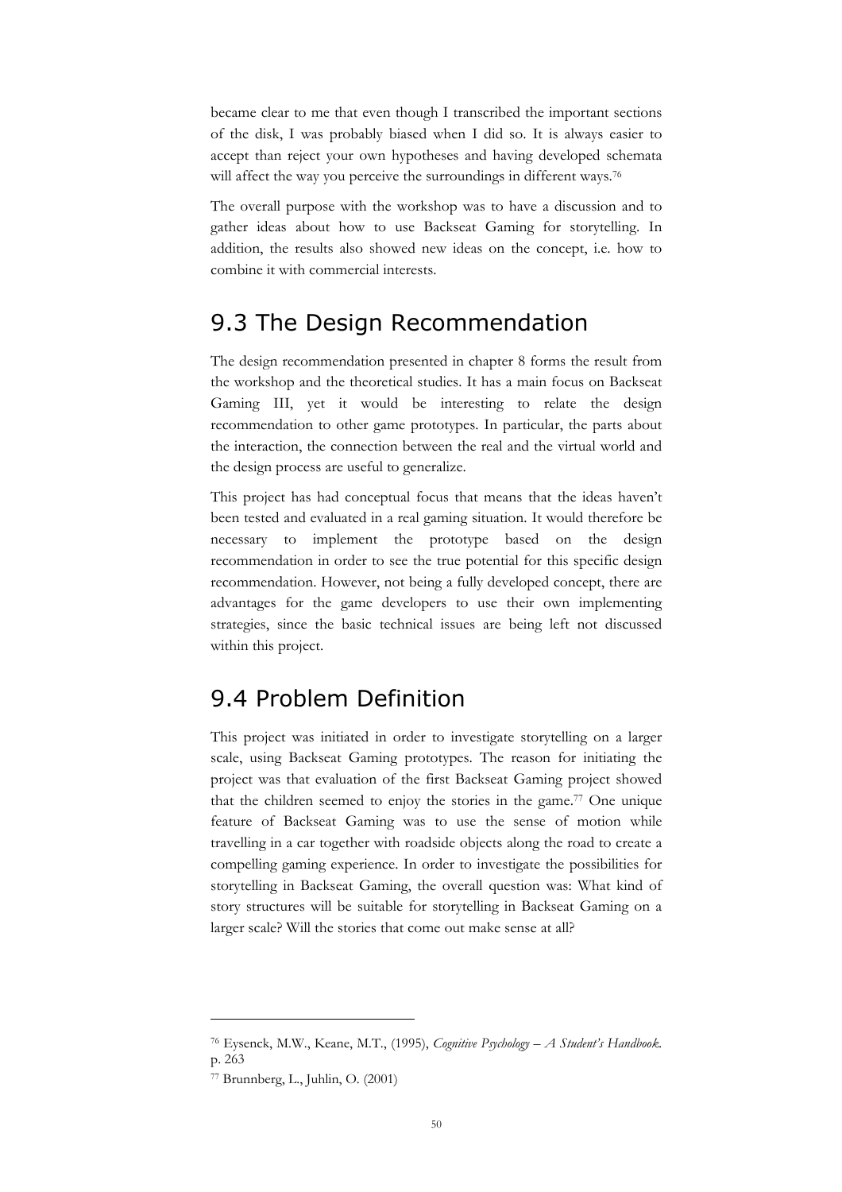became clear to me that even though I transcribed the important sections of the disk, I was probably biased when I did so. It is always easier to accept than reject your own hypotheses and having developed schemata will affect the way you perceive the surroundings in different ways.[76]

The overall purpose with the workshop was to have a discussion and to gather ideas about how to use Backseat Gaming for storytelling. In addition, the results also showed new ideas on the concept, i.e. how to combine it with commercial interests.

## 9.3 The Design Recommendation

The design recommendation presented in chapter 8 forms the result from the workshop and the theoretical studies. It has a main focus on Backseat Gaming III, yet it would be interesting to relate the design recommendation to other game prototypes. In particular, the parts about the interaction, the connection between the real and the virtual world and the design process are useful to generalize.

This project has had conceptual focus that means that the ideas haven't been tested and evaluated in a real gaming situation. It would therefore be necessary to implement the prototype based on the design recommendation in order to see the true potential for this specific design recommendation. However, not being a fully developed concept, there are advantages for the game developers to use their own implementing strategies, since the basic technical issues are being left not discussed within this project.

## 9.4 Problem Definition

This project was initiated in order to investigate storytelling on a larger scale, using Backseat Gaming prototypes. The reason for initiating the project was that evaluation of the first Backseat Gaming project showed that the children seemed to enjoy the stories in the game.[77] One unique feature of Backseat Gaming was to use the sense of motion while travelling in a car together with roadside objects along the road to create a compelling gaming experience. In order to investigate the possibilities for storytelling in Backseat Gaming, the overall question was: What kind of story structures will be suitable for storytelling in Backseat Gaming on a larger scale? Will the stories that come out make sense at all?

---

[76] Eysenck, M.W., Keane, M.T., (1995), *Cognitive Psychology – A Student's Handbook*. p. 263

[77] Brunnberg, L., Juhlin, O. (2001)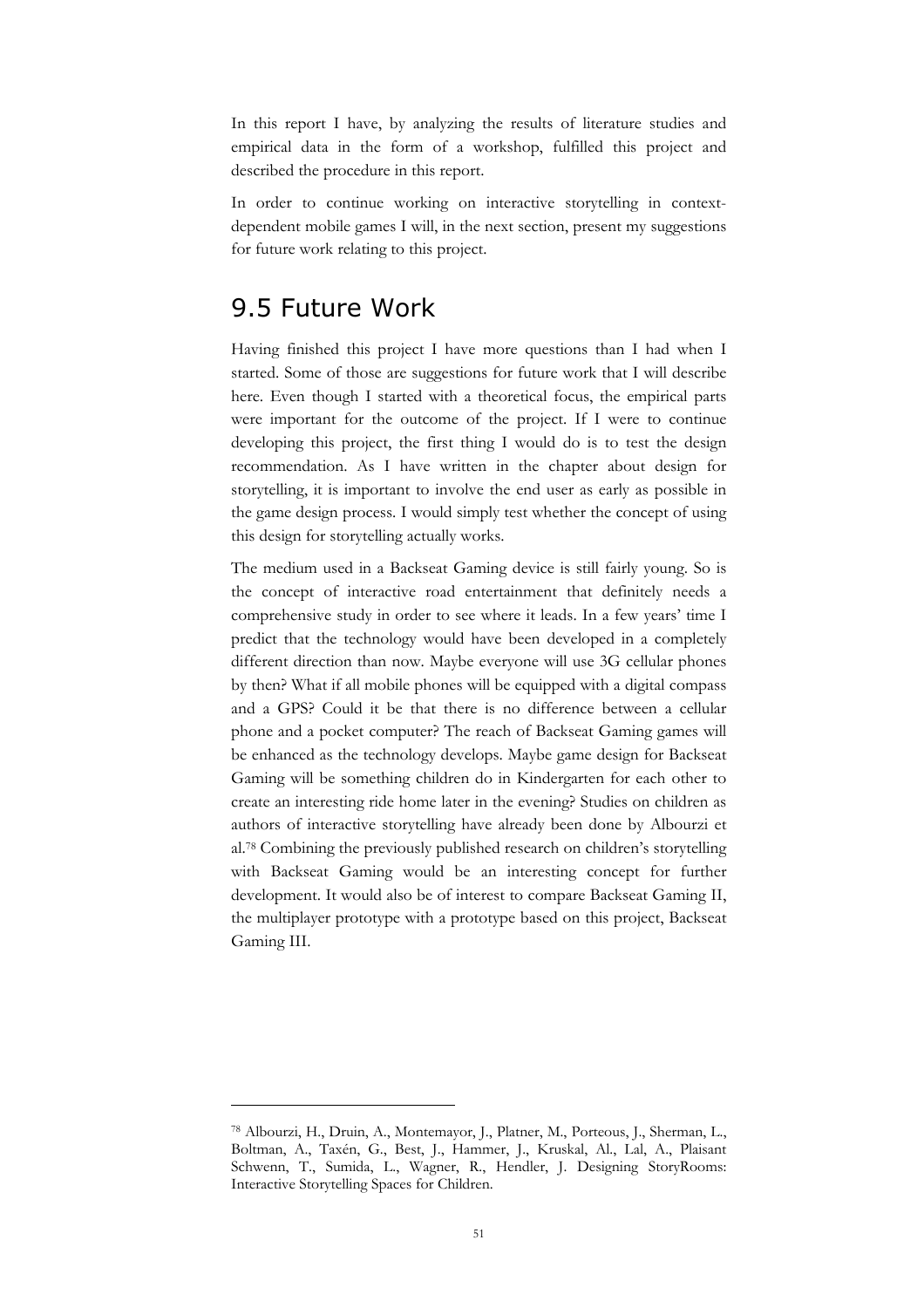In this report I have, by analyzing the results of literature studies and empirical data in the form of a workshop, fulfilled this project and described the procedure in this report.

In order to continue working on interactive storytelling in context-dependent mobile games I will, in the next section, present my suggestions for future work relating to this project.

## 9.5 Future Work

Having finished this project I have more questions than I had when I started. Some of those are suggestions for future work that I will describe here. Even though I started with a theoretical focus, the empirical parts were important for the outcome of the project. If I were to continue developing this project, the first thing I would do is to test the design recommendation. As I have written in the chapter about design for storytelling, it is important to involve the end user as early as possible in the game design process. I would simply test whether the concept of using this design for storytelling actually works.

The medium used in a Backseat Gaming device is still fairly young. So is the concept of interactive road entertainment that definitely needs a comprehensive study in order to see where it leads. In a few years' time I predict that the technology would have been developed in a completely different direction than now. Maybe everyone will use 3G cellular phones by then? What if all mobile phones will be equipped with a digital compass and a GPS? Could it be that there is no difference between a cellular phone and a pocket computer? The reach of Backseat Gaming games will be enhanced as the technology develops. Maybe game design for Backseat Gaming will be something children do in Kindergarten for each other to create an interesting ride home later in the evening? Studies on children as authors of interactive storytelling have already been done by Albourzi et al.[78] Combining the previously published research on children's storytelling with Backseat Gaming would be an interesting concept for further development. It would also be of interest to compare Backseat Gaming II, the multiplayer prototype with a prototype based on this project, Backseat Gaming III.

---

[78] Albourzi, H., Druin, A., Montemayor, J., Platner, M., Porteous, J., Sherman, L., Boltman, A., Taxén, G., Best, J., Hammer, J., Kruskal, Al., Lal, A., Plaisant Schwenn, T., Sumida, L., Wagner, R., Hendler, J. Designing StoryRooms: Interactive Storytelling Spaces for Children.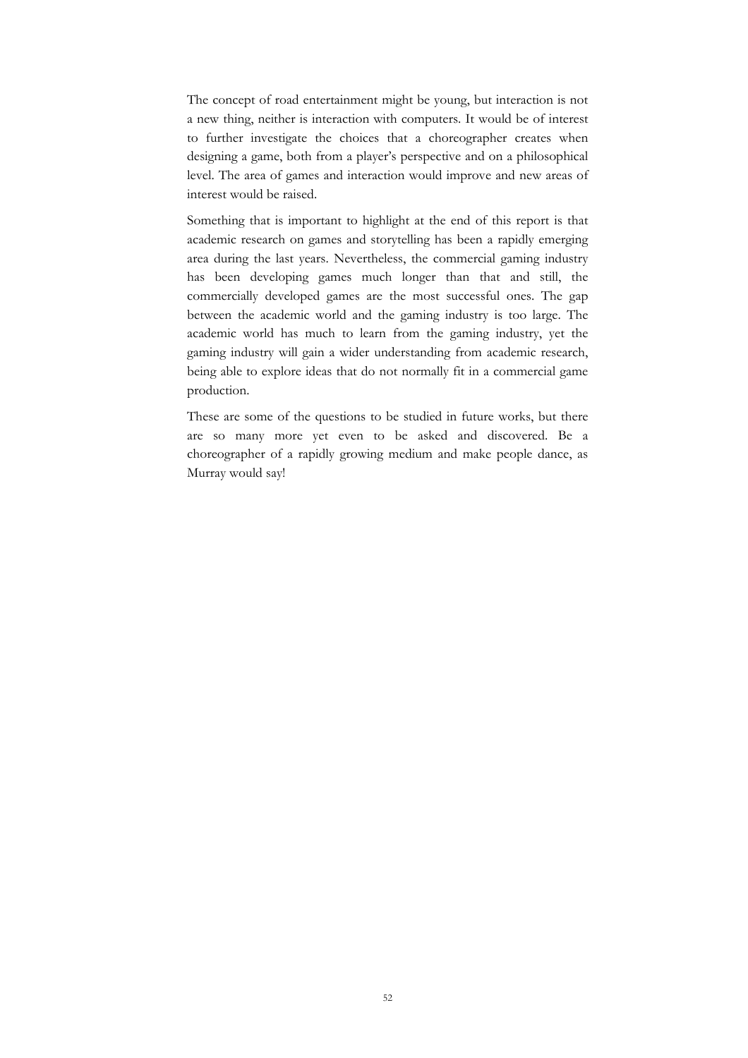The concept of road entertainment might be young, but interaction is not a new thing, neither is interaction with computers. It would be of interest to further investigate the choices that a choreographer creates when designing a game, both from a player's perspective and on a philosophical level. The area of games and interaction would improve and new areas of interest would be raised.

Something that is important to highlight at the end of this report is that academic research on games and storytelling has been a rapidly emerging area during the last years. Nevertheless, the commercial gaming industry has been developing games much longer than that and still, the commercially developed games are the most successful ones. The gap between the academic world and the gaming industry is too large. The academic world has much to learn from the gaming industry, yet the gaming industry will gain a wider understanding from academic research, being able to explore ideas that do not normally fit in a commercial game production.

These are some of the questions to be studied in future works, but there are so many more yet even to be asked and discovered. Be a choreographer of a rapidly growing medium and make people dance, as Murray would say!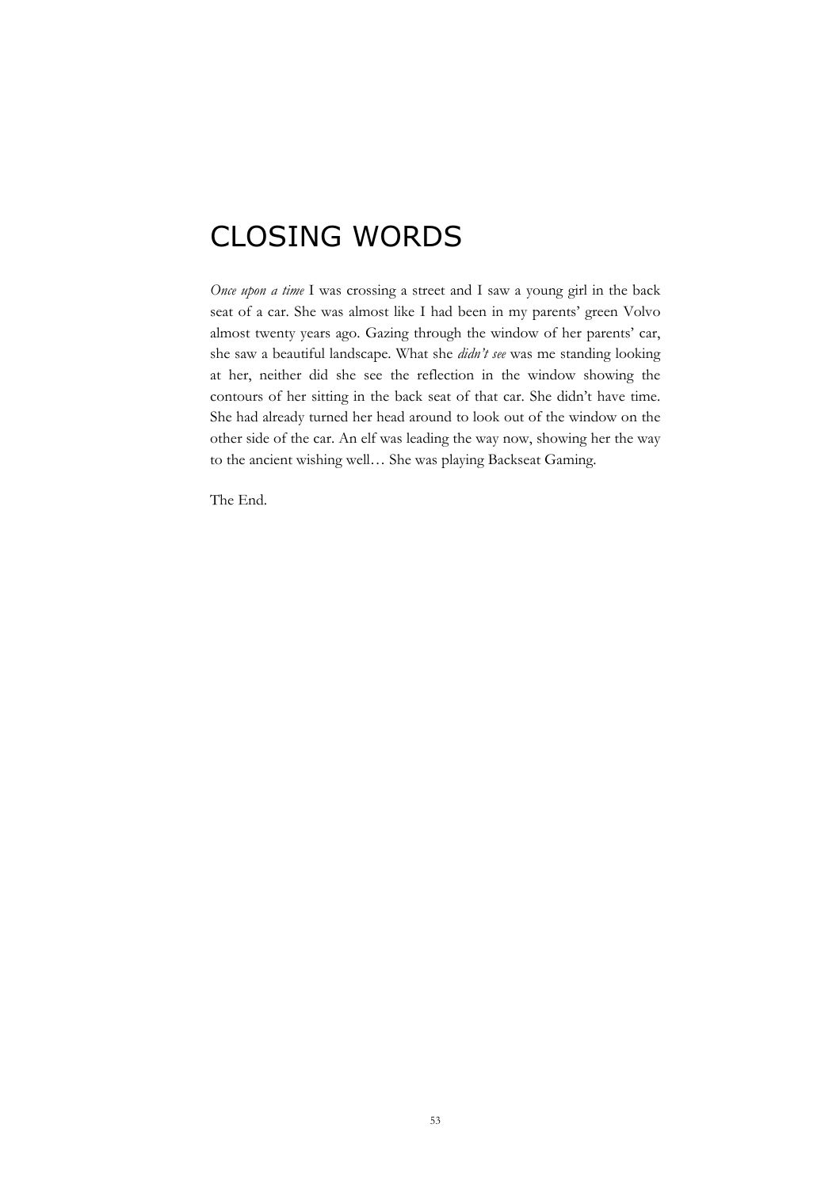# CLOSING WORDS

*Once upon a time* I was crossing a street and I saw a young girl in the back seat of a car. She was almost like I had been in my parents' green Volvo almost twenty years ago. Gazing through the window of her parents' car, she saw a beautiful landscape. What she *didn't see* was me standing looking at her, neither did she see the reflection in the window showing the contours of her sitting in the back seat of that car. She didn't have time. She had already turned her head around to look out of the window on the other side of the car. An elf was leading the way now, showing her the way to the ancient wishing well… She was playing Backseat Gaming.

The End.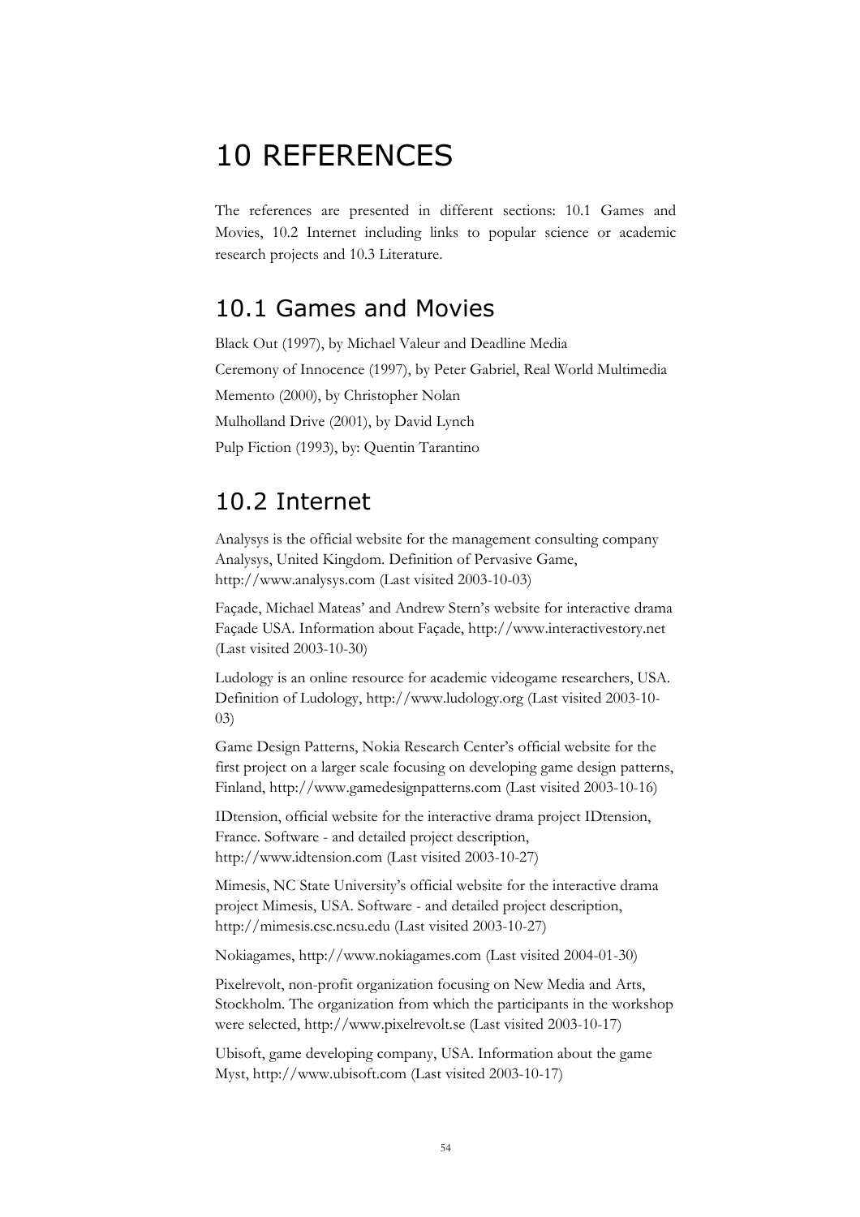# 10 REFERENCES

The references are presented in different sections: 10.1 Games and Movies, 10.2 Internet including links to popular science or academic research projects and 10.3 Literature.

## 10.1 Games and Movies

Black Out (1997), by Michael Valeur and Deadline Media

Ceremony of Innocence (1997), by Peter Gabriel, Real World Multimedia

Memento (2000), by Christopher Nolan

Mulholland Drive (2001), by David Lynch

Pulp Fiction (1993), by: Quentin Tarantino

## 10.2 Internet

Analysys is the official website for the management consulting company Analysys, United Kingdom. Definition of Pervasive Game, http://www.analysys.com (Last visited 2003-10-03)

Façade, Michael Mateas' and Andrew Stern's website for interactive drama Façade USA. Information about Façade, http://www.interactivestory.net (Last visited 2003-10-30)

Ludology is an online resource for academic videogame researchers, USA. Definition of Ludology, http://www.ludology.org (Last visited 2003-10-03)

Game Design Patterns, Nokia Research Center's official website for the first project on a larger scale focusing on developing game design patterns, Finland, http://www.gamedesignpatterns.com (Last visited 2003-10-16)

IDtension, official website for the interactive drama project IDtension, France. Software - and detailed project description, http://www.idtension.com (Last visited 2003-10-27)

Mimesis, NC State University's official website for the interactive drama project Mimesis, USA. Software - and detailed project description, http://mimesis.csc.ncsu.edu (Last visited 2003-10-27)

Nokiagames, http://www.nokiagames.com (Last visited 2004-01-30)

Pixelrevolt, non-profit organization focusing on New Media and Arts, Stockholm. The organization from which the participants in the workshop were selected, http://www.pixelrevolt.se (Last visited 2003-10-17)

Ubisoft, game developing company, USA. Information about the game Myst, http://www.ubisoft.com (Last visited 2003-10-17)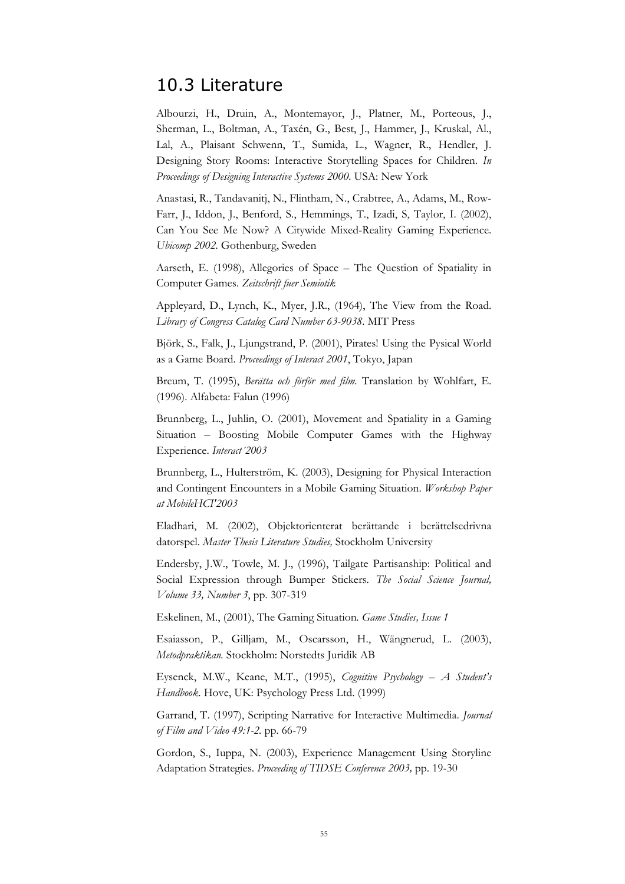## 10.3 Literature

Albourzi, H., Druin, A., Montemayor, J., Platner, M., Porteous, J., Sherman, L., Boltman, A., Taxén, G., Best, J., Hammer, J., Kruskal, Al., Lal, A., Plaisant Schwenn, T., Sumida, L., Wagner, R., Hendler, J. Designing Story Rooms: Interactive Storytelling Spaces for Children. *In Proceedings of Designing Interactive Systems 2000.* USA: New York

Anastasi, R., Tandavanitj, N., Flintham, N., Crabtree, A., Adams, M., Row-Farr, J., Iddon, J., Benford, S., Hemmings, T., Izadi, S, Taylor, I. (2002), Can You See Me Now? A Citywide Mixed-Reality Gaming Experience. *Ubicomp 2002.* Gothenburg, Sweden

Aarseth, E. (1998), Allegories of Space – The Question of Spatiality in Computer Games. *Zeitschrift fuer Semiotik*

Appleyard, D., Lynch, K., Myer, J.R., (1964), The View from the Road. *Library of Congress Catalog Card Number 63-9038.* MIT Press

Björk, S., Falk, J., Ljungstrand, P. (2001), Pirates! Using the Pysical World as a Game Board. *Proceedings of Interact 2001*, Tokyo, Japan

Breum, T. (1995), *Berätta och förför med film.* Translation by Wohlfart, E. (1996). Alfabeta: Falun (1996)

Brunnberg, L., Juhlin, O. (2001), Movement and Spatiality in a Gaming Situation – Boosting Mobile Computer Games with the Highway Experience. *Interact´2003*

Brunnberg, L., Hulterström, K. (2003), Designing for Physical Interaction and Contingent Encounters in a Mobile Gaming Situation. *Workshop Paper at MobileHCI'2003*

Eladhari, M. (2002), Objektorienterat berättande i berättelsedrivna datorspel. *Master Thesis Literature Studies,* Stockholm University

Endersby, J.W., Towle, M. J., (1996), Tailgate Partisanship: Political and Social Expression through Bumper Stickers. *The Social Science Journal, Volume 33, Number 3*, pp. 307-319

Eskelinen, M., (2001), The Gaming Situation. *Game Studies, Issue 1*

Esaiasson, P., Gilljam, M., Oscarsson, H., Wängnerud, L. (2003), *Metodpraktikan.* Stockholm: Norstedts Juridik AB

Eysenck, M.W., Keane, M.T., (1995), *Cognitive Psychology – A Student's Handbook.* Hove, UK: Psychology Press Ltd. (1999)

Garrand, T. (1997), Scripting Narrative for Interactive Multimedia. *Journal of Film and Video 49:1-2.* pp. 66-79

Gordon, S., Iuppa, N. (2003), Experience Management Using Storyline Adaptation Strategies. *Proceeding of TIDSE Conference 2003,* pp. 19-30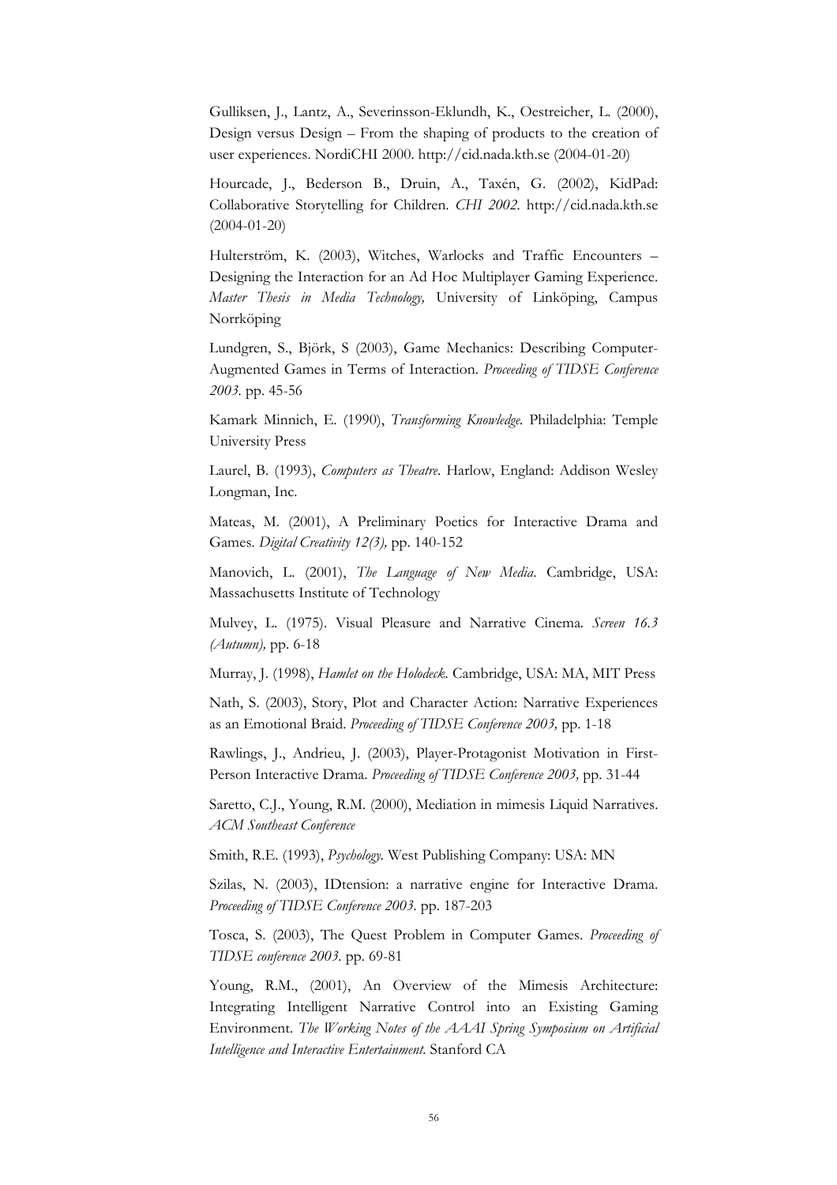Gulliksen, J., Lantz, A., Severinsson-Eklundh, K., Oestreicher, L. (2000), Design versus Design – From the shaping of products to the creation of user experiences. NordiCHI 2000. http://cid.nada.kth.se (2004-01-20)

Hourcade, J., Bederson B., Druin, A., Taxén, G. (2002), KidPad: Collaborative Storytelling for Children. *CHI 2002*. http://cid.nada.kth.se (2004-01-20)

Hulterström, K. (2003), Witches, Warlocks and Traffic Encounters – Designing the Interaction for an Ad Hoc Multiplayer Gaming Experience. *Master Thesis in Media Technology,* University of Linköping, Campus Norrköping

Lundgren, S., Björk, S (2003), Game Mechanics: Describing Computer-Augmented Games in Terms of Interaction. *Proceeding of TIDSE Conference 2003*. pp. 45-56

Kamark Minnich, E. (1990), *Transforming Knowledge*. Philadelphia: Temple University Press

Laurel, B. (1993), *Computers as Theatre*. Harlow, England: Addison Wesley Longman, Inc.

Mateas, M. (2001), A Preliminary Poetics for Interactive Drama and Games. *Digital Creativity 12(3),* pp. 140-152

Manovich, L. (2001), *The Language of New Media*. Cambridge, USA: Massachusetts Institute of Technology

Mulvey, L. (1975). Visual Pleasure and Narrative Cinema. *Screen 16.3 (Autumn),* pp. 6-18

Murray, J. (1998), *Hamlet on the Holodeck.* Cambridge, USA: MA, MIT Press

Nath, S. (2003), Story, Plot and Character Action: Narrative Experiences as an Emotional Braid. *Proceeding of TIDSE Conference 2003,* pp. 1-18

Rawlings, J., Andrieu, J. (2003), Player-Protagonist Motivation in First-Person Interactive Drama. *Proceeding of TIDSE Conference 2003,* pp. 31-44

Saretto, C.J., Young, R.M. (2000), Mediation in mimesis Liquid Narratives. *ACM Southeast Conference*

Smith, R.E. (1993), *Psychology*. West Publishing Company: USA: MN

Szilas, N. (2003), IDtension: a narrative engine for Interactive Drama. *Proceeding of TIDSE Conference 2003*. pp. 187-203

Tosca, S. (2003), The Quest Problem in Computer Games. *Proceeding of TIDSE conference 2003*. pp. 69-81

Young, R.M., (2001), An Overview of the Mimesis Architecture: Integrating Intelligent Narrative Control into an Existing Gaming Environment. *The Working Notes of the AAAI Spring Symposium on Artificial Intelligence and Interactive Entertainment*. Stanford CA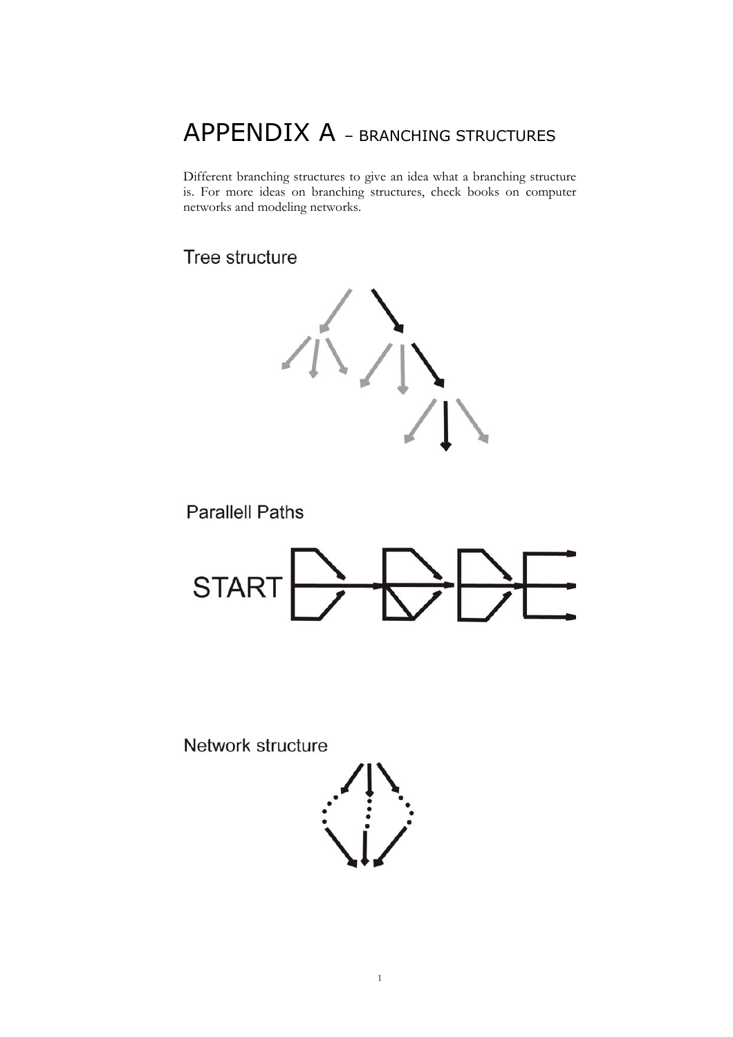# APPENDIX A – BRANCHING STRUCTURES

Different branching structures to give an idea what a branching structure is. For more ideas on branching structures, check books on computer networks and modeling networks.

## Tree structure

## Parallell Paths

START

## Network structure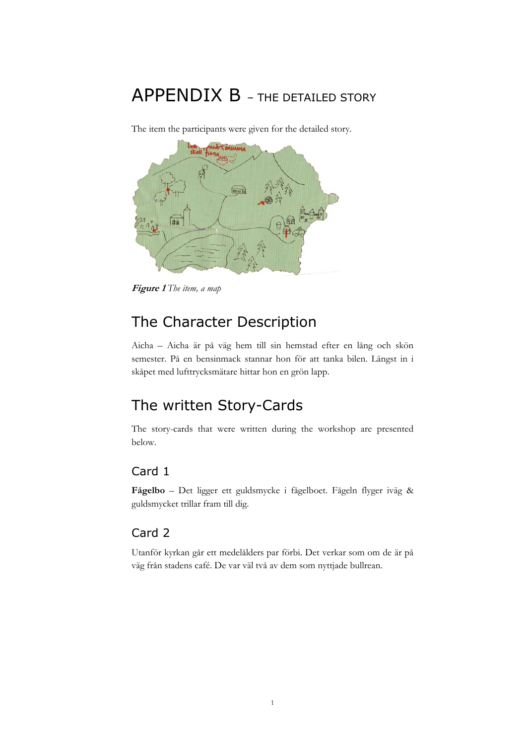# APPENDIX B – THE DETAILED STORY

The item the participants were given for the detailed story.

***Figure 1*** *The item, a map*

## The Character Description

Aicha – Aicha är på väg hem till sin hemstad efter en lång och skön semester. På en bensinmack stannar hon för att tanka bilen. Längst in i skåpet med lufttrycksmätare hittar hon en grön lapp.

## The written Story-Cards

The story-cards that were written during the workshop are presented below.

### Card 1

**Fågelbo** – Det ligger ett guldsmycke i fågelboet. Fågeln flyger iväg & guldsmycket trillar fram till dig.

### Card 2

Utanför kyrkan går ett medelålders par förbi. Det verkar som om de är på väg från stadens café. De var väl två av dem som nyttjade bullrean.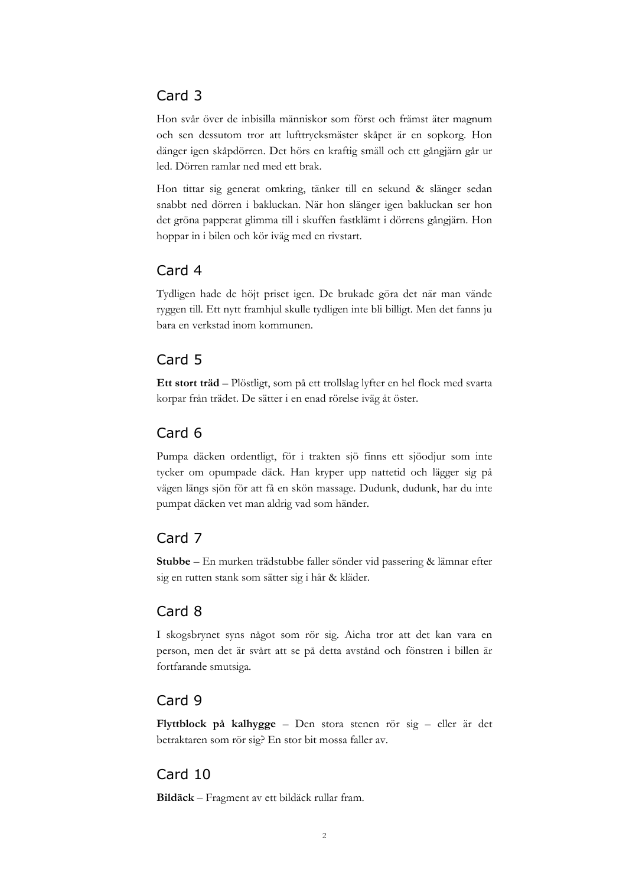## Card 3

Hon svår över de inbisilla människor som först och främst äter magnum och sen dessutom tror att lufttrycksmäster skåpet är en sopkorg. Hon dänger igen skåpdörren. Det hörs en kraftig smäll och ett gångjärn går ur led. Dörren ramlar ned med ett brak.

Hon tittar sig generat omkring, tänker till en sekund & slänger sedan snabbt ned dörren i bakluckan. När hon slänger igen bakluckan ser hon det gröna papperat glimma till i skuffen fastklämt i dörrens gångjärn. Hon hoppar in i bilen och kör iväg med en rivstart.

## Card 4

Tydligen hade de höjt priset igen. De brukade göra det när man vände ryggen till. Ett nytt framhjul skulle tydligen inte bli billigt. Men det fanns ju bara en verkstad inom kommunen.

## Card 5

**Ett stort träd** – Plöstligt, som på ett trollslag lyfter en hel flock med svarta korpar från trädet. De sätter i en enad rörelse iväg åt öster.

## Card 6

Pumpa däcken ordentligt, för i trakten sjö finns ett sjöodjur som inte tycker om opumpade däck. Han kryper upp nattetid och lägger sig på vägen längs sjön för att få en skön massage. Dudunk, dudunk, har du inte pumpat däcken vet man aldrig vad som händer.

## Card 7

**Stubbe** – En murken trädstubbe faller sönder vid passering & lämnar efter sig en rutten stank som sätter sig i hår & kläder.

## Card 8

I skogsbrynet syns något som rör sig. Aicha tror att det kan vara en person, men det är svårt att se på detta avstånd och fönstren i billen är fortfarande smutsiga.

## Card 9

**Flyttblock på kalhygge** – Den stora stenen rör sig – eller är det betraktaren som rör sig? En stor bit mossa faller av.

## Card 10

**Bildäck** – Fragment av ett bildäck rullar fram.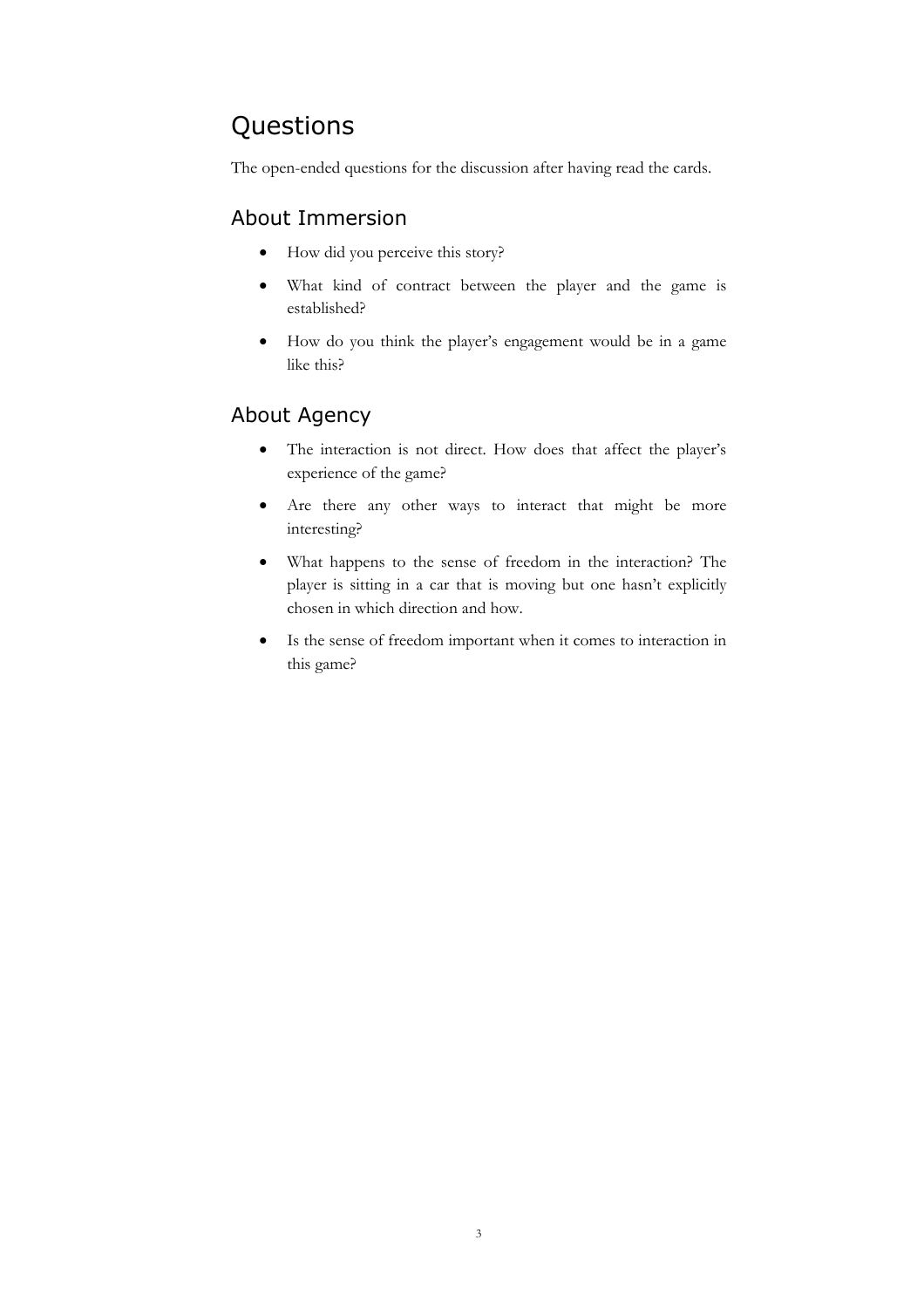# Questions

The open-ended questions for the discussion after having read the cards.

## About Immersion

- How did you perceive this story?
- What kind of contract between the player and the game is established?
- How do you think the player's engagement would be in a game like this?

## About Agency

- The interaction is not direct. How does that affect the player's experience of the game?
- Are there any other ways to interact that might be more interesting?
- What happens to the sense of freedom in the interaction? The player is sitting in a car that is moving but one hasn't explicitly chosen in which direction and how.
- Is the sense of freedom important when it comes to interaction in this game?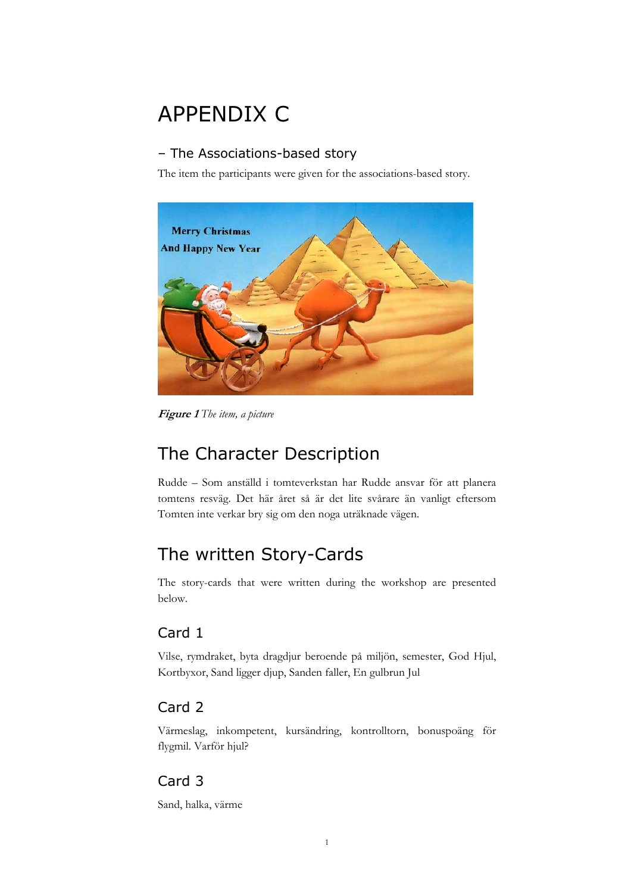# APPENDIX C

## – The Associations-based story

The item the participants were given for the associations-based story.

***Figure 1*** *The item, a picture*

## The Character Description

Rudde – Som anställd i tomteverkstan har Rudde ansvar för att planera tomtens resväg. Det här året så är det lite svårare än vanligt eftersom Tomten inte verkar bry sig om den noga uträknade vägen.

## The written Story-Cards

The story-cards that were written during the workshop are presented below.

### Card 1

Vilse, rymdraket, byta dragdjur beroende på miljön, semester, God Hjul, Kortbyxor, Sand ligger djup, Sanden faller, En gulbrun Jul

### Card 2

Värmeslag, inkompetent, kursändring, kontrolltorn, bonuspoäng för flygmil. Varför hjul?

### Card 3

Sand, halka, värme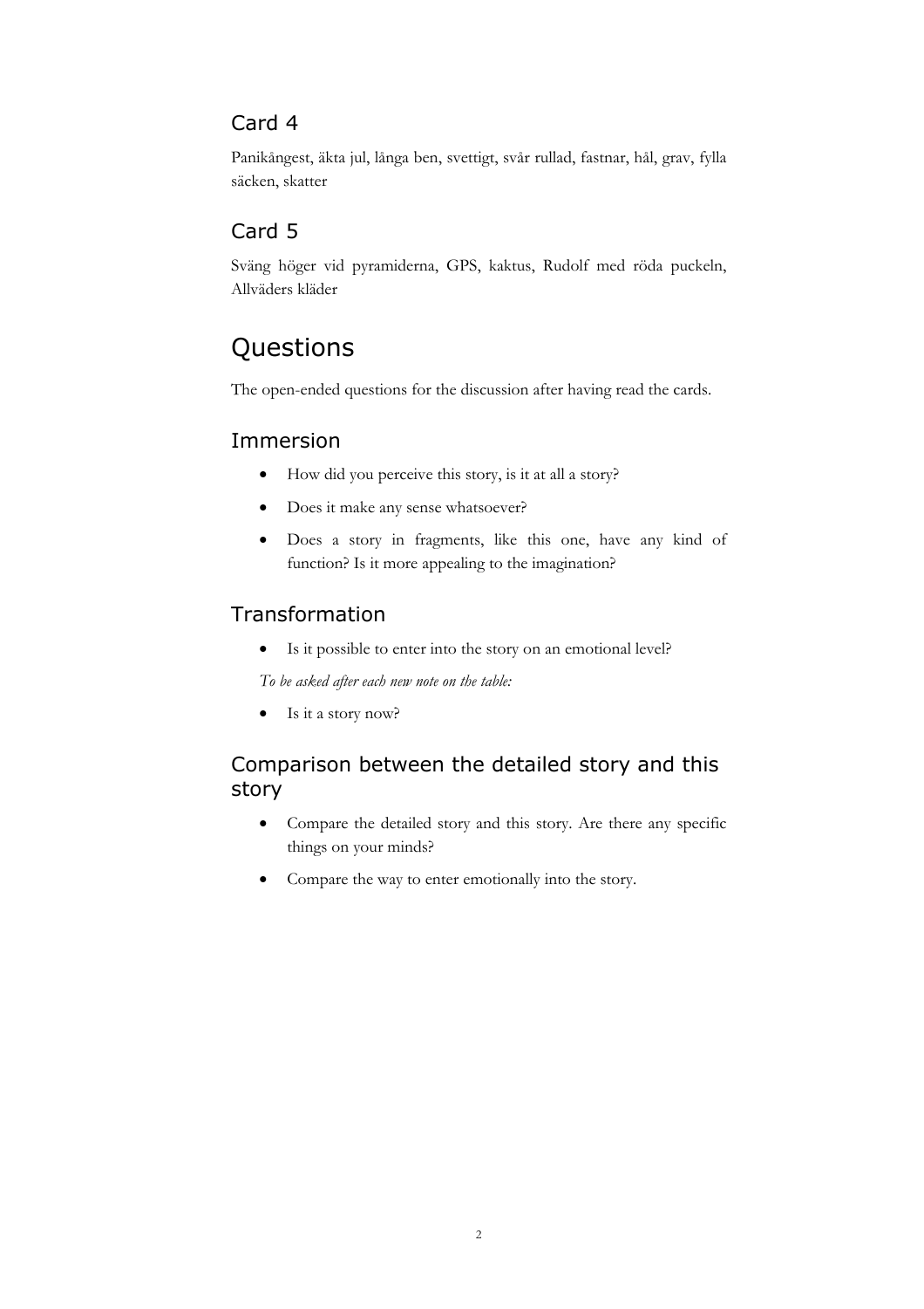### Card 4

Panikångest, äkta jul, långa ben, svettigt, svår rullad, fastnar, hål, grav, fylla säcken, skatter

### Card 5

Sväng höger vid pyramiderna, GPS, kaktus, Rudolf med röda puckeln, Allväders kläder

## Questions

The open-ended questions for the discussion after having read the cards.

### Immersion

- How did you perceive this story, is it at all a story?
- Does it make any sense whatsoever?
- Does a story in fragments, like this one, have any kind of function? Is it more appealing to the imagination?

### Transformation

- Is it possible to enter into the story on an emotional level?

*To be asked after each new note on the table:*

- Is it a story now?

### Comparison between the detailed story and this story

- Compare the detailed story and this story. Are there any specific things on your minds?
- Compare the way to enter emotionally into the story.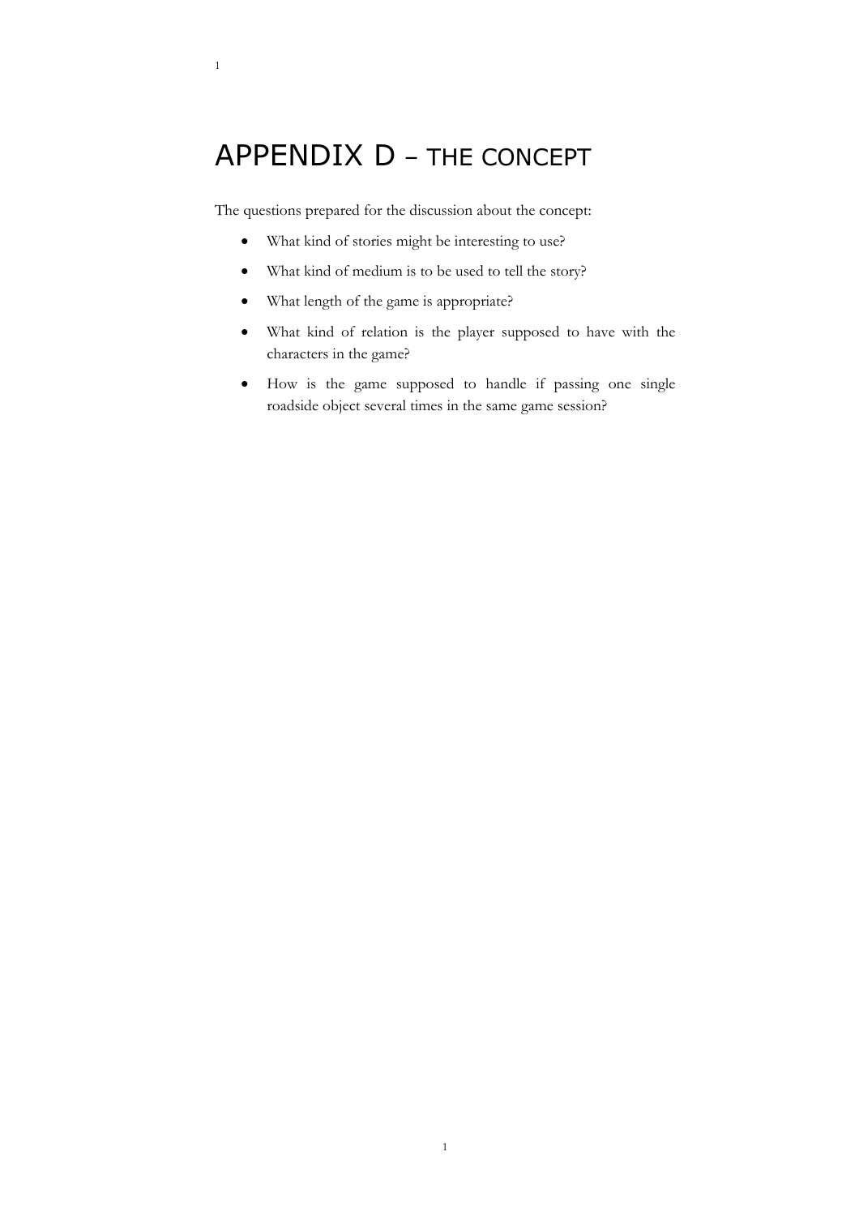# APPENDIX D – THE CONCEPT

The questions prepared for the discussion about the concept:

- What kind of stories might be interesting to use?
- What kind of medium is to be used to tell the story?
- What length of the game is appropriate?
- What kind of relation is the player supposed to have with the characters in the game?
- How is the game supposed to handle if passing one single roadside object several times in the same game session?